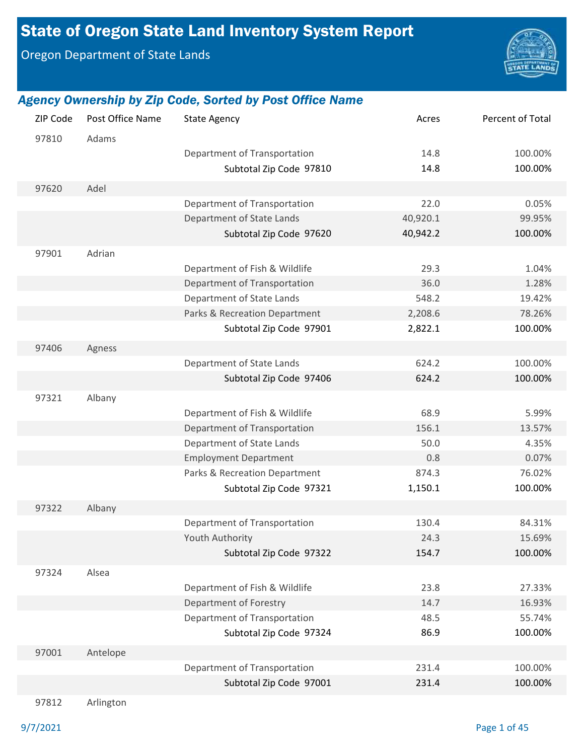# State of Oregon State Land Inventory System Report

Oregon Department of State Lands

## *Agency Ownership by Zip Code, Sorted by Post Office Name*

| ZIP Code | Post Office Name | State Agency | Acres | Percent of Total |
|---|---|---|---|---|
| 97810 | Adams | | | |
| | | Department of Transportation | 14.8 | 100.00% |
| | | **Subtotal Zip Code 97810** | **14.8** | **100.00%** |
| 97620 | Adel | | | |
| | | Department of Transportation | 22.0 | 0.05% |
| | | Department of State Lands | 40,920.1 | 99.95% |
| | | **Subtotal Zip Code 97620** | **40,942.2** | **100.00%** |
| 97901 | Adrian | | | |
| | | Department of Fish & Wildlife | 29.3 | 1.04% |
| | | Department of Transportation | 36.0 | 1.28% |
| | | Department of State Lands | 548.2 | 19.42% |
| | | Parks & Recreation Department | 2,208.6 | 78.26% |
| | | **Subtotal Zip Code 97901** | **2,822.1** | **100.00%** |
| 97406 | Agness | | | |
| | | Department of State Lands | 624.2 | 100.00% |
| | | **Subtotal Zip Code 97406** | **624.2** | **100.00%** |
| 97321 | Albany | | | |
| | | Department of Fish & Wildlife | 68.9 | 5.99% |
| | | Department of Transportation | 156.1 | 13.57% |
| | | Department of State Lands | 50.0 | 4.35% |
| | | Employment Department | 0.8 | 0.07% |
| | | Parks & Recreation Department | 874.3 | 76.02% |
| | | **Subtotal Zip Code 97321** | **1,150.1** | **100.00%** |
| 97322 | Albany | | | |
| | | Department of Transportation | 130.4 | 84.31% |
| | | Youth Authority | 24.3 | 15.69% |
| | | **Subtotal Zip Code 97322** | **154.7** | **100.00%** |
| 97324 | Alsea | | | |
| | | Department of Fish & Wildlife | 23.8 | 27.33% |
| | | Department of Forestry | 14.7 | 16.93% |
| | | Department of Transportation | 48.5 | 55.74% |
| | | **Subtotal Zip Code 97324** | **86.9** | **100.00%** |
| 97001 | Antelope | | | |
| | | Department of Transportation | 231.4 | 100.00% |
| | | **Subtotal Zip Code 97001** | **231.4** | **100.00%** |
| 97812 | Arlington | | | |

9/7/2021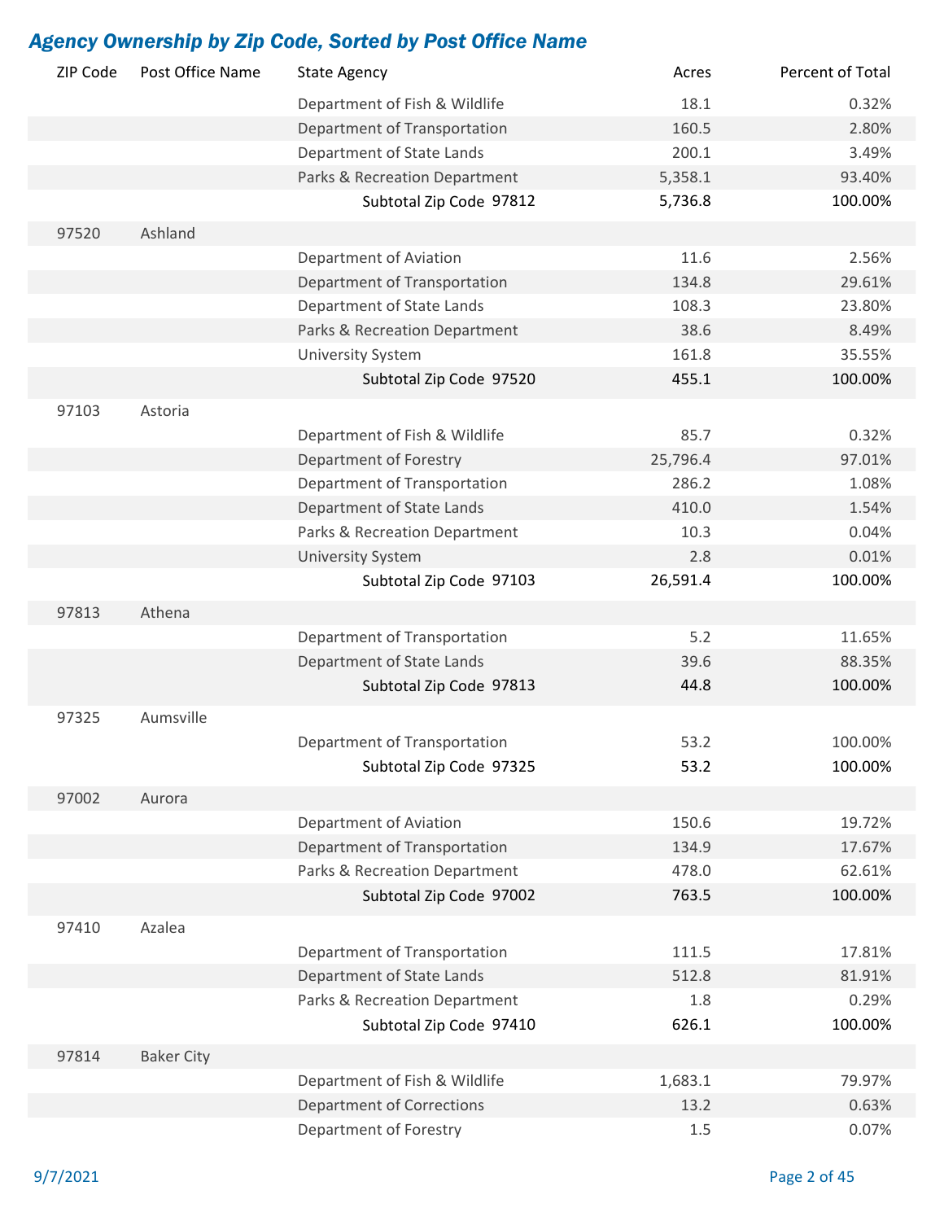## *Agency Ownership by Zip Code, Sorted by Post Office Name*

| ZIP Code | Post Office Name | State Agency | Acres | Percent of Total |
|---|---|---|---|---|
| | | Department of Fish & Wildlife | 18.1 | 0.32% |
| | | Department of Transportation | 160.5 | 2.80% |
| | | Department of State Lands | 200.1 | 3.49% |
| | | Parks & Recreation Department | 5,358.1 | 93.40% |
| | | **Subtotal Zip Code 97812** | **5,736.8** | **100.00%** |
| 97520 | Ashland | | | |
| | | Department of Aviation | 11.6 | 2.56% |
| | | Department of Transportation | 134.8 | 29.61% |
| | | Department of State Lands | 108.3 | 23.80% |
| | | Parks & Recreation Department | 38.6 | 8.49% |
| | | University System | 161.8 | 35.55% |
| | | **Subtotal Zip Code 97520** | **455.1** | **100.00%** |
| 97103 | Astoria | | | |
| | | Department of Fish & Wildlife | 85.7 | 0.32% |
| | | Department of Forestry | 25,796.4 | 97.01% |
| | | Department of Transportation | 286.2 | 1.08% |
| | | Department of State Lands | 410.0 | 1.54% |
| | | Parks & Recreation Department | 10.3 | 0.04% |
| | | University System | 2.8 | 0.01% |
| | | **Subtotal Zip Code 97103** | **26,591.4** | **100.00%** |
| 97813 | Athena | | | |
| | | Department of Transportation | 5.2 | 11.65% |
| | | Department of State Lands | 39.6 | 88.35% |
| | | **Subtotal Zip Code 97813** | **44.8** | **100.00%** |
| 97325 | Aumsville | | | |
| | | Department of Transportation | 53.2 | 100.00% |
| | | **Subtotal Zip Code 97325** | **53.2** | **100.00%** |
| 97002 | Aurora | | | |
| | | Department of Aviation | 150.6 | 19.72% |
| | | Department of Transportation | 134.9 | 17.67% |
| | | Parks & Recreation Department | 478.0 | 62.61% |
| | | **Subtotal Zip Code 97002** | **763.5** | **100.00%** |
| 97410 | Azalea | | | |
| | | Department of Transportation | 111.5 | 17.81% |
| | | Department of State Lands | 512.8 | 81.91% |
| | | Parks & Recreation Department | 1.8 | 0.29% |
| | | **Subtotal Zip Code 97410** | **626.1** | **100.00%** |
| 97814 | Baker City | | | |
| | | Department of Fish & Wildlife | 1,683.1 | 79.97% |
| | | Department of Corrections | 13.2 | 0.63% |
| | | Department of Forestry | 1.5 | 0.07% |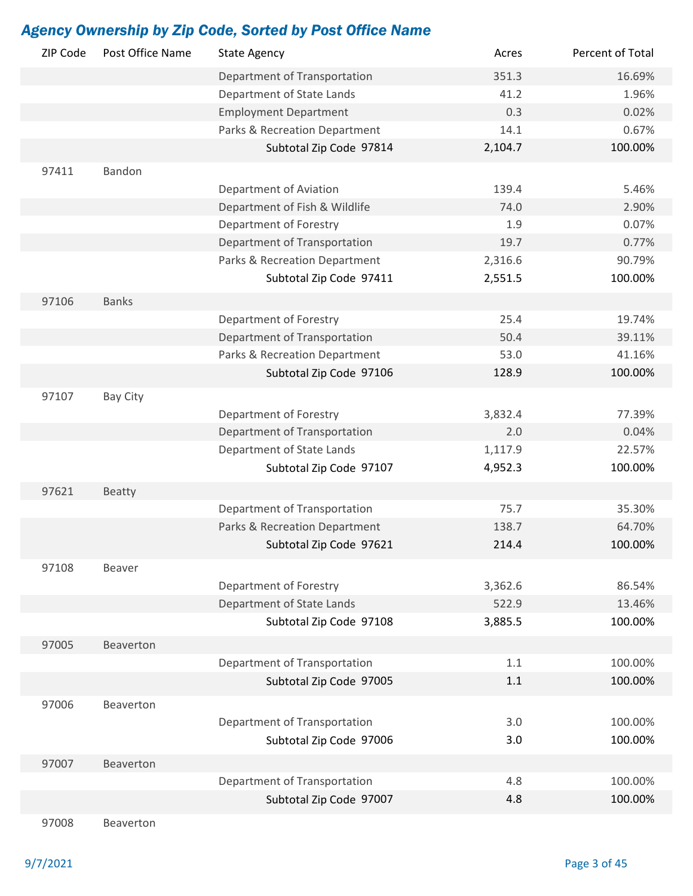## *Agency Ownership by Zip Code, Sorted by Post Office Name*

| ZIP Code | Post Office Name | State Agency | Acres | Percent of Total |
|---|---|---|---|---|
| | | Department of Transportation | 351.3 | 16.69% |
| | | Department of State Lands | 41.2 | 1.96% |
| | | Employment Department | 0.3 | 0.02% |
| | | Parks & Recreation Department | 14.1 | 0.67% |
| | | **Subtotal Zip Code 97814** | **2,104.7** | **100.00%** |
| 97411 | Bandon | | | |
| | | Department of Aviation | 139.4 | 5.46% |
| | | Department of Fish & Wildlife | 74.0 | 2.90% |
| | | Department of Forestry | 1.9 | 0.07% |
| | | Department of Transportation | 19.7 | 0.77% |
| | | Parks & Recreation Department | 2,316.6 | 90.79% |
| | | **Subtotal Zip Code 97411** | **2,551.5** | **100.00%** |
| 97106 | Banks | | | |
| | | Department of Forestry | 25.4 | 19.74% |
| | | Department of Transportation | 50.4 | 39.11% |
| | | Parks & Recreation Department | 53.0 | 41.16% |
| | | **Subtotal Zip Code 97106** | **128.9** | **100.00%** |
| 97107 | Bay City | | | |
| | | Department of Forestry | 3,832.4 | 77.39% |
| | | Department of Transportation | 2.0 | 0.04% |
| | | Department of State Lands | 1,117.9 | 22.57% |
| | | **Subtotal Zip Code 97107** | **4,952.3** | **100.00%** |
| 97621 | Beatty | | | |
| | | Department of Transportation | 75.7 | 35.30% |
| | | Parks & Recreation Department | 138.7 | 64.70% |
| | | **Subtotal Zip Code 97621** | **214.4** | **100.00%** |
| 97108 | Beaver | | | |
| | | Department of Forestry | 3,362.6 | 86.54% |
| | | Department of State Lands | 522.9 | 13.46% |
| | | **Subtotal Zip Code 97108** | **3,885.5** | **100.00%** |
| 97005 | Beaverton | | | |
| | | Department of Transportation | 1.1 | 100.00% |
| | | **Subtotal Zip Code 97005** | **1.1** | **100.00%** |
| 97006 | Beaverton | | | |
| | | Department of Transportation | 3.0 | 100.00% |
| | | **Subtotal Zip Code 97006** | **3.0** | **100.00%** |
| 97007 | Beaverton | | | |
| | | Department of Transportation | 4.8 | 100.00% |
| | | **Subtotal Zip Code 97007** | **4.8** | **100.00%** |
| 97008 | Beaverton | | | |

9/7/2021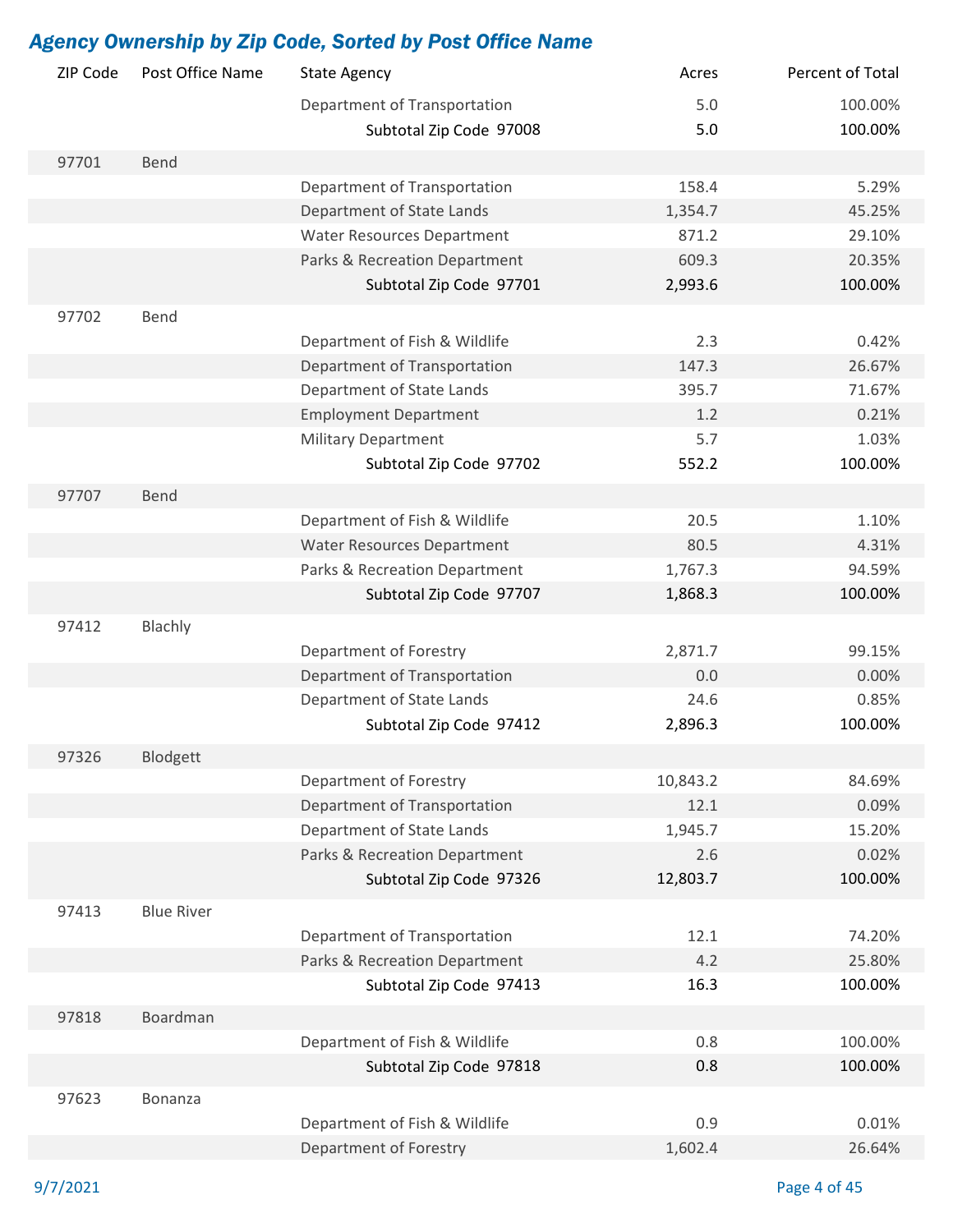## *Agency Ownership by Zip Code, Sorted by Post Office Name*

| ZIP Code | Post Office Name | State Agency | Acres | Percent of Total |
|---|---|---|---|---|
| | | Department of Transportation | 5.0 | 100.00% |
| | | Subtotal Zip Code 97008 | 5.0 | 100.00% |
| 97701 | Bend | | | |
| | | Department of Transportation | 158.4 | 5.29% |
| | | Department of State Lands | 1,354.7 | 45.25% |
| | | Water Resources Department | 871.2 | 29.10% |
| | | Parks & Recreation Department | 609.3 | 20.35% |
| | | Subtotal Zip Code 97701 | 2,993.6 | 100.00% |
| 97702 | Bend | | | |
| | | Department of Fish & Wildlife | 2.3 | 0.42% |
| | | Department of Transportation | 147.3 | 26.67% |
| | | Department of State Lands | 395.7 | 71.67% |
| | | Employment Department | 1.2 | 0.21% |
| | | Military Department | 5.7 | 1.03% |
| | | Subtotal Zip Code 97702 | 552.2 | 100.00% |
| 97707 | Bend | | | |
| | | Department of Fish & Wildlife | 20.5 | 1.10% |
| | | Water Resources Department | 80.5 | 4.31% |
| | | Parks & Recreation Department | 1,767.3 | 94.59% |
| | | Subtotal Zip Code 97707 | 1,868.3 | 100.00% |
| 97412 | Blachly | | | |
| | | Department of Forestry | 2,871.7 | 99.15% |
| | | Department of Transportation | 0.0 | 0.00% |
| | | Department of State Lands | 24.6 | 0.85% |
| | | Subtotal Zip Code 97412 | 2,896.3 | 100.00% |
| 97326 | Blodgett | | | |
| | | Department of Forestry | 10,843.2 | 84.69% |
| | | Department of Transportation | 12.1 | 0.09% |
| | | Department of State Lands | 1,945.7 | 15.20% |
| | | Parks & Recreation Department | 2.6 | 0.02% |
| | | Subtotal Zip Code 97326 | 12,803.7 | 100.00% |
| 97413 | Blue River | | | |
| | | Department of Transportation | 12.1 | 74.20% |
| | | Parks & Recreation Department | 4.2 | 25.80% |
| | | Subtotal Zip Code 97413 | 16.3 | 100.00% |
| 97818 | Boardman | | | |
| | | Department of Fish & Wildlife | 0.8 | 100.00% |
| | | Subtotal Zip Code 97818 | 0.8 | 100.00% |
| 97623 | Bonanza | | | |
| | | Department of Fish & Wildlife | 0.9 | 0.01% |
| | | Department of Forestry | 1,602.4 | 26.64% |

9/7/2021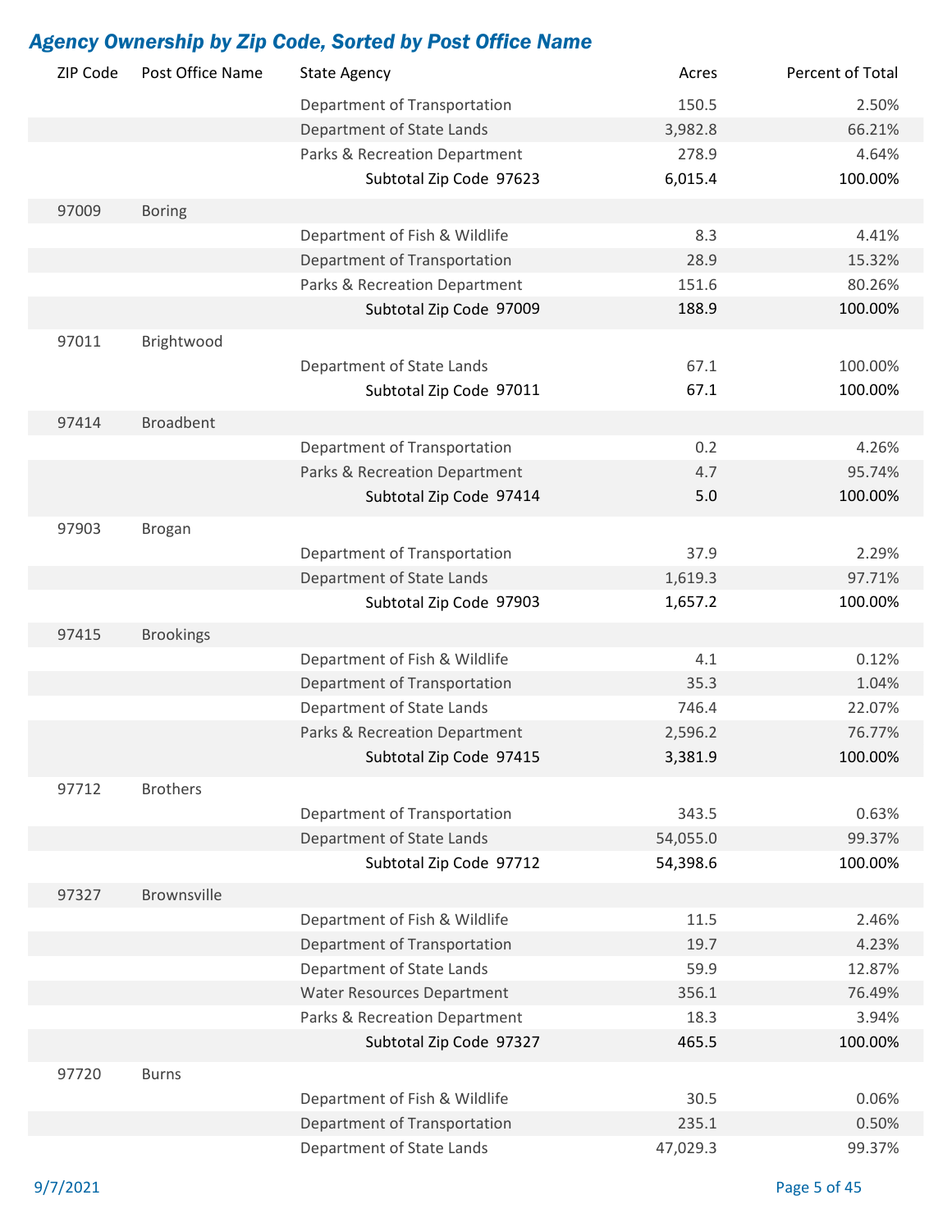## Agency Ownership by Zip Code, Sorted by Post Office Name

| ZIP Code | Post Office Name | State Agency | Acres | Percent of Total |
|---|---|---|---|---|
| | | Department of Transportation | 150.5 | 2.50% |
| | | Department of State Lands | 3,982.8 | 66.21% |
| | | Parks & Recreation Department | 278.9 | 4.64% |
| | | Subtotal Zip Code 97623 | 6,015.4 | 100.00% |
| 97009 | Boring | | | |
| | | Department of Fish & Wildlife | 8.3 | 4.41% |
| | | Department of Transportation | 28.9 | 15.32% |
| | | Parks & Recreation Department | 151.6 | 80.26% |
| | | Subtotal Zip Code 97009 | 188.9 | 100.00% |
| 97011 | Brightwood | | | |
| | | Department of State Lands | 67.1 | 100.00% |
| | | Subtotal Zip Code 97011 | 67.1 | 100.00% |
| 97414 | Broadbent | | | |
| | | Department of Transportation | 0.2 | 4.26% |
| | | Parks & Recreation Department | 4.7 | 95.74% |
| | | Subtotal Zip Code 97414 | 5.0 | 100.00% |
| 97903 | Brogan | | | |
| | | Department of Transportation | 37.9 | 2.29% |
| | | Department of State Lands | 1,619.3 | 97.71% |
| | | Subtotal Zip Code 97903 | 1,657.2 | 100.00% |
| 97415 | Brookings | | | |
| | | Department of Fish & Wildlife | 4.1 | 0.12% |
| | | Department of Transportation | 35.3 | 1.04% |
| | | Department of State Lands | 746.4 | 22.07% |
| | | Parks & Recreation Department | 2,596.2 | 76.77% |
| | | Subtotal Zip Code 97415 | 3,381.9 | 100.00% |
| 97712 | Brothers | | | |
| | | Department of Transportation | 343.5 | 0.63% |
| | | Department of State Lands | 54,055.0 | 99.37% |
| | | Subtotal Zip Code 97712 | 54,398.6 | 100.00% |
| 97327 | Brownsville | | | |
| | | Department of Fish & Wildlife | 11.5 | 2.46% |
| | | Department of Transportation | 19.7 | 4.23% |
| | | Department of State Lands | 59.9 | 12.87% |
| | | Water Resources Department | 356.1 | 76.49% |
| | | Parks & Recreation Department | 18.3 | 3.94% |
| | | Subtotal Zip Code 97327 | 465.5 | 100.00% |
| 97720 | Burns | | | |
| | | Department of Fish & Wildlife | 30.5 | 0.06% |
| | | Department of Transportation | 235.1 | 0.50% |
| | | Department of State Lands | 47,029.3 | 99.37% |

9/7/2021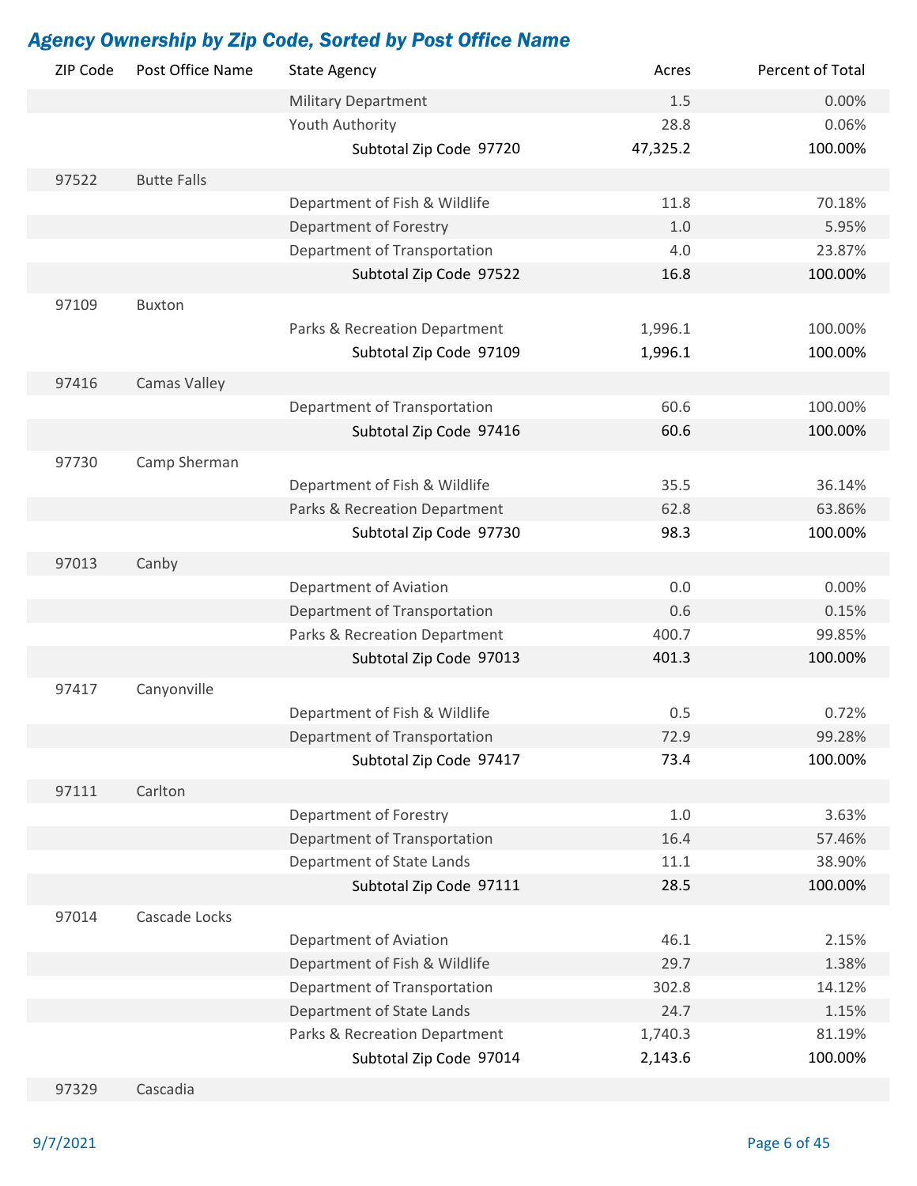## *Agency Ownership by Zip Code, Sorted by Post Office Name*

| ZIP Code | Post Office Name | State Agency | Acres | Percent of Total |
|---|---|---|---|---|
| | | Military Department | 1.5 | 0.00% |
| | | Youth Authority | 28.8 | 0.06% |
| | | **Subtotal Zip Code 97720** | **47,325.2** | **100.00%** |
| 97522 | Butte Falls | | | |
| | | Department of Fish & Wildlife | 11.8 | 70.18% |
| | | Department of Forestry | 1.0 | 5.95% |
| | | Department of Transportation | 4.0 | 23.87% |
| | | **Subtotal Zip Code 97522** | **16.8** | **100.00%** |
| 97109 | Buxton | | | |
| | | Parks & Recreation Department | 1,996.1 | 100.00% |
| | | **Subtotal Zip Code 97109** | **1,996.1** | **100.00%** |
| 97416 | Camas Valley | | | |
| | | Department of Transportation | 60.6 | 100.00% |
| | | **Subtotal Zip Code 97416** | **60.6** | **100.00%** |
| 97730 | Camp Sherman | | | |
| | | Department of Fish & Wildlife | 35.5 | 36.14% |
| | | Parks & Recreation Department | 62.8 | 63.86% |
| | | **Subtotal Zip Code 97730** | **98.3** | **100.00%** |
| 97013 | Canby | | | |
| | | Department of Aviation | 0.0 | 0.00% |
| | | Department of Transportation | 0.6 | 0.15% |
| | | Parks & Recreation Department | 400.7 | 99.85% |
| | | **Subtotal Zip Code 97013** | **401.3** | **100.00%** |
| 97417 | Canyonville | | | |
| | | Department of Fish & Wildlife | 0.5 | 0.72% |
| | | Department of Transportation | 72.9 | 99.28% |
| | | **Subtotal Zip Code 97417** | **73.4** | **100.00%** |
| 97111 | Carlton | | | |
| | | Department of Forestry | 1.0 | 3.63% |
| | | Department of Transportation | 16.4 | 57.46% |
| | | Department of State Lands | 11.1 | 38.90% |
| | | **Subtotal Zip Code 97111** | **28.5** | **100.00%** |
| 97014 | Cascade Locks | | | |
| | | Department of Aviation | 46.1 | 2.15% |
| | | Department of Fish & Wildlife | 29.7 | 1.38% |
| | | Department of Transportation | 302.8 | 14.12% |
| | | Department of State Lands | 24.7 | 1.15% |
| | | Parks & Recreation Department | 1,740.3 | 81.19% |
| | | **Subtotal Zip Code 97014** | **2,143.6** | **100.00%** |
| 97329 | Cascadia | | | |

9/7/2021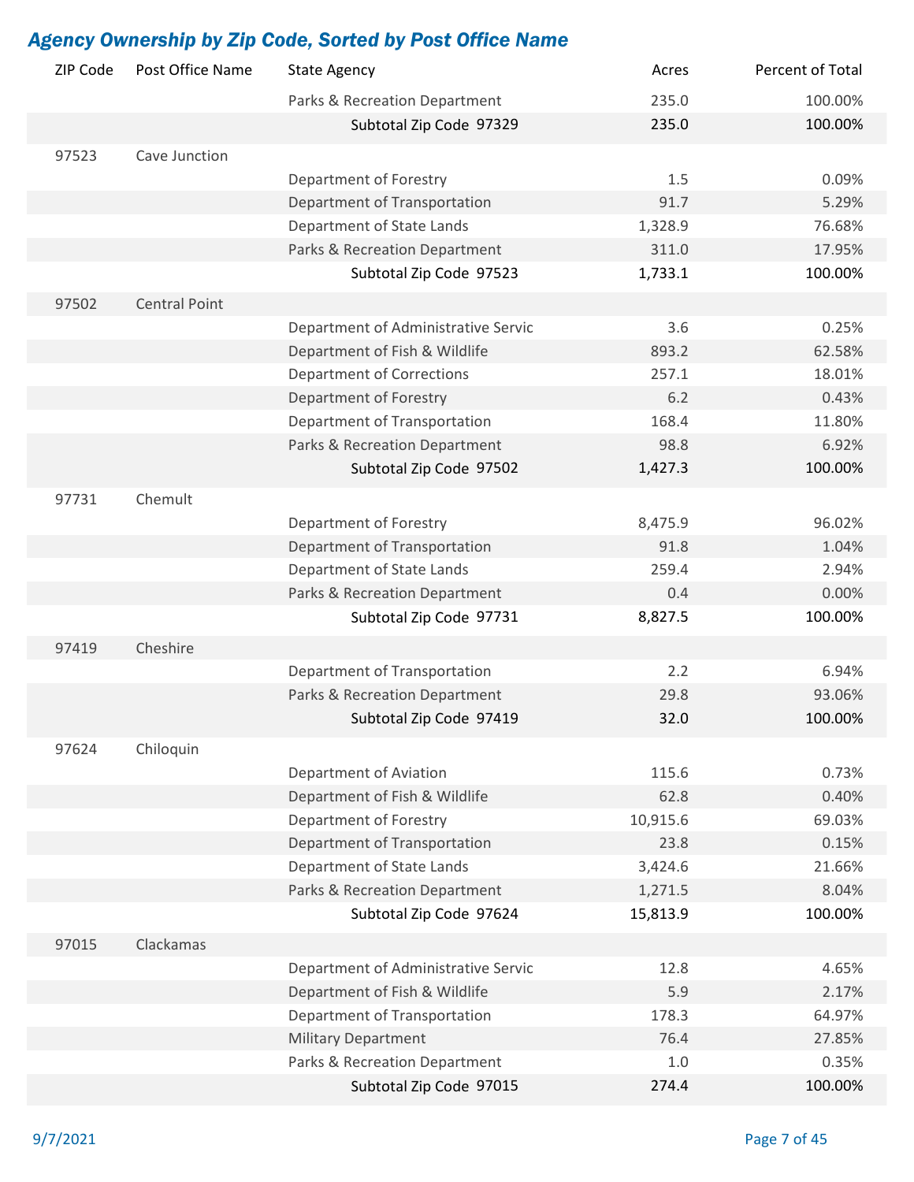## *Agency Ownership by Zip Code, Sorted by Post Office Name*

| ZIP Code | Post Office Name | State Agency | Acres | Percent of Total |
|---|---|---|---|---|
| | | Parks & Recreation Department | 235.0 | 100.00% |
| | | **Subtotal Zip Code 97329** | **235.0** | **100.00%** |
| 97523 | Cave Junction | | | |
| | | Department of Forestry | 1.5 | 0.09% |
| | | Department of Transportation | 91.7 | 5.29% |
| | | Department of State Lands | 1,328.9 | 76.68% |
| | | Parks & Recreation Department | 311.0 | 17.95% |
| | | **Subtotal Zip Code 97523** | **1,733.1** | **100.00%** |
| 97502 | Central Point | | | |
| | | Department of Administrative Servic | 3.6 | 0.25% |
| | | Department of Fish & Wildlife | 893.2 | 62.58% |
| | | Department of Corrections | 257.1 | 18.01% |
| | | Department of Forestry | 6.2 | 0.43% |
| | | Department of Transportation | 168.4 | 11.80% |
| | | Parks & Recreation Department | 98.8 | 6.92% |
| | | **Subtotal Zip Code 97502** | **1,427.3** | **100.00%** |
| 97731 | Chemult | | | |
| | | Department of Forestry | 8,475.9 | 96.02% |
| | | Department of Transportation | 91.8 | 1.04% |
| | | Department of State Lands | 259.4 | 2.94% |
| | | Parks & Recreation Department | 0.4 | 0.00% |
| | | **Subtotal Zip Code 97731** | **8,827.5** | **100.00%** |
| 97419 | Cheshire | | | |
| | | Department of Transportation | 2.2 | 6.94% |
| | | Parks & Recreation Department | 29.8 | 93.06% |
| | | **Subtotal Zip Code 97419** | **32.0** | **100.00%** |
| 97624 | Chiloquin | | | |
| | | Department of Aviation | 115.6 | 0.73% |
| | | Department of Fish & Wildlife | 62.8 | 0.40% |
| | | Department of Forestry | 10,915.6 | 69.03% |
| | | Department of Transportation | 23.8 | 0.15% |
| | | Department of State Lands | 3,424.6 | 21.66% |
| | | Parks & Recreation Department | 1,271.5 | 8.04% |
| | | **Subtotal Zip Code 97624** | **15,813.9** | **100.00%** |
| 97015 | Clackamas | | | |
| | | Department of Administrative Servic | 12.8 | 4.65% |
| | | Department of Fish & Wildlife | 5.9 | 2.17% |
| | | Department of Transportation | 178.3 | 64.97% |
| | | Military Department | 76.4 | 27.85% |
| | | Parks & Recreation Department | 1.0 | 0.35% |
| | | **Subtotal Zip Code 97015** | **274.4** | **100.00%** |

9/7/2021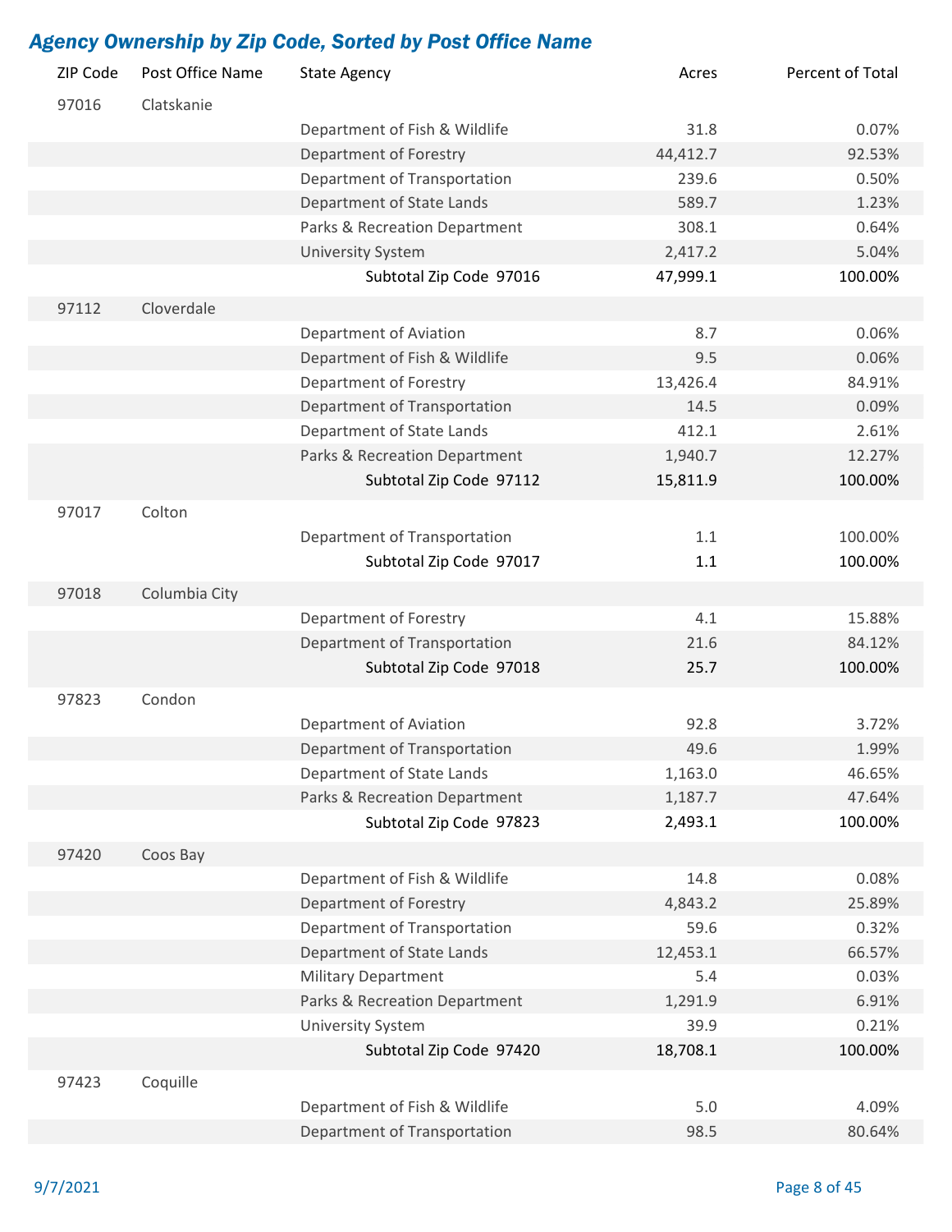## *Agency Ownership by Zip Code, Sorted by Post Office Name*

| ZIP Code | Post Office Name | State Agency | Acres | Percent of Total |
|---|---|---|---|---|
| 97016 | Clatskanie | | | |
| | | Department of Fish & Wildlife | 31.8 | 0.07% |
| | | Department of Forestry | 44,412.7 | 92.53% |
| | | Department of Transportation | 239.6 | 0.50% |
| | | Department of State Lands | 589.7 | 1.23% |
| | | Parks & Recreation Department | 308.1 | 0.64% |
| | | University System | 2,417.2 | 5.04% |
| | | Subtotal Zip Code 97016 | 47,999.1 | 100.00% |
| 97112 | Cloverdale | | | |
| | | Department of Aviation | 8.7 | 0.06% |
| | | Department of Fish & Wildlife | 9.5 | 0.06% |
| | | Department of Forestry | 13,426.4 | 84.91% |
| | | Department of Transportation | 14.5 | 0.09% |
| | | Department of State Lands | 412.1 | 2.61% |
| | | Parks & Recreation Department | 1,940.7 | 12.27% |
| | | Subtotal Zip Code 97112 | 15,811.9 | 100.00% |
| 97017 | Colton | | | |
| | | Department of Transportation | 1.1 | 100.00% |
| | | Subtotal Zip Code 97017 | 1.1 | 100.00% |
| 97018 | Columbia City | | | |
| | | Department of Forestry | 4.1 | 15.88% |
| | | Department of Transportation | 21.6 | 84.12% |
| | | Subtotal Zip Code 97018 | 25.7 | 100.00% |
| 97823 | Condon | | | |
| | | Department of Aviation | 92.8 | 3.72% |
| | | Department of Transportation | 49.6 | 1.99% |
| | | Department of State Lands | 1,163.0 | 46.65% |
| | | Parks & Recreation Department | 1,187.7 | 47.64% |
| | | Subtotal Zip Code 97823 | 2,493.1 | 100.00% |
| 97420 | Coos Bay | | | |
| | | Department of Fish & Wildlife | 14.8 | 0.08% |
| | | Department of Forestry | 4,843.2 | 25.89% |
| | | Department of Transportation | 59.6 | 0.32% |
| | | Department of State Lands | 12,453.1 | 66.57% |
| | | Military Department | 5.4 | 0.03% |
| | | Parks & Recreation Department | 1,291.9 | 6.91% |
| | | University System | 39.9 | 0.21% |
| | | Subtotal Zip Code 97420 | 18,708.1 | 100.00% |
| 97423 | Coquille | | | |
| | | Department of Fish & Wildlife | 5.0 | 4.09% |
| | | Department of Transportation | 98.5 | 80.64% |

9/7/2021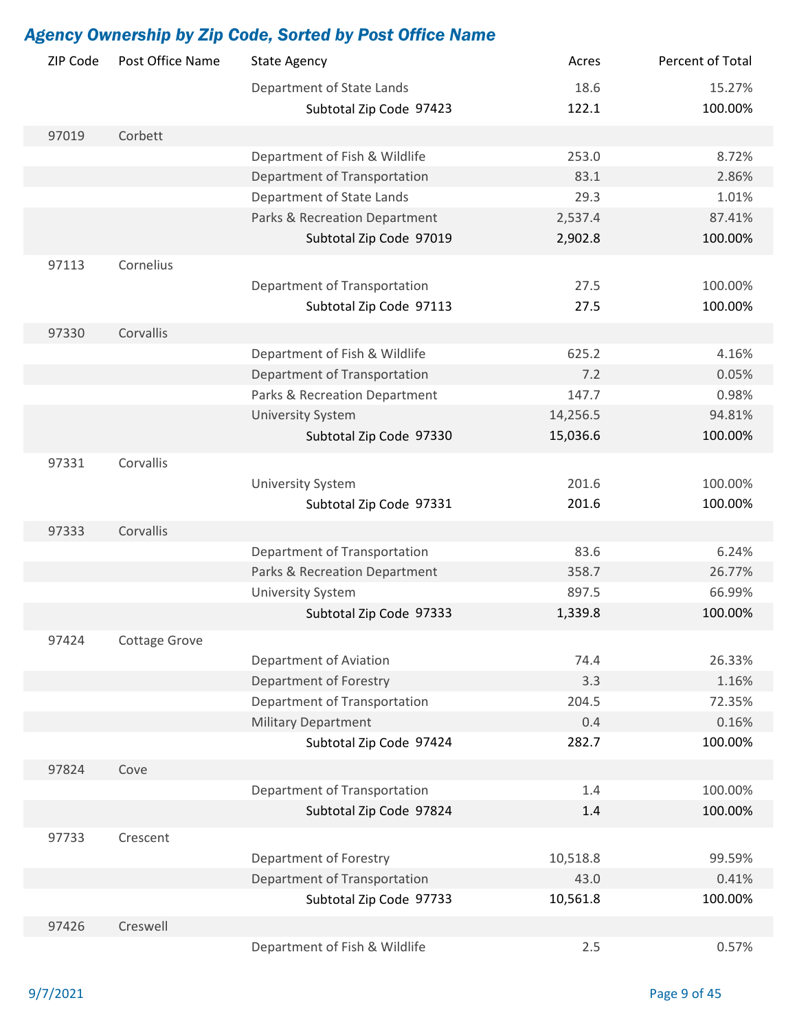## *Agency Ownership by Zip Code, Sorted by Post Office Name*

| ZIP Code | Post Office Name | State Agency | Acres | Percent of Total |
|---|---|---|---|---|
| | | Department of State Lands | 18.6 | 15.27% |
| | | **Subtotal Zip Code 97423** | **122.1** | **100.00%** |
| 97019 | Corbett | | | |
| | | Department of Fish & Wildlife | 253.0 | 8.72% |
| | | Department of Transportation | 83.1 | 2.86% |
| | | Department of State Lands | 29.3 | 1.01% |
| | | Parks & Recreation Department | 2,537.4 | 87.41% |
| | | **Subtotal Zip Code 97019** | **2,902.8** | **100.00%** |
| 97113 | Cornelius | | | |
| | | Department of Transportation | 27.5 | 100.00% |
| | | **Subtotal Zip Code 97113** | **27.5** | **100.00%** |
| 97330 | Corvallis | | | |
| | | Department of Fish & Wildlife | 625.2 | 4.16% |
| | | Department of Transportation | 7.2 | 0.05% |
| | | Parks & Recreation Department | 147.7 | 0.98% |
| | | University System | 14,256.5 | 94.81% |
| | | **Subtotal Zip Code 97330** | **15,036.6** | **100.00%** |
| 97331 | Corvallis | | | |
| | | University System | 201.6 | 100.00% |
| | | **Subtotal Zip Code 97331** | **201.6** | **100.00%** |
| 97333 | Corvallis | | | |
| | | Department of Transportation | 83.6 | 6.24% |
| | | Parks & Recreation Department | 358.7 | 26.77% |
| | | University System | 897.5 | 66.99% |
| | | **Subtotal Zip Code 97333** | **1,339.8** | **100.00%** |
| 97424 | Cottage Grove | | | |
| | | Department of Aviation | 74.4 | 26.33% |
| | | Department of Forestry | 3.3 | 1.16% |
| | | Department of Transportation | 204.5 | 72.35% |
| | | Military Department | 0.4 | 0.16% |
| | | **Subtotal Zip Code 97424** | **282.7** | **100.00%** |
| 97824 | Cove | | | |
| | | Department of Transportation | 1.4 | 100.00% |
| | | **Subtotal Zip Code 97824** | **1.4** | **100.00%** |
| 97733 | Crescent | | | |
| | | Department of Forestry | 10,518.8 | 99.59% |
| | | Department of Transportation | 43.0 | 0.41% |
| | | **Subtotal Zip Code 97733** | **10,561.8** | **100.00%** |
| 97426 | Creswell | | | |
| | | Department of Fish & Wildlife | 2.5 | 0.57% |

9/7/2021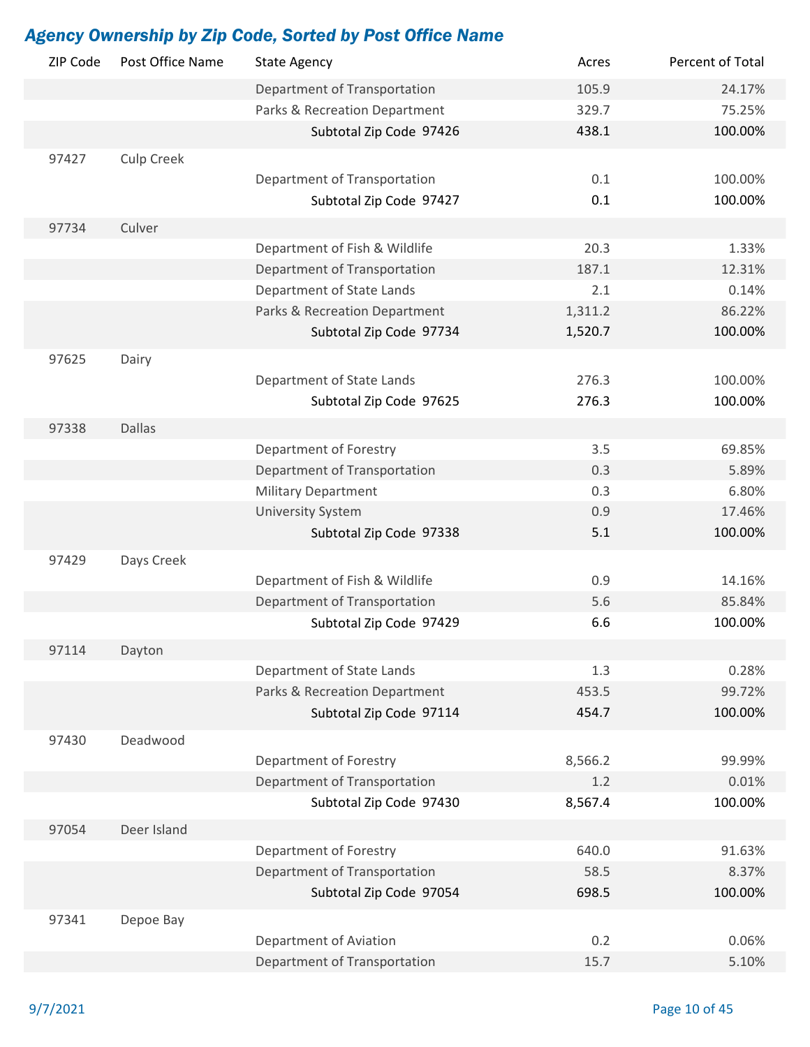## *Agency Ownership by Zip Code, Sorted by Post Office Name*

| ZIP Code | Post Office Name | State Agency | Acres | Percent of Total |
|---|---|---|---|---|
| | | Department of Transportation | 105.9 | 24.17% |
| | | Parks & Recreation Department | 329.7 | 75.25% |
| | | **Subtotal Zip Code 97426** | **438.1** | **100.00%** |
| 97427 | Culp Creek | | | |
| | | Department of Transportation | 0.1 | 100.00% |
| | | **Subtotal Zip Code 97427** | **0.1** | **100.00%** |
| 97734 | Culver | | | |
| | | Department of Fish & Wildlife | 20.3 | 1.33% |
| | | Department of Transportation | 187.1 | 12.31% |
| | | Department of State Lands | 2.1 | 0.14% |
| | | Parks & Recreation Department | 1,311.2 | 86.22% |
| | | **Subtotal Zip Code 97734** | **1,520.7** | **100.00%** |
| 97625 | Dairy | | | |
| | | Department of State Lands | 276.3 | 100.00% |
| | | **Subtotal Zip Code 97625** | **276.3** | **100.00%** |
| 97338 | Dallas | | | |
| | | Department of Forestry | 3.5 | 69.85% |
| | | Department of Transportation | 0.3 | 5.89% |
| | | Military Department | 0.3 | 6.80% |
| | | University System | 0.9 | 17.46% |
| | | **Subtotal Zip Code 97338** | **5.1** | **100.00%** |
| 97429 | Days Creek | | | |
| | | Department of Fish & Wildlife | 0.9 | 14.16% |
| | | Department of Transportation | 5.6 | 85.84% |
| | | **Subtotal Zip Code 97429** | **6.6** | **100.00%** |
| 97114 | Dayton | | | |
| | | Department of State Lands | 1.3 | 0.28% |
| | | Parks & Recreation Department | 453.5 | 99.72% |
| | | **Subtotal Zip Code 97114** | **454.7** | **100.00%** |
| 97430 | Deadwood | | | |
| | | Department of Forestry | 8,566.2 | 99.99% |
| | | Department of Transportation | 1.2 | 0.01% |
| | | **Subtotal Zip Code 97430** | **8,567.4** | **100.00%** |
| 97054 | Deer Island | | | |
| | | Department of Forestry | 640.0 | 91.63% |
| | | Department of Transportation | 58.5 | 8.37% |
| | | **Subtotal Zip Code 97054** | **698.5** | **100.00%** |
| 97341 | Depoe Bay | | | |
| | | Department of Aviation | 0.2 | 0.06% |
| | | Department of Transportation | 15.7 | 5.10% |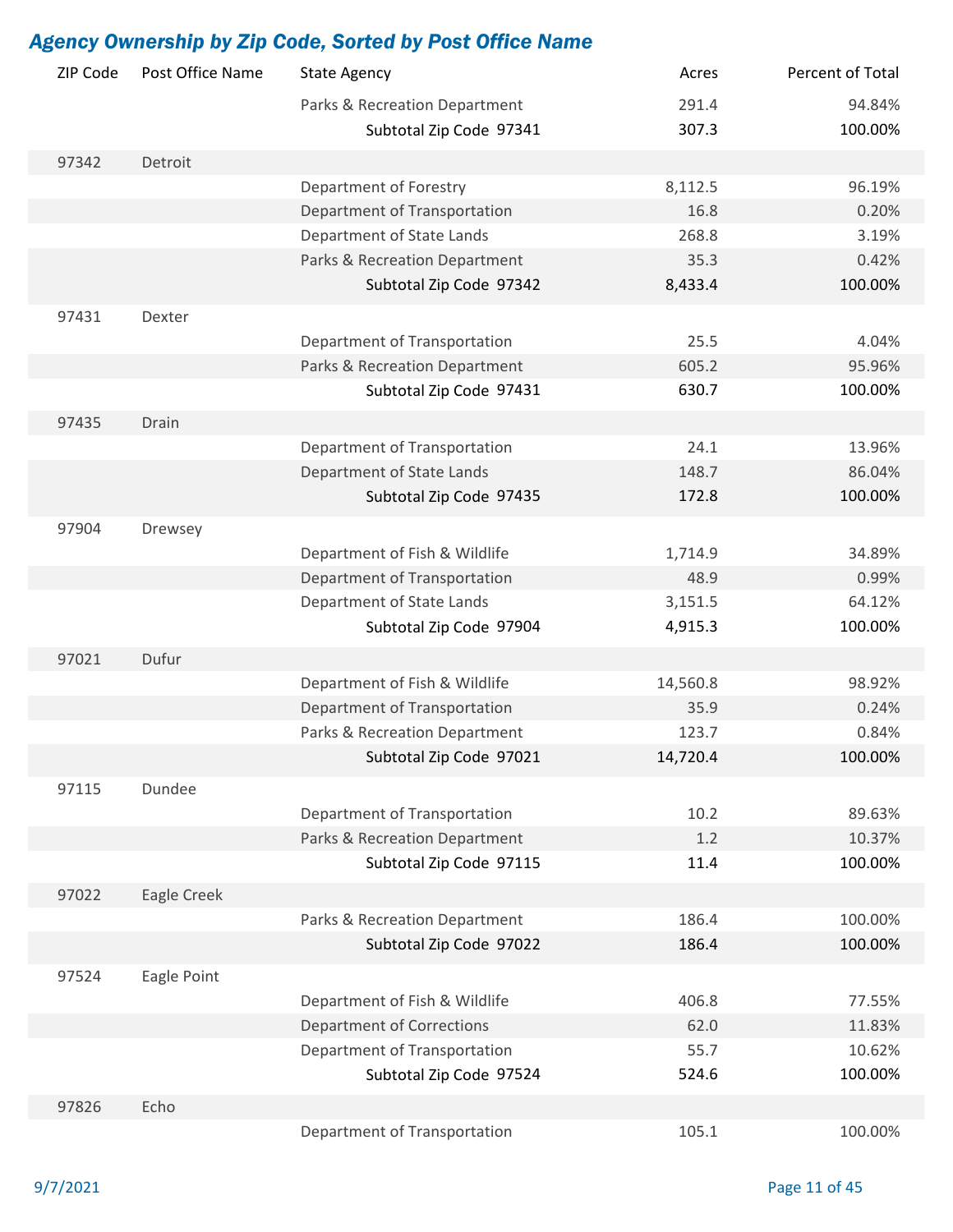## *Agency Ownership by Zip Code, Sorted by Post Office Name*

| ZIP Code | Post Office Name | State Agency | Acres | Percent of Total |
|---|---|---|---|---|
| | | Parks & Recreation Department | 291.4 | 94.84% |
| | | **Subtotal Zip Code 97341** | **307.3** | **100.00%** |
| 97342 | Detroit | | | |
| | | Department of Forestry | 8,112.5 | 96.19% |
| | | Department of Transportation | 16.8 | 0.20% |
| | | Department of State Lands | 268.8 | 3.19% |
| | | Parks & Recreation Department | 35.3 | 0.42% |
| | | **Subtotal Zip Code 97342** | **8,433.4** | **100.00%** |
| 97431 | Dexter | | | |
| | | Department of Transportation | 25.5 | 4.04% |
| | | Parks & Recreation Department | 605.2 | 95.96% |
| | | **Subtotal Zip Code 97431** | **630.7** | **100.00%** |
| 97435 | Drain | | | |
| | | Department of Transportation | 24.1 | 13.96% |
| | | Department of State Lands | 148.7 | 86.04% |
| | | **Subtotal Zip Code 97435** | **172.8** | **100.00%** |
| 97904 | Drewsey | | | |
| | | Department of Fish & Wildlife | 1,714.9 | 34.89% |
| | | Department of Transportation | 48.9 | 0.99% |
| | | Department of State Lands | 3,151.5 | 64.12% |
| | | **Subtotal Zip Code 97904** | **4,915.3** | **100.00%** |
| 97021 | Dufur | | | |
| | | Department of Fish & Wildlife | 14,560.8 | 98.92% |
| | | Department of Transportation | 35.9 | 0.24% |
| | | Parks & Recreation Department | 123.7 | 0.84% |
| | | **Subtotal Zip Code 97021** | **14,720.4** | **100.00%** |
| 97115 | Dundee | | | |
| | | Department of Transportation | 10.2 | 89.63% |
| | | Parks & Recreation Department | 1.2 | 10.37% |
| | | **Subtotal Zip Code 97115** | **11.4** | **100.00%** |
| 97022 | Eagle Creek | | | |
| | | Parks & Recreation Department | 186.4 | 100.00% |
| | | **Subtotal Zip Code 97022** | **186.4** | **100.00%** |
| 97524 | Eagle Point | | | |
| | | Department of Fish & Wildlife | 406.8 | 77.55% |
| | | Department of Corrections | 62.0 | 11.83% |
| | | Department of Transportation | 55.7 | 10.62% |
| | | **Subtotal Zip Code 97524** | **524.6** | **100.00%** |
| 97826 | Echo | | | |
| | | Department of Transportation | 105.1 | 100.00% |

9/7/2021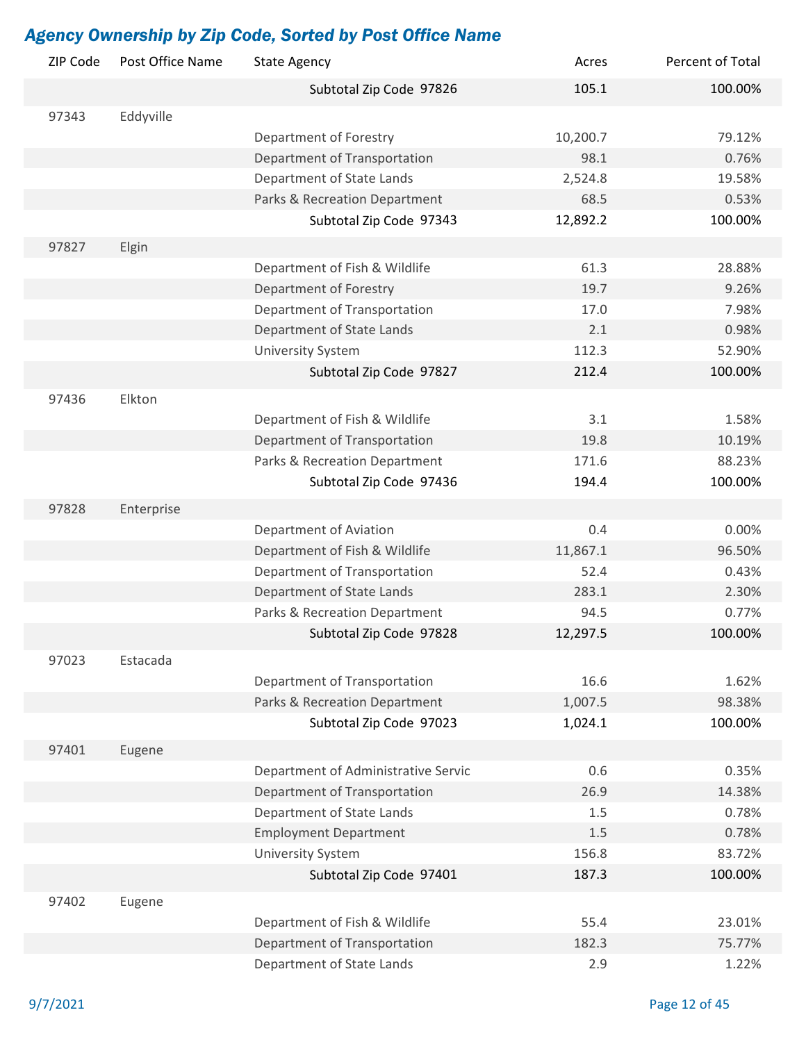## *Agency Ownership by Zip Code, Sorted by Post Office Name*

| ZIP Code | Post Office Name | State Agency | Acres | Percent of Total |
|---|---|---|---|---|
| | | **Subtotal Zip Code 97826** | **105.1** | **100.00%** |
| 97343 | Eddyville | | | |
| | | Department of Forestry | 10,200.7 | 79.12% |
| | | Department of Transportation | 98.1 | 0.76% |
| | | Department of State Lands | 2,524.8 | 19.58% |
| | | Parks & Recreation Department | 68.5 | 0.53% |
| | | **Subtotal Zip Code 97343** | **12,892.2** | **100.00%** |
| 97827 | Elgin | | | |
| | | Department of Fish & Wildlife | 61.3 | 28.88% |
| | | Department of Forestry | 19.7 | 9.26% |
| | | Department of Transportation | 17.0 | 7.98% |
| | | Department of State Lands | 2.1 | 0.98% |
| | | University System | 112.3 | 52.90% |
| | | **Subtotal Zip Code 97827** | **212.4** | **100.00%** |
| 97436 | Elkton | | | |
| | | Department of Fish & Wildlife | 3.1 | 1.58% |
| | | Department of Transportation | 19.8 | 10.19% |
| | | Parks & Recreation Department | 171.6 | 88.23% |
| | | **Subtotal Zip Code 97436** | **194.4** | **100.00%** |
| 97828 | Enterprise | | | |
| | | Department of Aviation | 0.4 | 0.00% |
| | | Department of Fish & Wildlife | 11,867.1 | 96.50% |
| | | Department of Transportation | 52.4 | 0.43% |
| | | Department of State Lands | 283.1 | 2.30% |
| | | Parks & Recreation Department | 94.5 | 0.77% |
| | | **Subtotal Zip Code 97828** | **12,297.5** | **100.00%** |
| 97023 | Estacada | | | |
| | | Department of Transportation | 16.6 | 1.62% |
| | | Parks & Recreation Department | 1,007.5 | 98.38% |
| | | **Subtotal Zip Code 97023** | **1,024.1** | **100.00%** |
| 97401 | Eugene | | | |
| | | Department of Administrative Servic | 0.6 | 0.35% |
| | | Department of Transportation | 26.9 | 14.38% |
| | | Department of State Lands | 1.5 | 0.78% |
| | | Employment Department | 1.5 | 0.78% |
| | | University System | 156.8 | 83.72% |
| | | **Subtotal Zip Code 97401** | **187.3** | **100.00%** |
| 97402 | Eugene | | | |
| | | Department of Fish & Wildlife | 55.4 | 23.01% |
| | | Department of Transportation | 182.3 | 75.77% |
| | | Department of State Lands | 2.9 | 1.22% |

9/7/2021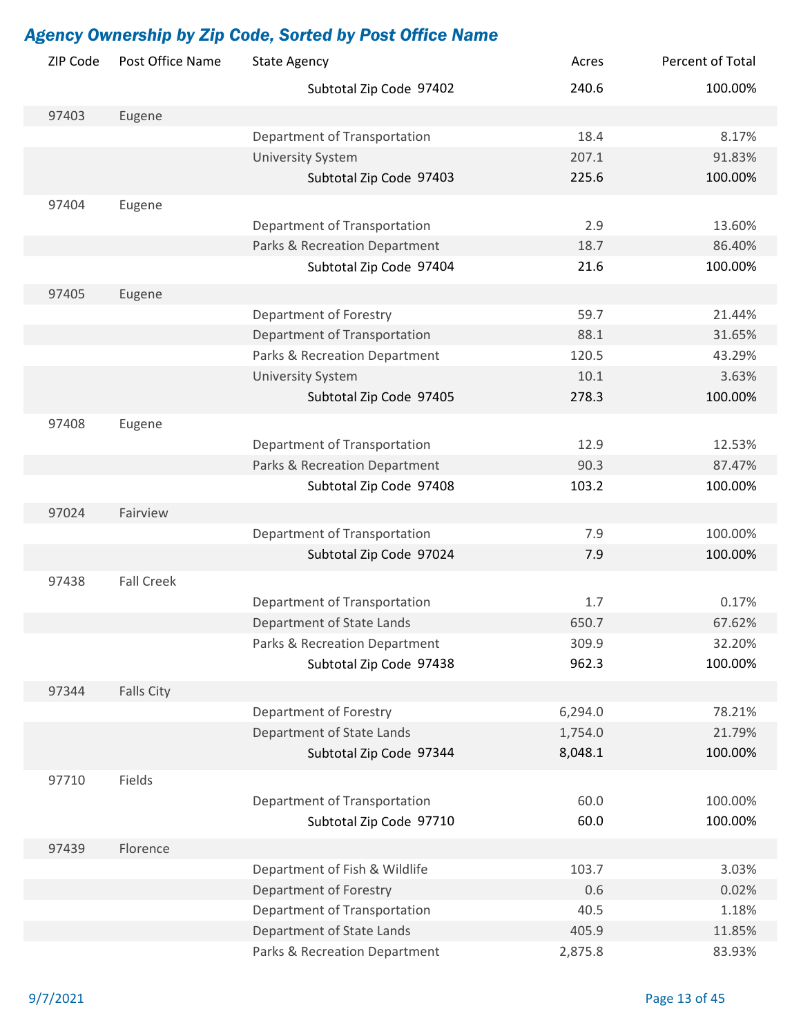## *Agency Ownership by Zip Code, Sorted by Post Office Name*

| ZIP Code | Post Office Name | State Agency | Acres | Percent of Total |
|---|---|---|---|---|
| | | **Subtotal Zip Code 97402** | **240.6** | **100.00%** |
| 97403 | Eugene | | | |
| | | Department of Transportation | 18.4 | 8.17% |
| | | University System | 207.1 | 91.83% |
| | | **Subtotal Zip Code 97403** | **225.6** | **100.00%** |
| 97404 | Eugene | | | |
| | | Department of Transportation | 2.9 | 13.60% |
| | | Parks & Recreation Department | 18.7 | 86.40% |
| | | **Subtotal Zip Code 97404** | **21.6** | **100.00%** |
| 97405 | Eugene | | | |
| | | Department of Forestry | 59.7 | 21.44% |
| | | Department of Transportation | 88.1 | 31.65% |
| | | Parks & Recreation Department | 120.5 | 43.29% |
| | | University System | 10.1 | 3.63% |
| | | **Subtotal Zip Code 97405** | **278.3** | **100.00%** |
| 97408 | Eugene | | | |
| | | Department of Transportation | 12.9 | 12.53% |
| | | Parks & Recreation Department | 90.3 | 87.47% |
| | | **Subtotal Zip Code 97408** | **103.2** | **100.00%** |
| 97024 | Fairview | | | |
| | | Department of Transportation | 7.9 | 100.00% |
| | | **Subtotal Zip Code 97024** | **7.9** | **100.00%** |
| 97438 | Fall Creek | | | |
| | | Department of Transportation | 1.7 | 0.17% |
| | | Department of State Lands | 650.7 | 67.62% |
| | | Parks & Recreation Department | 309.9 | 32.20% |
| | | **Subtotal Zip Code 97438** | **962.3** | **100.00%** |
| 97344 | Falls City | | | |
| | | Department of Forestry | 6,294.0 | 78.21% |
| | | Department of State Lands | 1,754.0 | 21.79% |
| | | **Subtotal Zip Code 97344** | **8,048.1** | **100.00%** |
| 97710 | Fields | | | |
| | | Department of Transportation | 60.0 | 100.00% |
| | | **Subtotal Zip Code 97710** | **60.0** | **100.00%** |
| 97439 | Florence | | | |
| | | Department of Fish & Wildlife | 103.7 | 3.03% |
| | | Department of Forestry | 0.6 | 0.02% |
| | | Department of Transportation | 40.5 | 1.18% |
| | | Department of State Lands | 405.9 | 11.85% |
| | | Parks & Recreation Department | 2,875.8 | 83.93% |

9/7/2021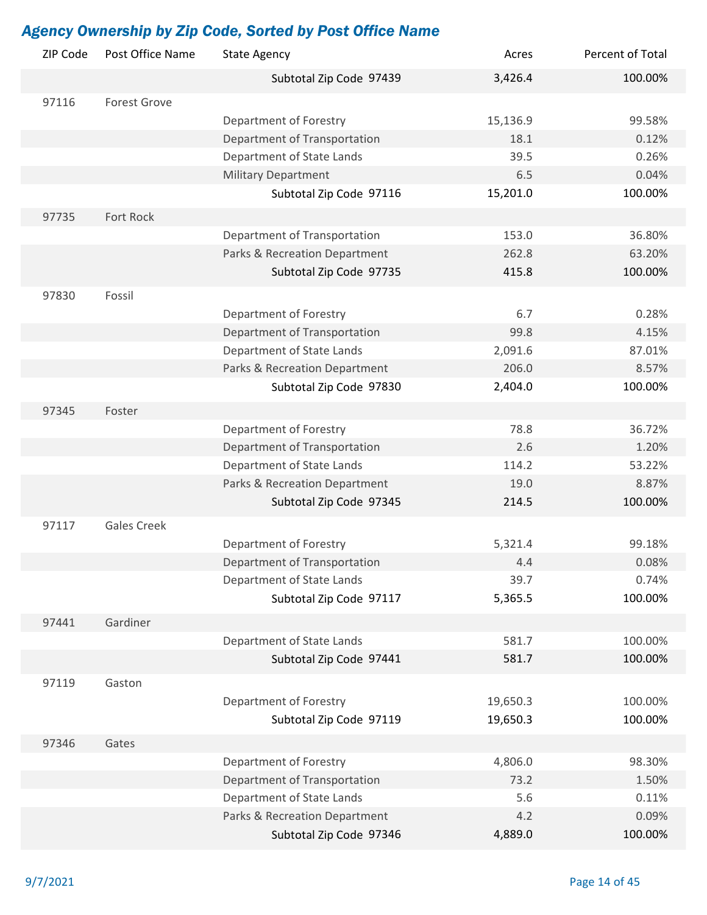## *Agency Ownership by Zip Code, Sorted by Post Office Name*

| ZIP Code | Post Office Name | State Agency | Acres | Percent of Total |
|---|---|---|---|---|
| | | **Subtotal Zip Code 97439** | **3,426.4** | **100.00%** |
| 97116 | Forest Grove | | | |
| | | Department of Forestry | 15,136.9 | 99.58% |
| | | Department of Transportation | 18.1 | 0.12% |
| | | Department of State Lands | 39.5 | 0.26% |
| | | Military Department | 6.5 | 0.04% |
| | | **Subtotal Zip Code 97116** | **15,201.0** | **100.00%** |
| 97735 | Fort Rock | | | |
| | | Department of Transportation | 153.0 | 36.80% |
| | | Parks & Recreation Department | 262.8 | 63.20% |
| | | **Subtotal Zip Code 97735** | **415.8** | **100.00%** |
| 97830 | Fossil | | | |
| | | Department of Forestry | 6.7 | 0.28% |
| | | Department of Transportation | 99.8 | 4.15% |
| | | Department of State Lands | 2,091.6 | 87.01% |
| | | Parks & Recreation Department | 206.0 | 8.57% |
| | | **Subtotal Zip Code 97830** | **2,404.0** | **100.00%** |
| 97345 | Foster | | | |
| | | Department of Forestry | 78.8 | 36.72% |
| | | Department of Transportation | 2.6 | 1.20% |
| | | Department of State Lands | 114.2 | 53.22% |
| | | Parks & Recreation Department | 19.0 | 8.87% |
| | | **Subtotal Zip Code 97345** | **214.5** | **100.00%** |
| 97117 | Gales Creek | | | |
| | | Department of Forestry | 5,321.4 | 99.18% |
| | | Department of Transportation | 4.4 | 0.08% |
| | | Department of State Lands | 39.7 | 0.74% |
| | | **Subtotal Zip Code 97117** | **5,365.5** | **100.00%** |
| 97441 | Gardiner | | | |
| | | Department of State Lands | 581.7 | 100.00% |
| | | **Subtotal Zip Code 97441** | **581.7** | **100.00%** |
| 97119 | Gaston | | | |
| | | Department of Forestry | 19,650.3 | 100.00% |
| | | **Subtotal Zip Code 97119** | **19,650.3** | **100.00%** |
| 97346 | Gates | | | |
| | | Department of Forestry | 4,806.0 | 98.30% |
| | | Department of Transportation | 73.2 | 1.50% |
| | | Department of State Lands | 5.6 | 0.11% |
| | | Parks & Recreation Department | 4.2 | 0.09% |
| | | **Subtotal Zip Code 97346** | **4,889.0** | **100.00%** |

9/7/2021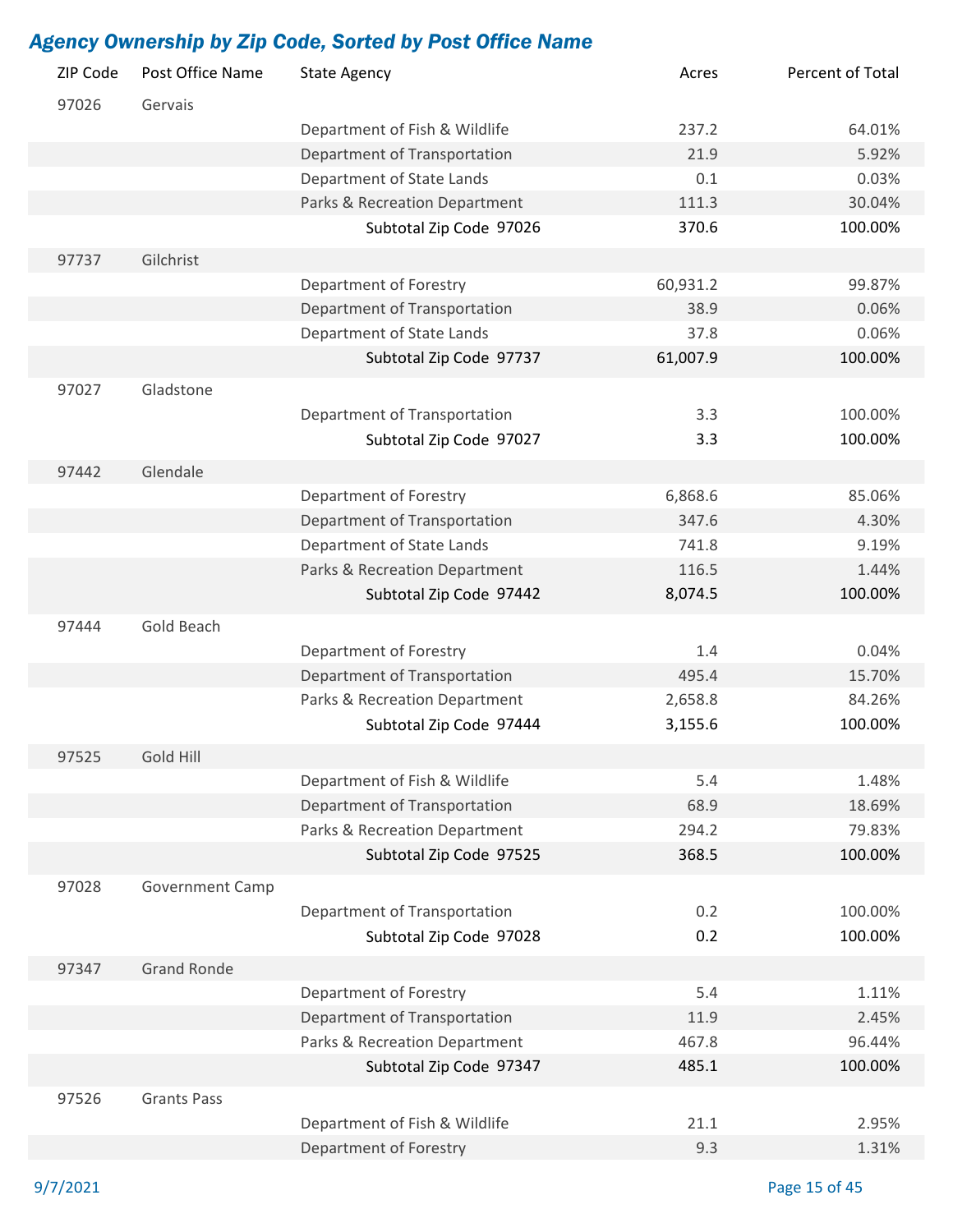## *Agency Ownership by Zip Code, Sorted by Post Office Name*

| ZIP Code | Post Office Name | State Agency | Acres | Percent of Total |
|---|---|---|---|---|
| 97026 | Gervais | | | |
| | | Department of Fish & Wildlife | 237.2 | 64.01% |
| | | Department of Transportation | 21.9 | 5.92% |
| | | Department of State Lands | 0.1 | 0.03% |
| | | Parks & Recreation Department | 111.3 | 30.04% |
| | | Subtotal Zip Code 97026 | 370.6 | 100.00% |
| 97737 | Gilchrist | | | |
| | | Department of Forestry | 60,931.2 | 99.87% |
| | | Department of Transportation | 38.9 | 0.06% |
| | | Department of State Lands | 37.8 | 0.06% |
| | | Subtotal Zip Code 97737 | 61,007.9 | 100.00% |
| 97027 | Gladstone | | | |
| | | Department of Transportation | 3.3 | 100.00% |
| | | Subtotal Zip Code 97027 | 3.3 | 100.00% |
| 97442 | Glendale | | | |
| | | Department of Forestry | 6,868.6 | 85.06% |
| | | Department of Transportation | 347.6 | 4.30% |
| | | Department of State Lands | 741.8 | 9.19% |
| | | Parks & Recreation Department | 116.5 | 1.44% |
| | | Subtotal Zip Code 97442 | 8,074.5 | 100.00% |
| 97444 | Gold Beach | | | |
| | | Department of Forestry | 1.4 | 0.04% |
| | | Department of Transportation | 495.4 | 15.70% |
| | | Parks & Recreation Department | 2,658.8 | 84.26% |
| | | Subtotal Zip Code 97444 | 3,155.6 | 100.00% |
| 97525 | Gold Hill | | | |
| | | Department of Fish & Wildlife | 5.4 | 1.48% |
| | | Department of Transportation | 68.9 | 18.69% |
| | | Parks & Recreation Department | 294.2 | 79.83% |
| | | Subtotal Zip Code 97525 | 368.5 | 100.00% |
| 97028 | Government Camp | | | |
| | | Department of Transportation | 0.2 | 100.00% |
| | | Subtotal Zip Code 97028 | 0.2 | 100.00% |
| 97347 | Grand Ronde | | | |
| | | Department of Forestry | 5.4 | 1.11% |
| | | Department of Transportation | 11.9 | 2.45% |
| | | Parks & Recreation Department | 467.8 | 96.44% |
| | | Subtotal Zip Code 97347 | 485.1 | 100.00% |
| 97526 | Grants Pass | | | |
| | | Department of Fish & Wildlife | 21.1 | 2.95% |
| | | Department of Forestry | 9.3 | 1.31% |

9/7/2021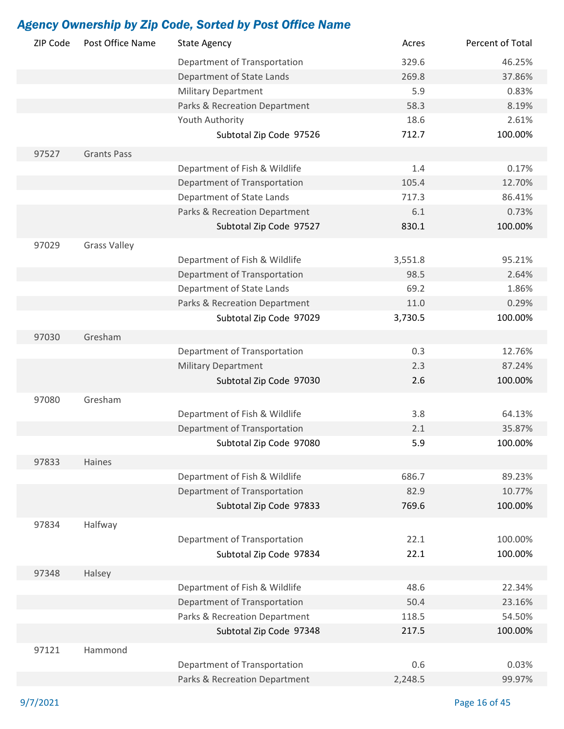## *Agency Ownership by Zip Code, Sorted by Post Office Name*

| ZIP Code | Post Office Name | State Agency | Acres | Percent of Total |
|---|---|---|---|---|
| | | Department of Transportation | 329.6 | 46.25% |
| | | Department of State Lands | 269.8 | 37.86% |
| | | Military Department | 5.9 | 0.83% |
| | | Parks & Recreation Department | 58.3 | 8.19% |
| | | Youth Authority | 18.6 | 2.61% |
| | | **Subtotal Zip Code 97526** | **712.7** | **100.00%** |
| 97527 | Grants Pass | | | |
| | | Department of Fish & Wildlife | 1.4 | 0.17% |
| | | Department of Transportation | 105.4 | 12.70% |
| | | Department of State Lands | 717.3 | 86.41% |
| | | Parks & Recreation Department | 6.1 | 0.73% |
| | | **Subtotal Zip Code 97527** | **830.1** | **100.00%** |
| 97029 | Grass Valley | | | |
| | | Department of Fish & Wildlife | 3,551.8 | 95.21% |
| | | Department of Transportation | 98.5 | 2.64% |
| | | Department of State Lands | 69.2 | 1.86% |
| | | Parks & Recreation Department | 11.0 | 0.29% |
| | | **Subtotal Zip Code 97029** | **3,730.5** | **100.00%** |
| 97030 | Gresham | | | |
| | | Department of Transportation | 0.3 | 12.76% |
| | | Military Department | 2.3 | 87.24% |
| | | **Subtotal Zip Code 97030** | **2.6** | **100.00%** |
| 97080 | Gresham | | | |
| | | Department of Fish & Wildlife | 3.8 | 64.13% |
| | | Department of Transportation | 2.1 | 35.87% |
| | | **Subtotal Zip Code 97080** | **5.9** | **100.00%** |
| 97833 | Haines | | | |
| | | Department of Fish & Wildlife | 686.7 | 89.23% |
| | | Department of Transportation | 82.9 | 10.77% |
| | | **Subtotal Zip Code 97833** | **769.6** | **100.00%** |
| 97834 | Halfway | | | |
| | | Department of Transportation | 22.1 | 100.00% |
| | | **Subtotal Zip Code 97834** | **22.1** | **100.00%** |
| 97348 | Halsey | | | |
| | | Department of Fish & Wildlife | 48.6 | 22.34% |
| | | Department of Transportation | 50.4 | 23.16% |
| | | Parks & Recreation Department | 118.5 | 54.50% |
| | | **Subtotal Zip Code 97348** | **217.5** | **100.00%** |
| 97121 | Hammond | | | |
| | | Department of Transportation | 0.6 | 0.03% |
| | | Parks & Recreation Department | 2,248.5 | 99.97% |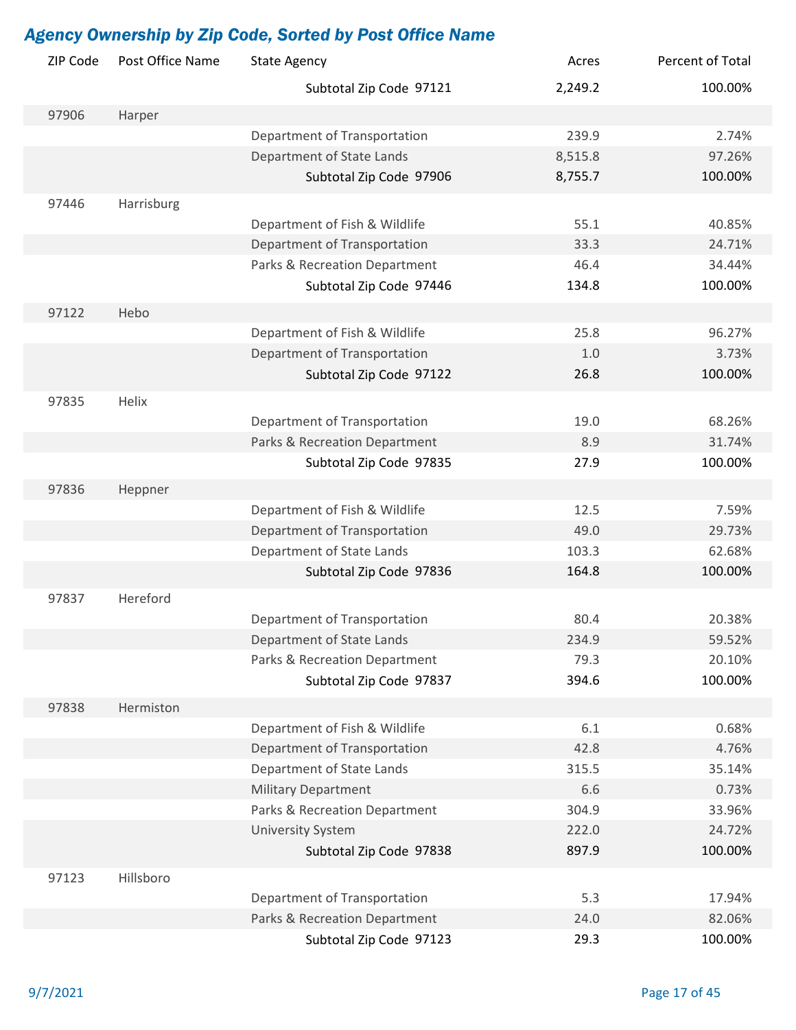## *Agency Ownership by Zip Code, Sorted by Post Office Name*

| ZIP Code | Post Office Name | State Agency | Acres | Percent of Total |
|---|---|---|---|---|
| | | Subtotal Zip Code 97121 | 2,249.2 | 100.00% |
| 97906 | Harper | | | |
| | | Department of Transportation | 239.9 | 2.74% |
| | | Department of State Lands | 8,515.8 | 97.26% |
| | | Subtotal Zip Code 97906 | 8,755.7 | 100.00% |
| 97446 | Harrisburg | | | |
| | | Department of Fish & Wildlife | 55.1 | 40.85% |
| | | Department of Transportation | 33.3 | 24.71% |
| | | Parks & Recreation Department | 46.4 | 34.44% |
| | | Subtotal Zip Code 97446 | 134.8 | 100.00% |
| 97122 | Hebo | | | |
| | | Department of Fish & Wildlife | 25.8 | 96.27% |
| | | Department of Transportation | 1.0 | 3.73% |
| | | Subtotal Zip Code 97122 | 26.8 | 100.00% |
| 97835 | Helix | | | |
| | | Department of Transportation | 19.0 | 68.26% |
| | | Parks & Recreation Department | 8.9 | 31.74% |
| | | Subtotal Zip Code 97835 | 27.9 | 100.00% |
| 97836 | Heppner | | | |
| | | Department of Fish & Wildlife | 12.5 | 7.59% |
| | | Department of Transportation | 49.0 | 29.73% |
| | | Department of State Lands | 103.3 | 62.68% |
| | | Subtotal Zip Code 97836 | 164.8 | 100.00% |
| 97837 | Hereford | | | |
| | | Department of Transportation | 80.4 | 20.38% |
| | | Department of State Lands | 234.9 | 59.52% |
| | | Parks & Recreation Department | 79.3 | 20.10% |
| | | Subtotal Zip Code 97837 | 394.6 | 100.00% |
| 97838 | Hermiston | | | |
| | | Department of Fish & Wildlife | 6.1 | 0.68% |
| | | Department of Transportation | 42.8 | 4.76% |
| | | Department of State Lands | 315.5 | 35.14% |
| | | Military Department | 6.6 | 0.73% |
| | | Parks & Recreation Department | 304.9 | 33.96% |
| | | University System | 222.0 | 24.72% |
| | | Subtotal Zip Code 97838 | 897.9 | 100.00% |
| 97123 | Hillsboro | | | |
| | | Department of Transportation | 5.3 | 17.94% |
| | | Parks & Recreation Department | 24.0 | 82.06% |
| | | Subtotal Zip Code 97123 | 29.3 | 100.00% |

9/7/2021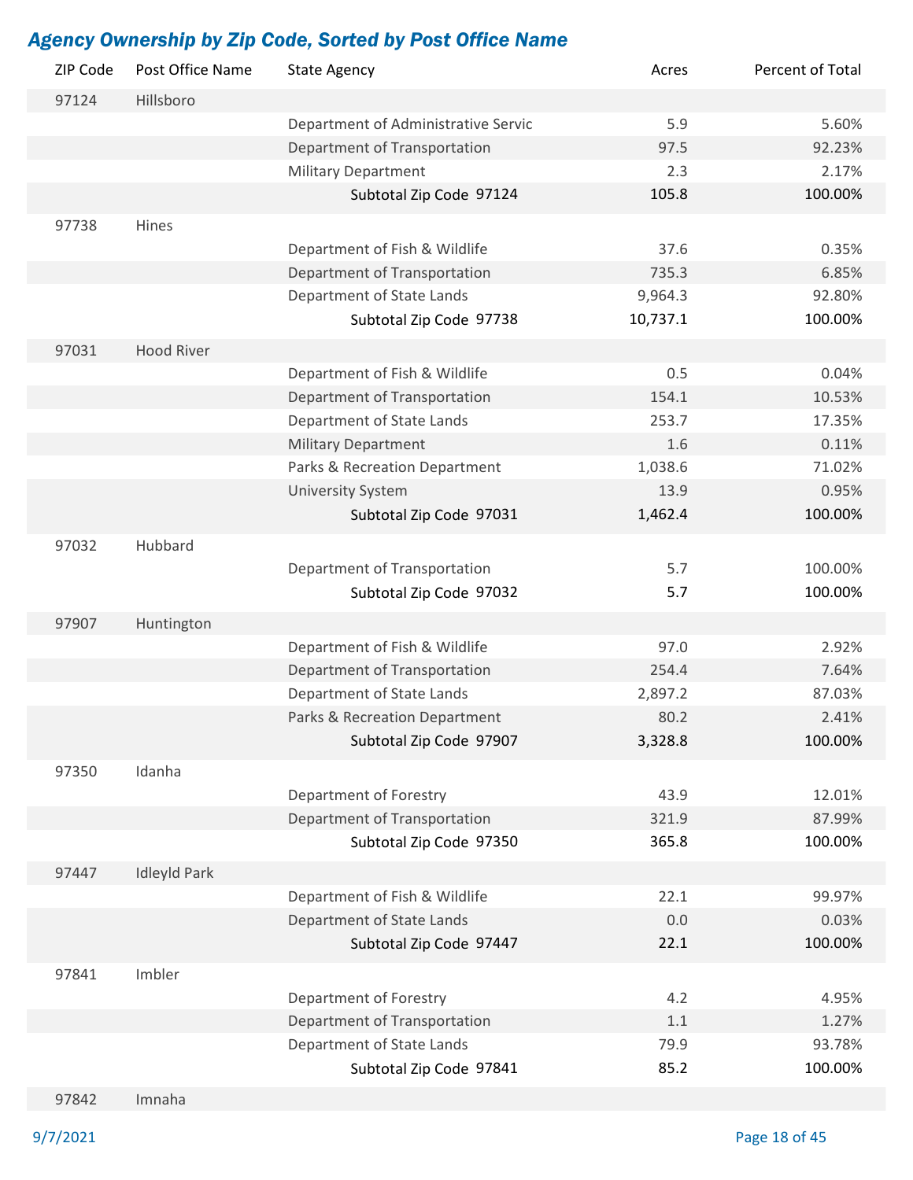## *Agency Ownership by Zip Code, Sorted by Post Office Name*

| ZIP Code | Post Office Name | State Agency | Acres | Percent of Total |
|---|---|---|---|---|
| 97124 | Hillsboro | | | |
| | | Department of Administrative Servic | 5.9 | 5.60% |
| | | Department of Transportation | 97.5 | 92.23% |
| | | Military Department | 2.3 | 2.17% |
| | | **Subtotal Zip Code 97124** | **105.8** | **100.00%** |
| 97738 | Hines | | | |
| | | Department of Fish & Wildlife | 37.6 | 0.35% |
| | | Department of Transportation | 735.3 | 6.85% |
| | | Department of State Lands | 9,964.3 | 92.80% |
| | | **Subtotal Zip Code 97738** | **10,737.1** | **100.00%** |
| 97031 | Hood River | | | |
| | | Department of Fish & Wildlife | 0.5 | 0.04% |
| | | Department of Transportation | 154.1 | 10.53% |
| | | Department of State Lands | 253.7 | 17.35% |
| | | Military Department | 1.6 | 0.11% |
| | | Parks & Recreation Department | 1,038.6 | 71.02% |
| | | University System | 13.9 | 0.95% |
| | | **Subtotal Zip Code 97031** | **1,462.4** | **100.00%** |
| 97032 | Hubbard | | | |
| | | Department of Transportation | 5.7 | 100.00% |
| | | **Subtotal Zip Code 97032** | **5.7** | **100.00%** |
| 97907 | Huntington | | | |
| | | Department of Fish & Wildlife | 97.0 | 2.92% |
| | | Department of Transportation | 254.4 | 7.64% |
| | | Department of State Lands | 2,897.2 | 87.03% |
| | | Parks & Recreation Department | 80.2 | 2.41% |
| | | **Subtotal Zip Code 97907** | **3,328.8** | **100.00%** |
| 97350 | Idanha | | | |
| | | Department of Forestry | 43.9 | 12.01% |
| | | Department of Transportation | 321.9 | 87.99% |
| | | **Subtotal Zip Code 97350** | **365.8** | **100.00%** |
| 97447 | Idleyld Park | | | |
| | | Department of Fish & Wildlife | 22.1 | 99.97% |
| | | Department of State Lands | 0.0 | 0.03% |
| | | **Subtotal Zip Code 97447** | **22.1** | **100.00%** |
| 97841 | Imbler | | | |
| | | Department of Forestry | 4.2 | 4.95% |
| | | Department of Transportation | 1.1 | 1.27% |
| | | Department of State Lands | 79.9 | 93.78% |
| | | **Subtotal Zip Code 97841** | **85.2** | **100.00%** |
| 97842 | Imnaha | | | |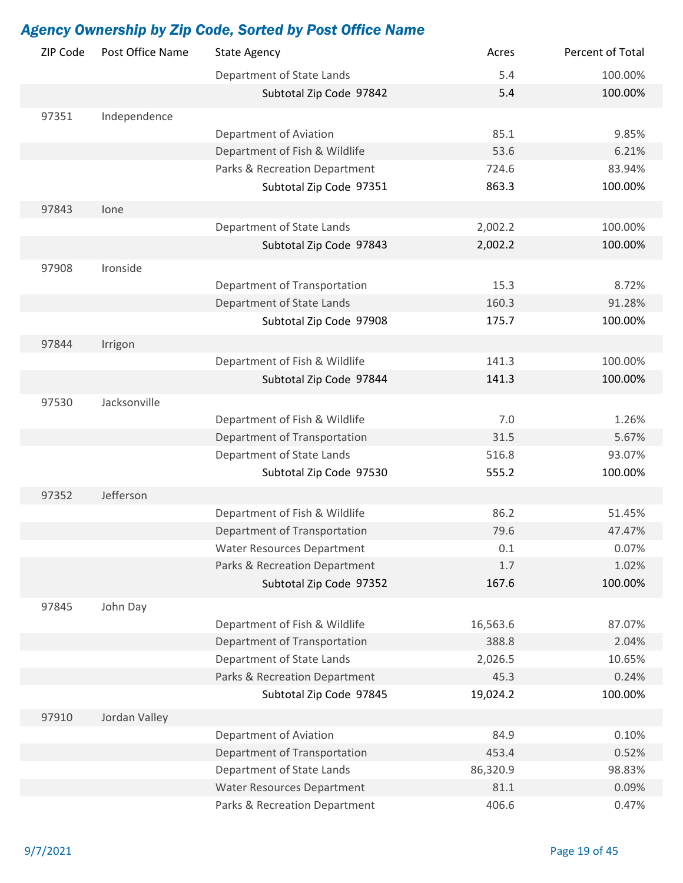## Agency Ownership by Zip Code, Sorted by Post Office Name

| ZIP Code | Post Office Name | State Agency | Acres | Percent of Total |
|---|---|---|---|---|
| | | Department of State Lands | 5.4 | 100.00% |
| | | **Subtotal Zip Code 97842** | **5.4** | **100.00%** |
| 97351 | Independence | | | |
| | | Department of Aviation | 85.1 | 9.85% |
| | | Department of Fish & Wildlife | 53.6 | 6.21% |
| | | Parks & Recreation Department | 724.6 | 83.94% |
| | | **Subtotal Zip Code 97351** | **863.3** | **100.00%** |
| 97843 | Ione | | | |
| | | Department of State Lands | 2,002.2 | 100.00% |
| | | **Subtotal Zip Code 97843** | **2,002.2** | **100.00%** |
| 97908 | Ironside | | | |
| | | Department of Transportation | 15.3 | 8.72% |
| | | Department of State Lands | 160.3 | 91.28% |
| | | **Subtotal Zip Code 97908** | **175.7** | **100.00%** |
| 97844 | Irrigon | | | |
| | | Department of Fish & Wildlife | 141.3 | 100.00% |
| | | **Subtotal Zip Code 97844** | **141.3** | **100.00%** |
| 97530 | Jacksonville | | | |
| | | Department of Fish & Wildlife | 7.0 | 1.26% |
| | | Department of Transportation | 31.5 | 5.67% |
| | | Department of State Lands | 516.8 | 93.07% |
| | | **Subtotal Zip Code 97530** | **555.2** | **100.00%** |
| 97352 | Jefferson | | | |
| | | Department of Fish & Wildlife | 86.2 | 51.45% |
| | | Department of Transportation | 79.6 | 47.47% |
| | | Water Resources Department | 0.1 | 0.07% |
| | | Parks & Recreation Department | 1.7 | 1.02% |
| | | **Subtotal Zip Code 97352** | **167.6** | **100.00%** |
| 97845 | John Day | | | |
| | | Department of Fish & Wildlife | 16,563.6 | 87.07% |
| | | Department of Transportation | 388.8 | 2.04% |
| | | Department of State Lands | 2,026.5 | 10.65% |
| | | Parks & Recreation Department | 45.3 | 0.24% |
| | | **Subtotal Zip Code 97845** | **19,024.2** | **100.00%** |
| 97910 | Jordan Valley | | | |
| | | Department of Aviation | 84.9 | 0.10% |
| | | Department of Transportation | 453.4 | 0.52% |
| | | Department of State Lands | 86,320.9 | 98.83% |
| | | Water Resources Department | 81.1 | 0.09% |
| | | Parks & Recreation Department | 406.6 | 0.47% |

9/7/2021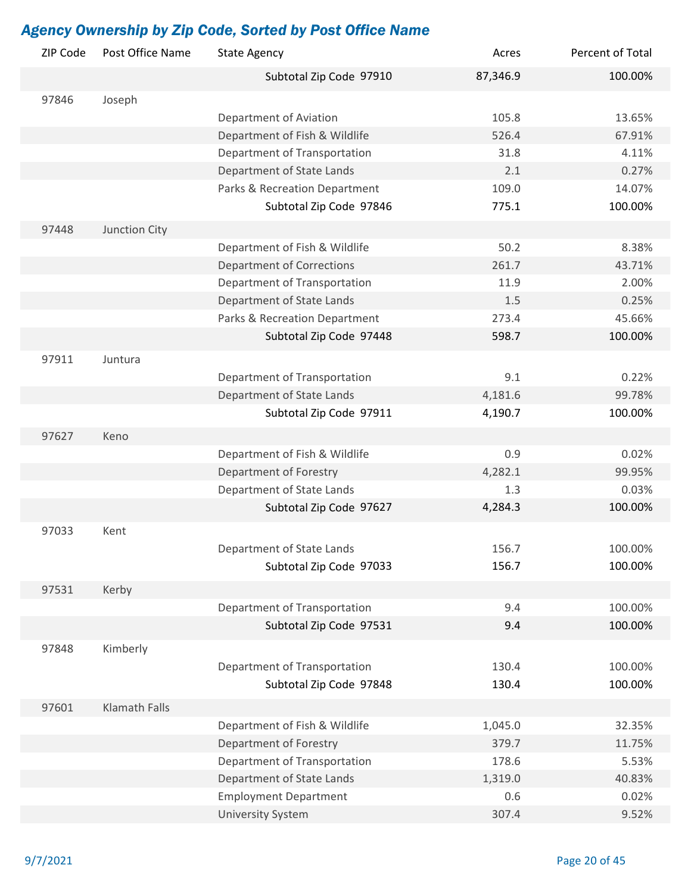## *Agency Ownership by Zip Code, Sorted by Post Office Name*

| ZIP Code | Post Office Name | State Agency | Acres | Percent of Total |
|---|---|---|---|---|
| | | **Subtotal Zip Code 97910** | **87,346.9** | **100.00%** |
| 97846 | Joseph | | | |
| | | Department of Aviation | 105.8 | 13.65% |
| | | Department of Fish & Wildlife | 526.4 | 67.91% |
| | | Department of Transportation | 31.8 | 4.11% |
| | | Department of State Lands | 2.1 | 0.27% |
| | | Parks & Recreation Department | 109.0 | 14.07% |
| | | **Subtotal Zip Code 97846** | **775.1** | **100.00%** |
| 97448 | Junction City | | | |
| | | Department of Fish & Wildlife | 50.2 | 8.38% |
| | | Department of Corrections | 261.7 | 43.71% |
| | | Department of Transportation | 11.9 | 2.00% |
| | | Department of State Lands | 1.5 | 0.25% |
| | | Parks & Recreation Department | 273.4 | 45.66% |
| | | **Subtotal Zip Code 97448** | **598.7** | **100.00%** |
| 97911 | Juntura | | | |
| | | Department of Transportation | 9.1 | 0.22% |
| | | Department of State Lands | 4,181.6 | 99.78% |
| | | **Subtotal Zip Code 97911** | **4,190.7** | **100.00%** |
| 97627 | Keno | | | |
| | | Department of Fish & Wildlife | 0.9 | 0.02% |
| | | Department of Forestry | 4,282.1 | 99.95% |
| | | Department of State Lands | 1.3 | 0.03% |
| | | **Subtotal Zip Code 97627** | **4,284.3** | **100.00%** |
| 97033 | Kent | | | |
| | | Department of State Lands | 156.7 | 100.00% |
| | | **Subtotal Zip Code 97033** | **156.7** | **100.00%** |
| 97531 | Kerby | | | |
| | | Department of Transportation | 9.4 | 100.00% |
| | | **Subtotal Zip Code 97531** | **9.4** | **100.00%** |
| 97848 | Kimberly | | | |
| | | Department of Transportation | 130.4 | 100.00% |
| | | **Subtotal Zip Code 97848** | **130.4** | **100.00%** |
| 97601 | Klamath Falls | | | |
| | | Department of Fish & Wildlife | 1,045.0 | 32.35% |
| | | Department of Forestry | 379.7 | 11.75% |
| | | Department of Transportation | 178.6 | 5.53% |
| | | Department of State Lands | 1,319.0 | 40.83% |
| | | Employment Department | 0.6 | 0.02% |
| | | University System | 307.4 | 9.52% |

9/7/2021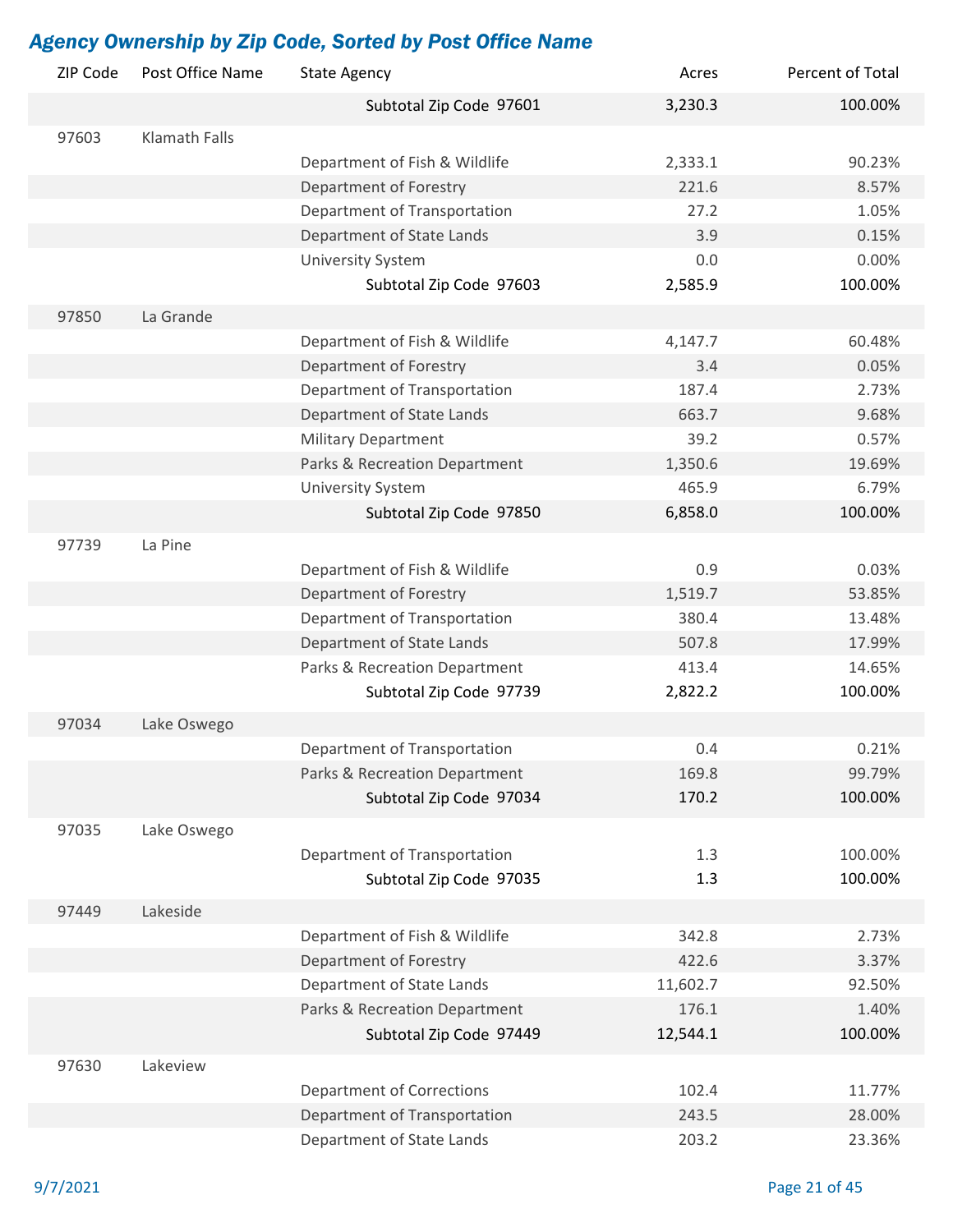## *Agency Ownership by Zip Code, Sorted by Post Office Name*

| ZIP Code | Post Office Name | State Agency | Acres | Percent of Total |
|---|---|---|---|---|
| | | **Subtotal Zip Code 97601** | **3,230.3** | **100.00%** |
| 97603 | Klamath Falls | | | |
| | | Department of Fish & Wildlife | 2,333.1 | 90.23% |
| | | Department of Forestry | 221.6 | 8.57% |
| | | Department of Transportation | 27.2 | 1.05% |
| | | Department of State Lands | 3.9 | 0.15% |
| | | University System | 0.0 | 0.00% |
| | | **Subtotal Zip Code 97603** | **2,585.9** | **100.00%** |
| 97850 | La Grande | | | |
| | | Department of Fish & Wildlife | 4,147.7 | 60.48% |
| | | Department of Forestry | 3.4 | 0.05% |
| | | Department of Transportation | 187.4 | 2.73% |
| | | Department of State Lands | 663.7 | 9.68% |
| | | Military Department | 39.2 | 0.57% |
| | | Parks & Recreation Department | 1,350.6 | 19.69% |
| | | University System | 465.9 | 6.79% |
| | | **Subtotal Zip Code 97850** | **6,858.0** | **100.00%** |
| 97739 | La Pine | | | |
| | | Department of Fish & Wildlife | 0.9 | 0.03% |
| | | Department of Forestry | 1,519.7 | 53.85% |
| | | Department of Transportation | 380.4 | 13.48% |
| | | Department of State Lands | 507.8 | 17.99% |
| | | Parks & Recreation Department | 413.4 | 14.65% |
| | | **Subtotal Zip Code 97739** | **2,822.2** | **100.00%** |
| 97034 | Lake Oswego | | | |
| | | Department of Transportation | 0.4 | 0.21% |
| | | Parks & Recreation Department | 169.8 | 99.79% |
| | | **Subtotal Zip Code 97034** | **170.2** | **100.00%** |
| 97035 | Lake Oswego | | | |
| | | Department of Transportation | 1.3 | 100.00% |
| | | **Subtotal Zip Code 97035** | **1.3** | **100.00%** |
| 97449 | Lakeside | | | |
| | | Department of Fish & Wildlife | 342.8 | 2.73% |
| | | Department of Forestry | 422.6 | 3.37% |
| | | Department of State Lands | 11,602.7 | 92.50% |
| | | Parks & Recreation Department | 176.1 | 1.40% |
| | | **Subtotal Zip Code 97449** | **12,544.1** | **100.00%** |
| 97630 | Lakeview | | | |
| | | Department of Corrections | 102.4 | 11.77% |
| | | Department of Transportation | 243.5 | 28.00% |
| | | Department of State Lands | 203.2 | 23.36% |

9/7/2021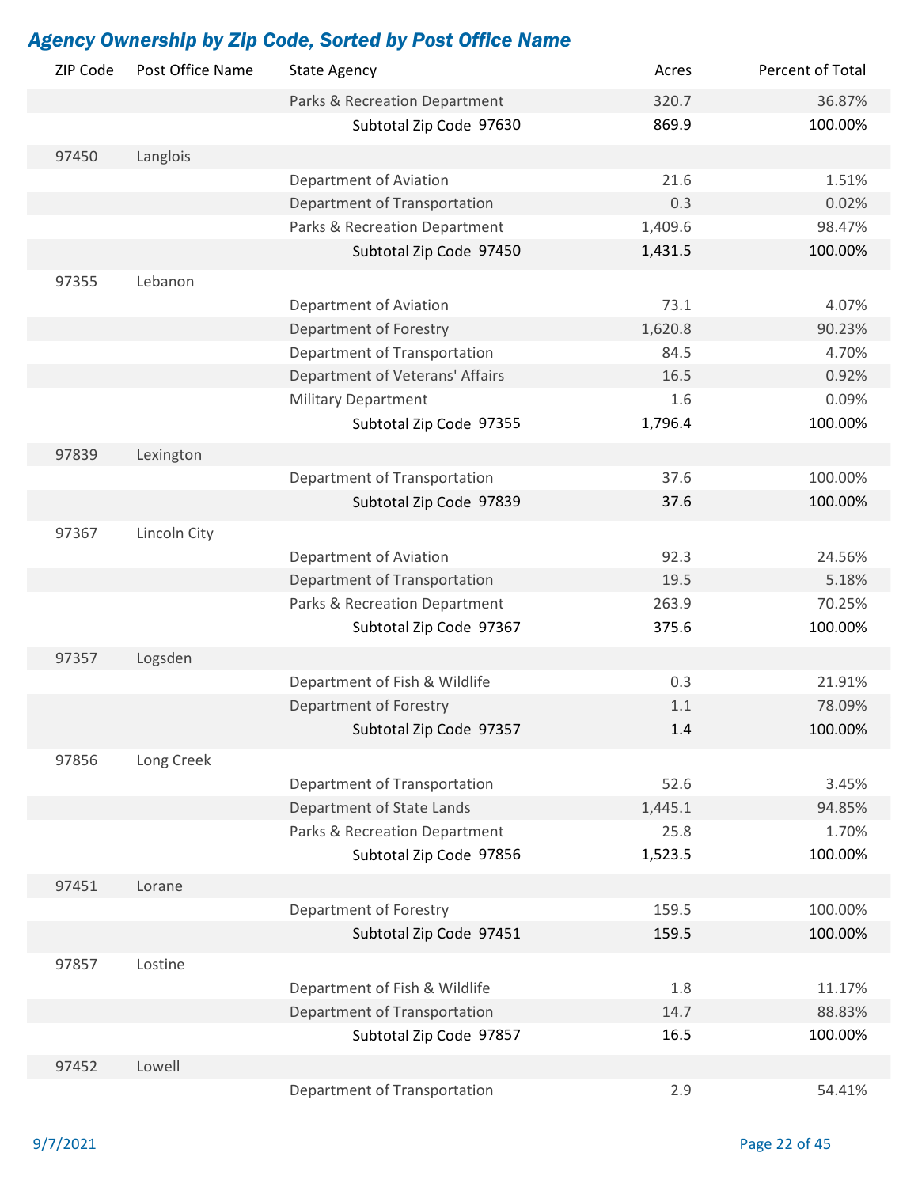## *Agency Ownership by Zip Code, Sorted by Post Office Name*

| ZIP Code | Post Office Name | State Agency | Acres | Percent of Total |
|---|---|---|---|---|
| | | Parks & Recreation Department | 320.7 | 36.87% |
| | | Subtotal Zip Code 97630 | **869.9** | **100.00%** |
| 97450 | Langlois | | | |
| | | Department of Aviation | 21.6 | 1.51% |
| | | Department of Transportation | 0.3 | 0.02% |
| | | Parks & Recreation Department | 1,409.6 | 98.47% |
| | | Subtotal Zip Code 97450 | **1,431.5** | **100.00%** |
| 97355 | Lebanon | | | |
| | | Department of Aviation | 73.1 | 4.07% |
| | | Department of Forestry | 1,620.8 | 90.23% |
| | | Department of Transportation | 84.5 | 4.70% |
| | | Department of Veterans' Affairs | 16.5 | 0.92% |
| | | Military Department | 1.6 | 0.09% |
| | | Subtotal Zip Code 97355 | **1,796.4** | **100.00%** |
| 97839 | Lexington | | | |
| | | Department of Transportation | 37.6 | 100.00% |
| | | Subtotal Zip Code 97839 | **37.6** | **100.00%** |
| 97367 | Lincoln City | | | |
| | | Department of Aviation | 92.3 | 24.56% |
| | | Department of Transportation | 19.5 | 5.18% |
| | | Parks & Recreation Department | 263.9 | 70.25% |
| | | Subtotal Zip Code 97367 | **375.6** | **100.00%** |
| 97357 | Logsden | | | |
| | | Department of Fish & Wildlife | 0.3 | 21.91% |
| | | Department of Forestry | 1.1 | 78.09% |
| | | Subtotal Zip Code 97357 | **1.4** | **100.00%** |
| 97856 | Long Creek | | | |
| | | Department of Transportation | 52.6 | 3.45% |
| | | Department of State Lands | 1,445.1 | 94.85% |
| | | Parks & Recreation Department | 25.8 | 1.70% |
| | | Subtotal Zip Code 97856 | **1,523.5** | **100.00%** |
| 97451 | Lorane | | | |
| | | Department of Forestry | 159.5 | 100.00% |
| | | Subtotal Zip Code 97451 | **159.5** | **100.00%** |
| 97857 | Lostine | | | |
| | | Department of Fish & Wildlife | 1.8 | 11.17% |
| | | Department of Transportation | 14.7 | 88.83% |
| | | Subtotal Zip Code 97857 | **16.5** | **100.00%** |
| 97452 | Lowell | | | |
| | | Department of Transportation | 2.9 | 54.41% |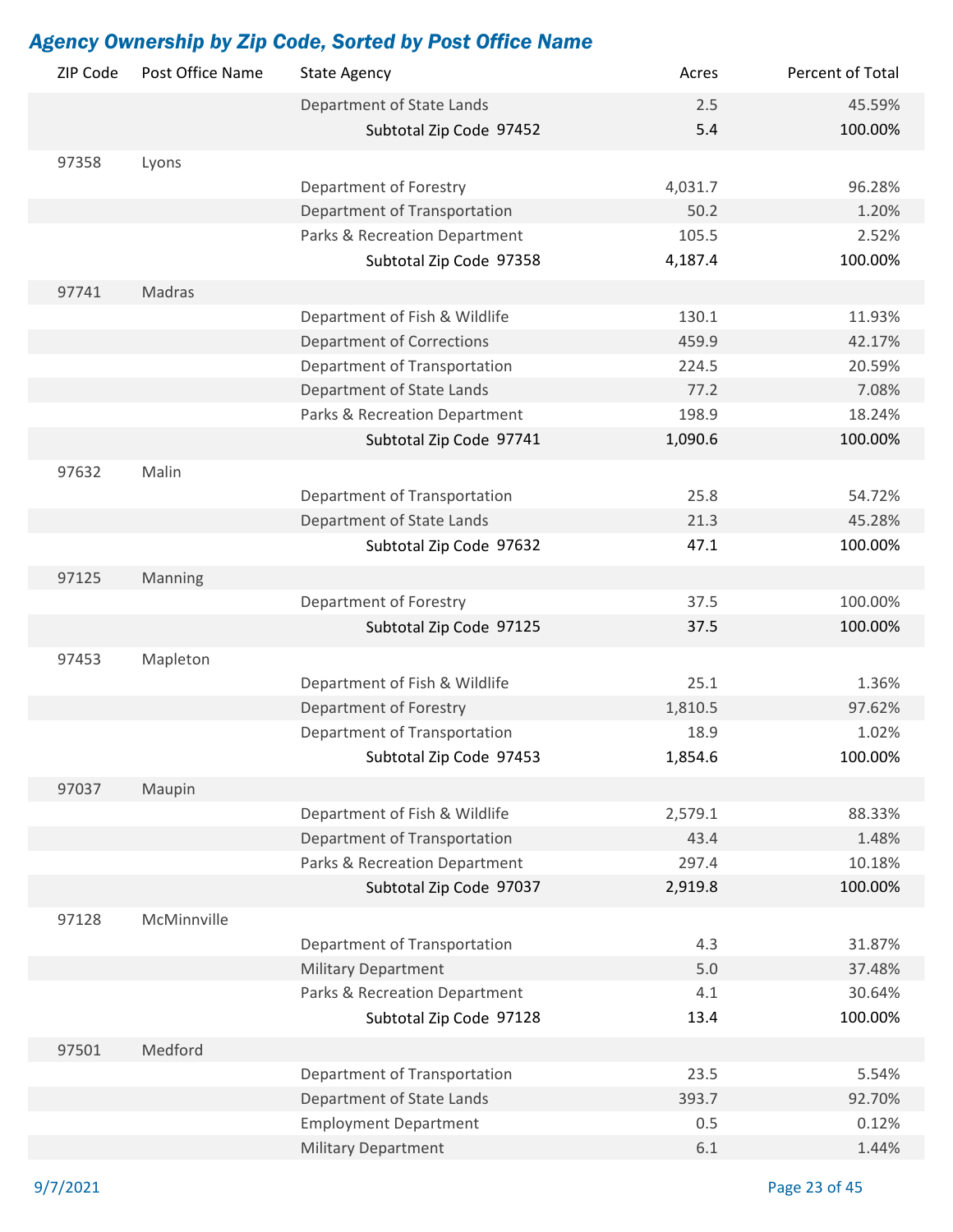## *Agency Ownership by Zip Code, Sorted by Post Office Name*

| ZIP Code | Post Office Name | State Agency | Acres | Percent of Total |
|---|---|---|---|---|
| | | Department of State Lands | 2.5 | 45.59% |
| | | Subtotal Zip Code 97452 | 5.4 | 100.00% |
| 97358 | Lyons | | | |
| | | Department of Forestry | 4,031.7 | 96.28% |
| | | Department of Transportation | 50.2 | 1.20% |
| | | Parks & Recreation Department | 105.5 | 2.52% |
| | | Subtotal Zip Code 97358 | 4,187.4 | 100.00% |
| 97741 | Madras | | | |
| | | Department of Fish & Wildlife | 130.1 | 11.93% |
| | | Department of Corrections | 459.9 | 42.17% |
| | | Department of Transportation | 224.5 | 20.59% |
| | | Department of State Lands | 77.2 | 7.08% |
| | | Parks & Recreation Department | 198.9 | 18.24% |
| | | Subtotal Zip Code 97741 | 1,090.6 | 100.00% |
| 97632 | Malin | | | |
| | | Department of Transportation | 25.8 | 54.72% |
| | | Department of State Lands | 21.3 | 45.28% |
| | | Subtotal Zip Code 97632 | 47.1 | 100.00% |
| 97125 | Manning | | | |
| | | Department of Forestry | 37.5 | 100.00% |
| | | Subtotal Zip Code 97125 | 37.5 | 100.00% |
| 97453 | Mapleton | | | |
| | | Department of Fish & Wildlife | 25.1 | 1.36% |
| | | Department of Forestry | 1,810.5 | 97.62% |
| | | Department of Transportation | 18.9 | 1.02% |
| | | Subtotal Zip Code 97453 | 1,854.6 | 100.00% |
| 97037 | Maupin | | | |
| | | Department of Fish & Wildlife | 2,579.1 | 88.33% |
| | | Department of Transportation | 43.4 | 1.48% |
| | | Parks & Recreation Department | 297.4 | 10.18% |
| | | Subtotal Zip Code 97037 | 2,919.8 | 100.00% |
| 97128 | McMinnville | | | |
| | | Department of Transportation | 4.3 | 31.87% |
| | | Military Department | 5.0 | 37.48% |
| | | Parks & Recreation Department | 4.1 | 30.64% |
| | | Subtotal Zip Code 97128 | 13.4 | 100.00% |
| 97501 | Medford | | | |
| | | Department of Transportation | 23.5 | 5.54% |
| | | Department of State Lands | 393.7 | 92.70% |
| | | Employment Department | 0.5 | 0.12% |
| | | Military Department | 6.1 | 1.44% |

9/7/2021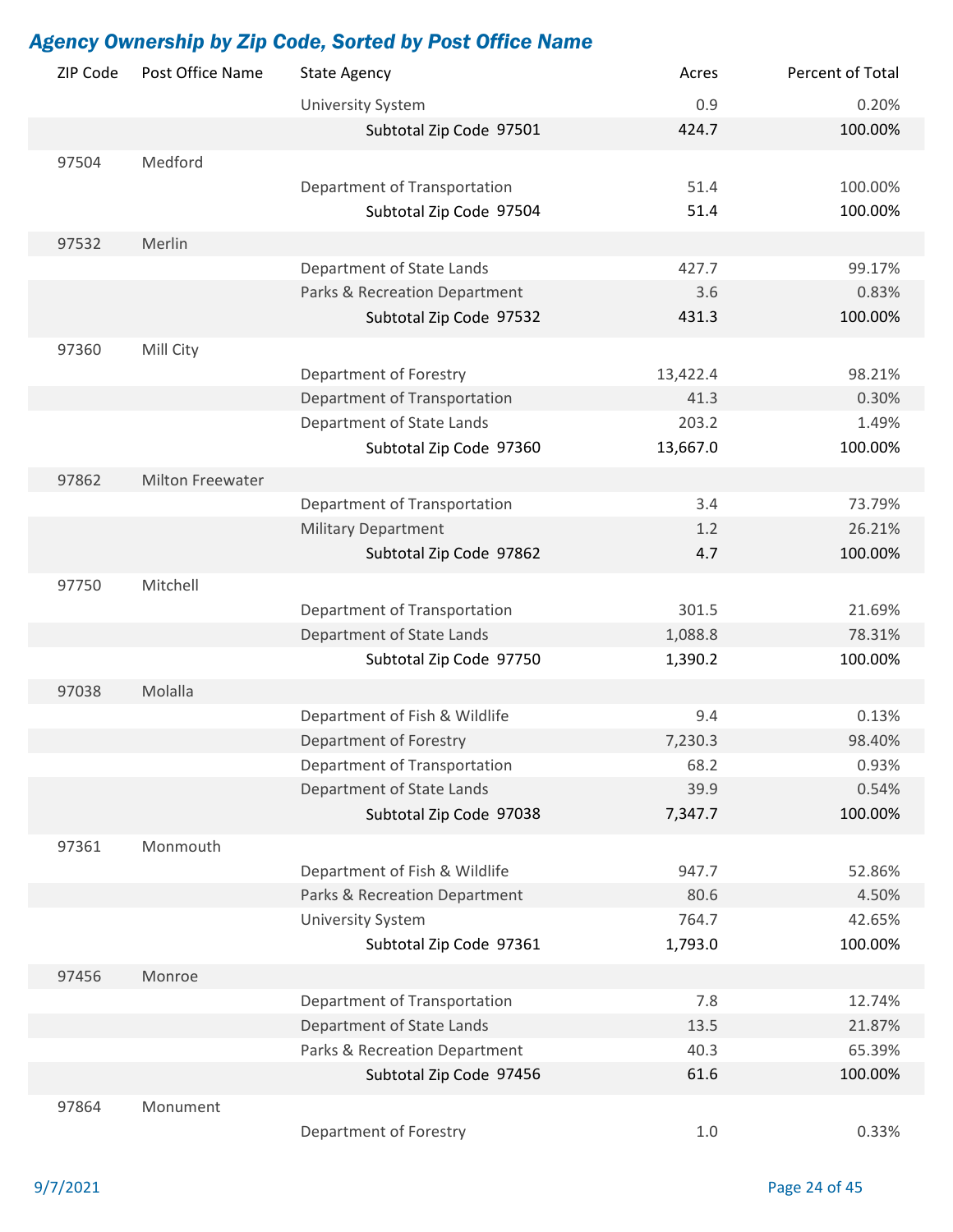## *Agency Ownership by Zip Code, Sorted by Post Office Name*

| ZIP Code | Post Office Name | State Agency | Acres | Percent of Total |
|---|---|---|---|---|
| | | University System | 0.9 | 0.20% |
| | | Subtotal Zip Code 97501 | 424.7 | 100.00% |
| 97504 | Medford | | | |
| | | Department of Transportation | 51.4 | 100.00% |
| | | Subtotal Zip Code 97504 | 51.4 | 100.00% |
| 97532 | Merlin | | | |
| | | Department of State Lands | 427.7 | 99.17% |
| | | Parks & Recreation Department | 3.6 | 0.83% |
| | | Subtotal Zip Code 97532 | 431.3 | 100.00% |
| 97360 | Mill City | | | |
| | | Department of Forestry | 13,422.4 | 98.21% |
| | | Department of Transportation | 41.3 | 0.30% |
| | | Department of State Lands | 203.2 | 1.49% |
| | | Subtotal Zip Code 97360 | 13,667.0 | 100.00% |
| 97862 | Milton Freewater | | | |
| | | Department of Transportation | 3.4 | 73.79% |
| | | Military Department | 1.2 | 26.21% |
| | | Subtotal Zip Code 97862 | 4.7 | 100.00% |
| 97750 | Mitchell | | | |
| | | Department of Transportation | 301.5 | 21.69% |
| | | Department of State Lands | 1,088.8 | 78.31% |
| | | Subtotal Zip Code 97750 | 1,390.2 | 100.00% |
| 97038 | Molalla | | | |
| | | Department of Fish & Wildlife | 9.4 | 0.13% |
| | | Department of Forestry | 7,230.3 | 98.40% |
| | | Department of Transportation | 68.2 | 0.93% |
| | | Department of State Lands | 39.9 | 0.54% |
| | | Subtotal Zip Code 97038 | 7,347.7 | 100.00% |
| 97361 | Monmouth | | | |
| | | Department of Fish & Wildlife | 947.7 | 52.86% |
| | | Parks & Recreation Department | 80.6 | 4.50% |
| | | University System | 764.7 | 42.65% |
| | | Subtotal Zip Code 97361 | 1,793.0 | 100.00% |
| 97456 | Monroe | | | |
| | | Department of Transportation | 7.8 | 12.74% |
| | | Department of State Lands | 13.5 | 21.87% |
| | | Parks & Recreation Department | 40.3 | 65.39% |
| | | Subtotal Zip Code 97456 | 61.6 | 100.00% |
| 97864 | Monument | | | |
| | | Department of Forestry | 1.0 | 0.33% |

9/7/2021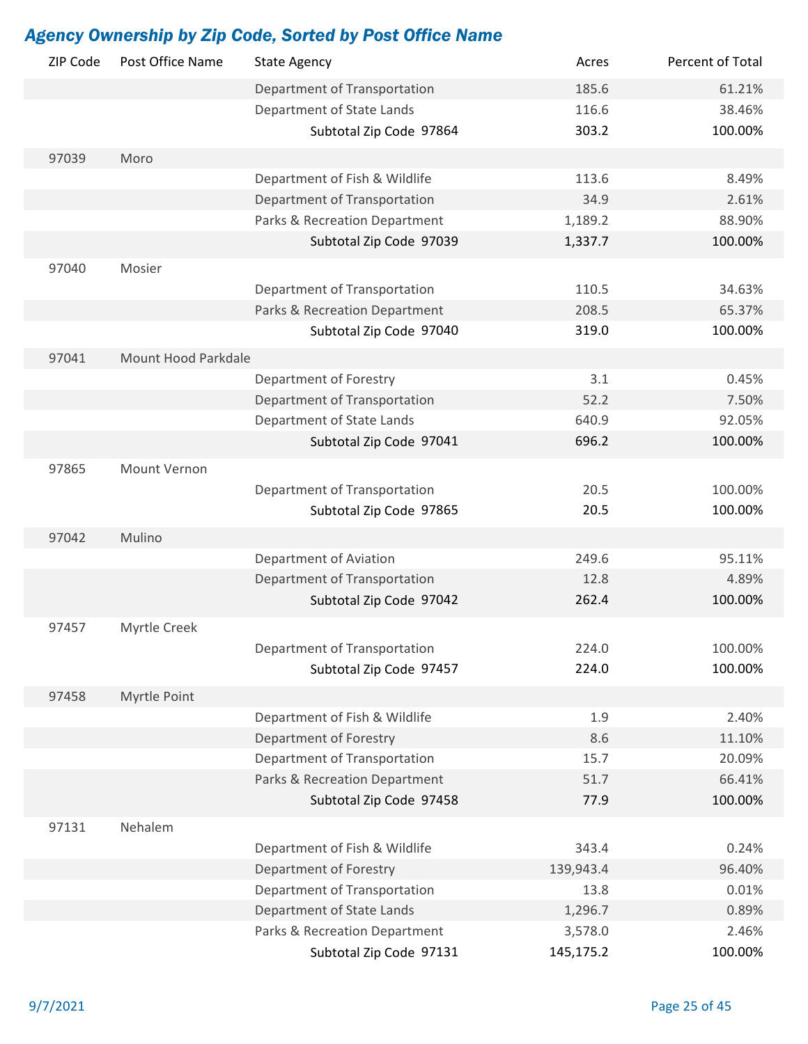## *Agency Ownership by Zip Code, Sorted by Post Office Name*

| ZIP Code | Post Office Name | State Agency | Acres | Percent of Total |
|---|---|---|---|---|
| | | Department of Transportation | 185.6 | 61.21% |
| | | Department of State Lands | 116.6 | 38.46% |
| | | Subtotal Zip Code 97864 | **303.2** | 100.00% |
| 97039 | Moro | | | |
| | | Department of Fish & Wildlife | 113.6 | 8.49% |
| | | Department of Transportation | 34.9 | 2.61% |
| | | Parks & Recreation Department | 1,189.2 | 88.90% |
| | | Subtotal Zip Code 97039 | **1,337.7** | 100.00% |
| 97040 | Mosier | | | |
| | | Department of Transportation | 110.5 | 34.63% |
| | | Parks & Recreation Department | 208.5 | 65.37% |
| | | Subtotal Zip Code 97040 | **319.0** | 100.00% |
| 97041 | Mount Hood Parkdale | | | |
| | | Department of Forestry | 3.1 | 0.45% |
| | | Department of Transportation | 52.2 | 7.50% |
| | | Department of State Lands | 640.9 | 92.05% |
| | | Subtotal Zip Code 97041 | **696.2** | 100.00% |
| 97865 | Mount Vernon | | | |
| | | Department of Transportation | 20.5 | 100.00% |
| | | Subtotal Zip Code 97865 | **20.5** | 100.00% |
| 97042 | Mulino | | | |
| | | Department of Aviation | 249.6 | 95.11% |
| | | Department of Transportation | 12.8 | 4.89% |
| | | Subtotal Zip Code 97042 | **262.4** | 100.00% |
| 97457 | Myrtle Creek | | | |
| | | Department of Transportation | 224.0 | 100.00% |
| | | Subtotal Zip Code 97457 | **224.0** | 100.00% |
| 97458 | Myrtle Point | | | |
| | | Department of Fish & Wildlife | 1.9 | 2.40% |
| | | Department of Forestry | 8.6 | 11.10% |
| | | Department of Transportation | 15.7 | 20.09% |
| | | Parks & Recreation Department | 51.7 | 66.41% |
| | | Subtotal Zip Code 97458 | **77.9** | 100.00% |
| 97131 | Nehalem | | | |
| | | Department of Fish & Wildlife | 343.4 | 0.24% |
| | | Department of Forestry | 139,943.4 | 96.40% |
| | | Department of Transportation | 13.8 | 0.01% |
| | | Department of State Lands | 1,296.7 | 0.89% |
| | | Parks & Recreation Department | 3,578.0 | 2.46% |
| | | Subtotal Zip Code 97131 | **145,175.2** | 100.00% |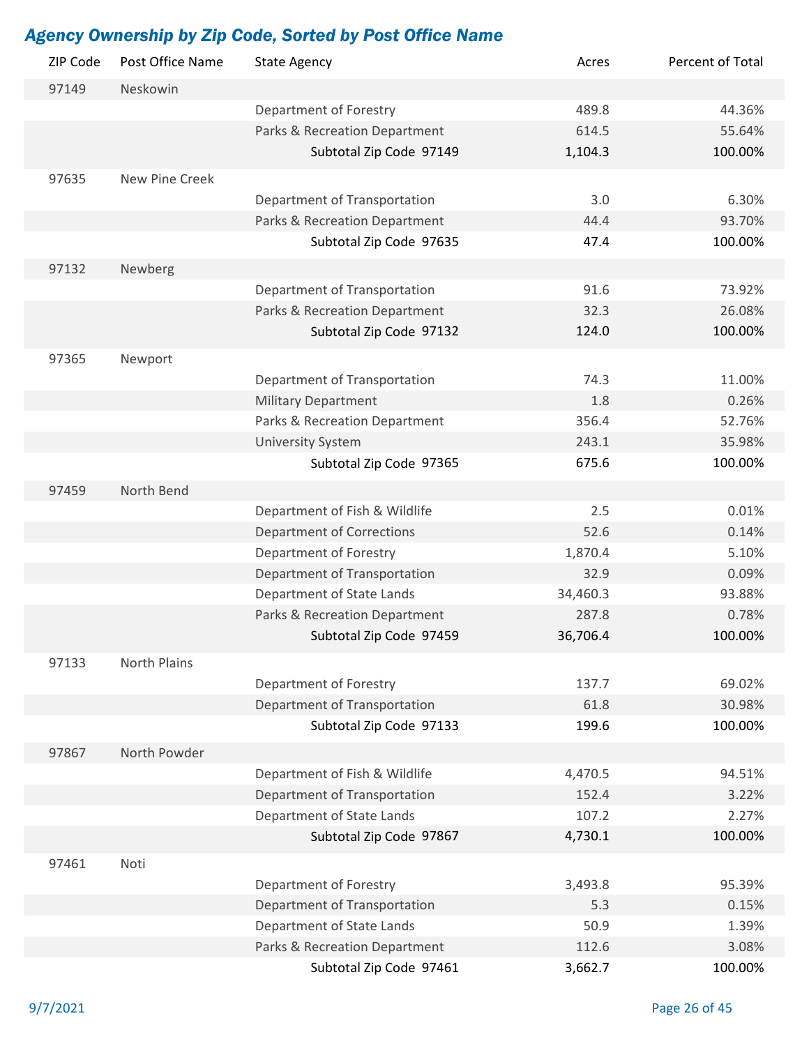## *Agency Ownership by Zip Code, Sorted by Post Office Name*

| ZIP Code | Post Office Name | State Agency | Acres | Percent of Total |
|---|---|---|---|---|
| 97149 | Neskowin | | | |
| | | Department of Forestry | 489.8 | 44.36% |
| | | Parks & Recreation Department | 614.5 | 55.64% |
| | | Subtotal Zip Code 97149 | 1,104.3 | 100.00% |
| 97635 | New Pine Creek | | | |
| | | Department of Transportation | 3.0 | 6.30% |
| | | Parks & Recreation Department | 44.4 | 93.70% |
| | | Subtotal Zip Code 97635 | 47.4 | 100.00% |
| 97132 | Newberg | | | |
| | | Department of Transportation | 91.6 | 73.92% |
| | | Parks & Recreation Department | 32.3 | 26.08% |
| | | Subtotal Zip Code 97132 | 124.0 | 100.00% |
| 97365 | Newport | | | |
| | | Department of Transportation | 74.3 | 11.00% |
| | | Military Department | 1.8 | 0.26% |
| | | Parks & Recreation Department | 356.4 | 52.76% |
| | | University System | 243.1 | 35.98% |
| | | Subtotal Zip Code 97365 | 675.6 | 100.00% |
| 97459 | North Bend | | | |
| | | Department of Fish & Wildlife | 2.5 | 0.01% |
| | | Department of Corrections | 52.6 | 0.14% |
| | | Department of Forestry | 1,870.4 | 5.10% |
| | | Department of Transportation | 32.9 | 0.09% |
| | | Department of State Lands | 34,460.3 | 93.88% |
| | | Parks & Recreation Department | 287.8 | 0.78% |
| | | Subtotal Zip Code 97459 | 36,706.4 | 100.00% |
| 97133 | North Plains | | | |
| | | Department of Forestry | 137.7 | 69.02% |
| | | Department of Transportation | 61.8 | 30.98% |
| | | Subtotal Zip Code 97133 | 199.6 | 100.00% |
| 97867 | North Powder | | | |
| | | Department of Fish & Wildlife | 4,470.5 | 94.51% |
| | | Department of Transportation | 152.4 | 3.22% |
| | | Department of State Lands | 107.2 | 2.27% |
| | | Subtotal Zip Code 97867 | 4,730.1 | 100.00% |
| 97461 | Noti | | | |
| | | Department of Forestry | 3,493.8 | 95.39% |
| | | Department of Transportation | 5.3 | 0.15% |
| | | Department of State Lands | 50.9 | 1.39% |
| | | Parks & Recreation Department | 112.6 | 3.08% |
| | | Subtotal Zip Code 97461 | 3,662.7 | 100.00% |

9/7/2021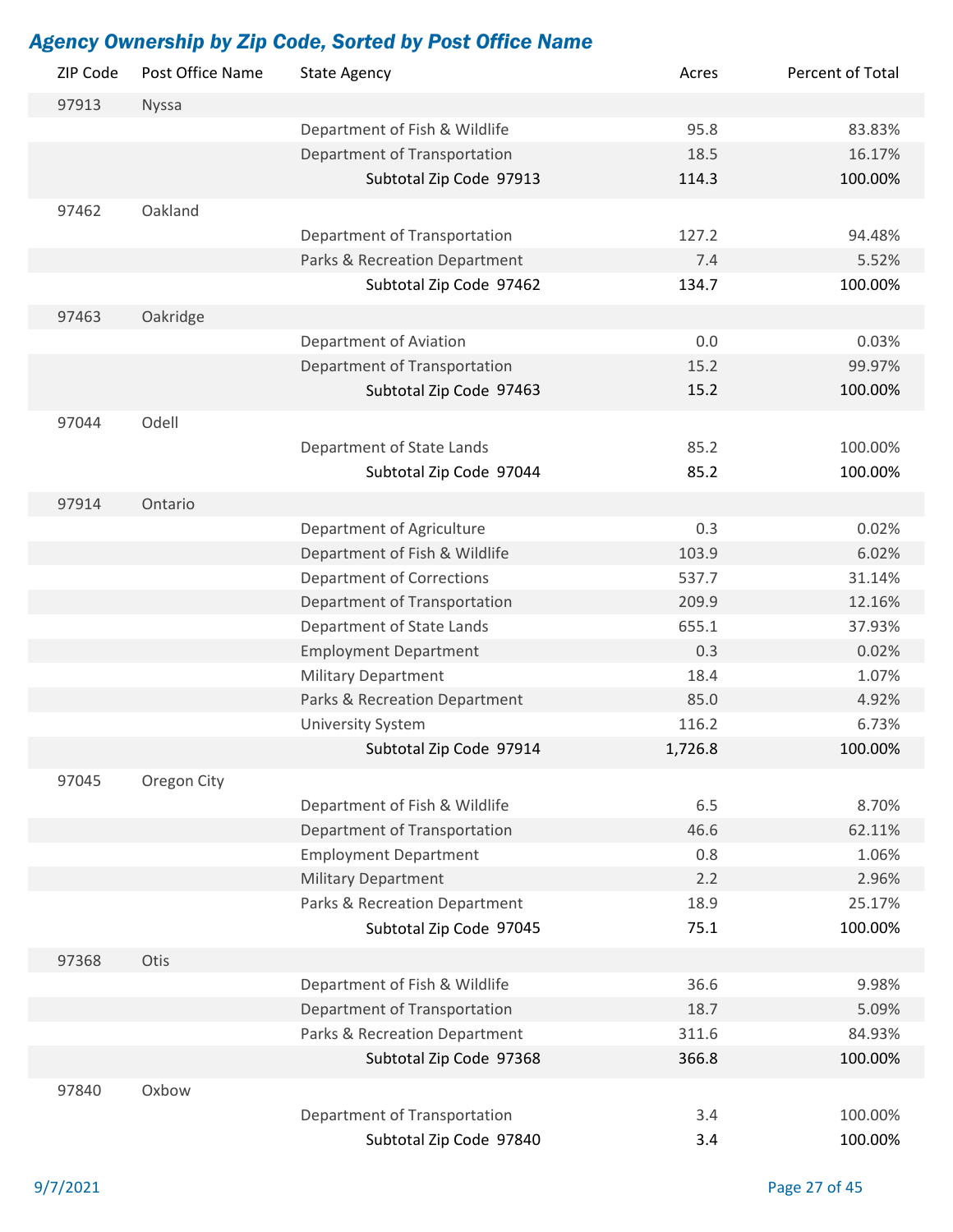## *Agency Ownership by Zip Code, Sorted by Post Office Name*

| ZIP Code | Post Office Name | State Agency | Acres | Percent of Total |
|---|---|---|---|---|
| 97913 | Nyssa | | | |
| | | Department of Fish & Wildlife | 95.8 | 83.83% |
| | | Department of Transportation | 18.5 | 16.17% |
| | | Subtotal Zip Code 97913 | 114.3 | 100.00% |
| 97462 | Oakland | | | |
| | | Department of Transportation | 127.2 | 94.48% |
| | | Parks & Recreation Department | 7.4 | 5.52% |
| | | Subtotal Zip Code 97462 | 134.7 | 100.00% |
| 97463 | Oakridge | | | |
| | | Department of Aviation | 0.0 | 0.03% |
| | | Department of Transportation | 15.2 | 99.97% |
| | | Subtotal Zip Code 97463 | 15.2 | 100.00% |
| 97044 | Odell | | | |
| | | Department of State Lands | 85.2 | 100.00% |
| | | Subtotal Zip Code 97044 | 85.2 | 100.00% |
| 97914 | Ontario | | | |
| | | Department of Agriculture | 0.3 | 0.02% |
| | | Department of Fish & Wildlife | 103.9 | 6.02% |
| | | Department of Corrections | 537.7 | 31.14% |
| | | Department of Transportation | 209.9 | 12.16% |
| | | Department of State Lands | 655.1 | 37.93% |
| | | Employment Department | 0.3 | 0.02% |
| | | Military Department | 18.4 | 1.07% |
| | | Parks & Recreation Department | 85.0 | 4.92% |
| | | University System | 116.2 | 6.73% |
| | | Subtotal Zip Code 97914 | 1,726.8 | 100.00% |
| 97045 | Oregon City | | | |
| | | Department of Fish & Wildlife | 6.5 | 8.70% |
| | | Department of Transportation | 46.6 | 62.11% |
| | | Employment Department | 0.8 | 1.06% |
| | | Military Department | 2.2 | 2.96% |
| | | Parks & Recreation Department | 18.9 | 25.17% |
| | | Subtotal Zip Code 97045 | 75.1 | 100.00% |
| 97368 | Otis | | | |
| | | Department of Fish & Wildlife | 36.6 | 9.98% |
| | | Department of Transportation | 18.7 | 5.09% |
| | | Parks & Recreation Department | 311.6 | 84.93% |
| | | Subtotal Zip Code 97368 | 366.8 | 100.00% |
| 97840 | Oxbow | | | |
| | | Department of Transportation | 3.4 | 100.00% |
| | | Subtotal Zip Code 97840 | 3.4 | 100.00% |

9/7/2021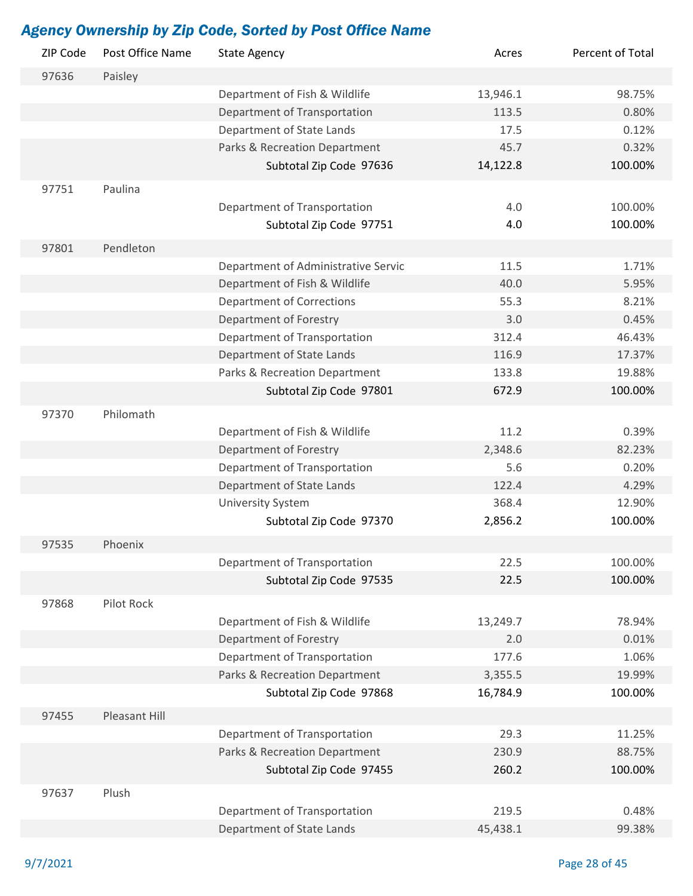## *Agency Ownership by Zip Code, Sorted by Post Office Name*

| ZIP Code | Post Office Name | State Agency | Acres | Percent of Total |
|---|---|---|---|---|
| 97636 | Paisley | | | |
| | | Department of Fish & Wildlife | 13,946.1 | 98.75% |
| | | Department of Transportation | 113.5 | 0.80% |
| | | Department of State Lands | 17.5 | 0.12% |
| | | Parks & Recreation Department | 45.7 | 0.32% |
| | | **Subtotal Zip Code 97636** | **14,122.8** | **100.00%** |
| 97751 | Paulina | | | |
| | | Department of Transportation | 4.0 | 100.00% |
| | | **Subtotal Zip Code 97751** | **4.0** | **100.00%** |
| 97801 | Pendleton | | | |
| | | Department of Administrative Servic | 11.5 | 1.71% |
| | | Department of Fish & Wildlife | 40.0 | 5.95% |
| | | Department of Corrections | 55.3 | 8.21% |
| | | Department of Forestry | 3.0 | 0.45% |
| | | Department of Transportation | 312.4 | 46.43% |
| | | Department of State Lands | 116.9 | 17.37% |
| | | Parks & Recreation Department | 133.8 | 19.88% |
| | | **Subtotal Zip Code 97801** | **672.9** | **100.00%** |
| 97370 | Philomath | | | |
| | | Department of Fish & Wildlife | 11.2 | 0.39% |
| | | Department of Forestry | 2,348.6 | 82.23% |
| | | Department of Transportation | 5.6 | 0.20% |
| | | Department of State Lands | 122.4 | 4.29% |
| | | University System | 368.4 | 12.90% |
| | | **Subtotal Zip Code 97370** | **2,856.2** | **100.00%** |
| 97535 | Phoenix | | | |
| | | Department of Transportation | 22.5 | 100.00% |
| | | **Subtotal Zip Code 97535** | **22.5** | **100.00%** |
| 97868 | Pilot Rock | | | |
| | | Department of Fish & Wildlife | 13,249.7 | 78.94% |
| | | Department of Forestry | 2.0 | 0.01% |
| | | Department of Transportation | 177.6 | 1.06% |
| | | Parks & Recreation Department | 3,355.5 | 19.99% |
| | | **Subtotal Zip Code 97868** | **16,784.9** | **100.00%** |
| 97455 | Pleasant Hill | | | |
| | | Department of Transportation | 29.3 | 11.25% |
| | | Parks & Recreation Department | 230.9 | 88.75% |
| | | **Subtotal Zip Code 97455** | **260.2** | **100.00%** |
| 97637 | Plush | | | |
| | | Department of Transportation | 219.5 | 0.48% |
| | | Department of State Lands | 45,438.1 | 99.38% |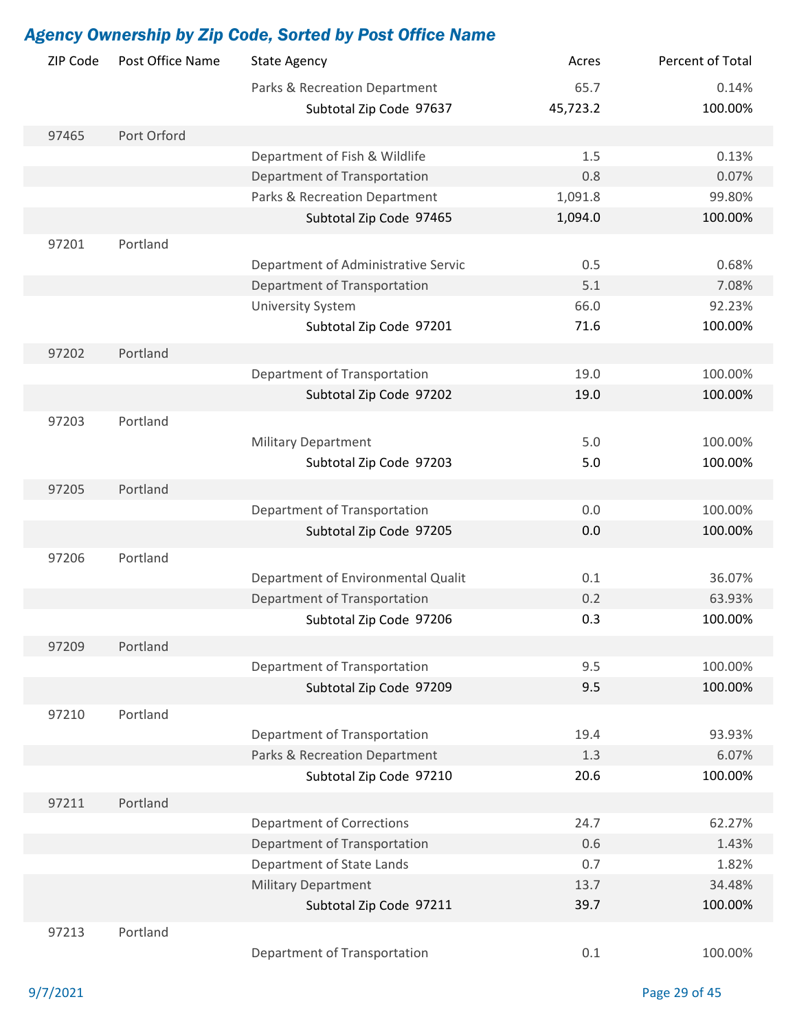## Agency Ownership by Zip Code, Sorted by Post Office Name

| ZIP Code | Post Office Name | State Agency | Acres | Percent of Total |
|---|---|---|---|---|
| | | Parks & Recreation Department | 65.7 | 0.14% |
| | | **Subtotal Zip Code 97637** | **45,723.2** | **100.00%** |
| 97465 | Port Orford | | | |
| | | Department of Fish & Wildlife | 1.5 | 0.13% |
| | | Department of Transportation | 0.8 | 0.07% |
| | | Parks & Recreation Department | 1,091.8 | 99.80% |
| | | **Subtotal Zip Code 97465** | **1,094.0** | **100.00%** |
| 97201 | Portland | | | |
| | | Department of Administrative Servic | 0.5 | 0.68% |
| | | Department of Transportation | 5.1 | 7.08% |
| | | University System | 66.0 | 92.23% |
| | | **Subtotal Zip Code 97201** | **71.6** | **100.00%** |
| 97202 | Portland | | | |
| | | Department of Transportation | 19.0 | 100.00% |
| | | **Subtotal Zip Code 97202** | **19.0** | **100.00%** |
| 97203 | Portland | | | |
| | | Military Department | 5.0 | 100.00% |
| | | **Subtotal Zip Code 97203** | **5.0** | **100.00%** |
| 97205 | Portland | | | |
| | | Department of Transportation | 0.0 | 100.00% |
| | | **Subtotal Zip Code 97205** | **0.0** | **100.00%** |
| 97206 | Portland | | | |
| | | Department of Environmental Qualit | 0.1 | 36.07% |
| | | Department of Transportation | 0.2 | 63.93% |
| | | **Subtotal Zip Code 97206** | **0.3** | **100.00%** |
| 97209 | Portland | | | |
| | | Department of Transportation | 9.5 | 100.00% |
| | | **Subtotal Zip Code 97209** | **9.5** | **100.00%** |
| 97210 | Portland | | | |
| | | Department of Transportation | 19.4 | 93.93% |
| | | Parks & Recreation Department | 1.3 | 6.07% |
| | | **Subtotal Zip Code 97210** | **20.6** | **100.00%** |
| 97211 | Portland | | | |
| | | Department of Corrections | 24.7 | 62.27% |
| | | Department of Transportation | 0.6 | 1.43% |
| | | Department of State Lands | 0.7 | 1.82% |
| | | Military Department | 13.7 | 34.48% |
| | | **Subtotal Zip Code 97211** | **39.7** | **100.00%** |
| 97213 | Portland | | | |
| | | Department of Transportation | 0.1 | 100.00% |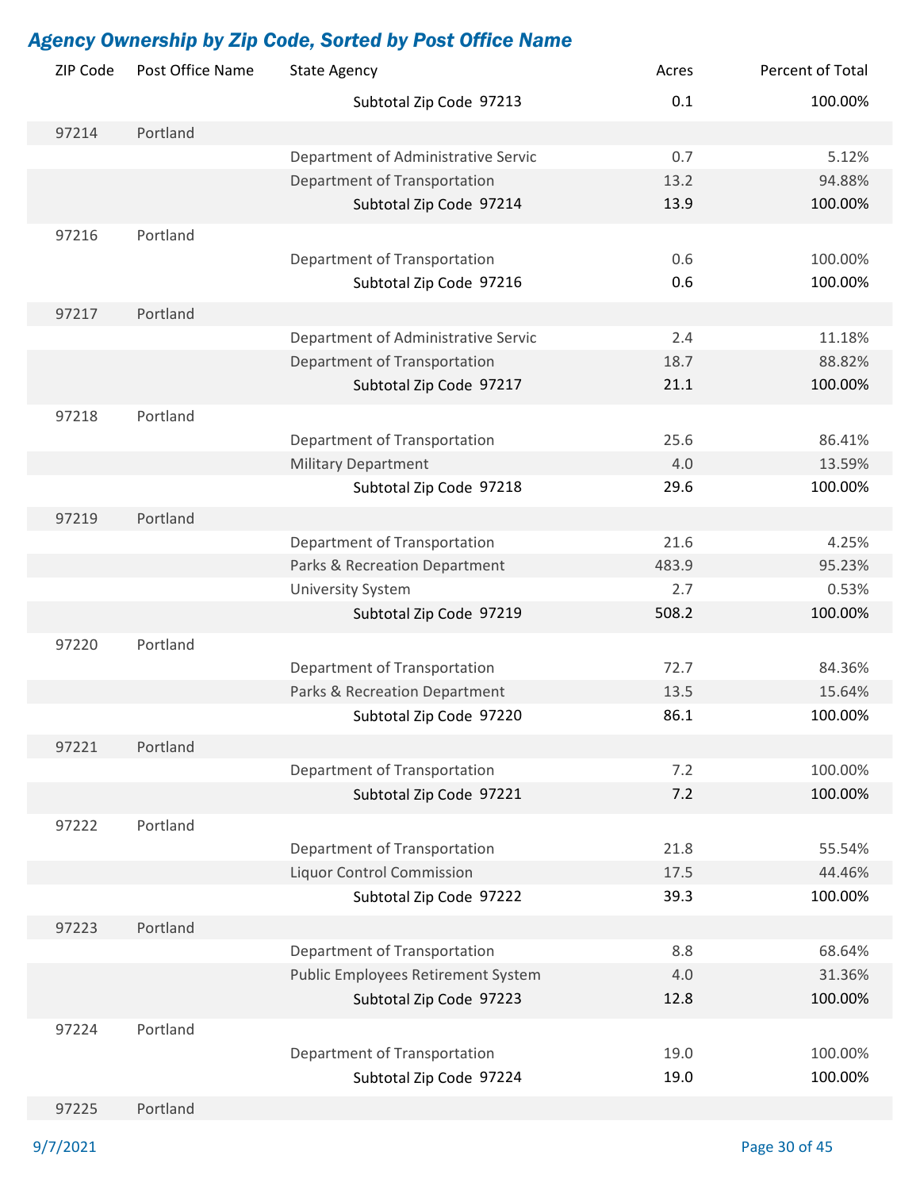## *Agency Ownership by Zip Code, Sorted by Post Office Name*

| ZIP Code | Post Office Name | State Agency | Acres | Percent of Total |
|---|---|---|---|---|
| | | Subtotal Zip Code 97213 | 0.1 | 100.00% |
| 97214 | Portland | | | |
| | | Department of Administrative Servic | 0.7 | 5.12% |
| | | Department of Transportation | 13.2 | 94.88% |
| | | Subtotal Zip Code 97214 | 13.9 | 100.00% |
| 97216 | Portland | | | |
| | | Department of Transportation | 0.6 | 100.00% |
| | | Subtotal Zip Code 97216 | 0.6 | 100.00% |
| 97217 | Portland | | | |
| | | Department of Administrative Servic | 2.4 | 11.18% |
| | | Department of Transportation | 18.7 | 88.82% |
| | | Subtotal Zip Code 97217 | 21.1 | 100.00% |
| 97218 | Portland | | | |
| | | Department of Transportation | 25.6 | 86.41% |
| | | Military Department | 4.0 | 13.59% |
| | | Subtotal Zip Code 97218 | 29.6 | 100.00% |
| 97219 | Portland | | | |
| | | Department of Transportation | 21.6 | 4.25% |
| | | Parks & Recreation Department | 483.9 | 95.23% |
| | | University System | 2.7 | 0.53% |
| | | Subtotal Zip Code 97219 | 508.2 | 100.00% |
| 97220 | Portland | | | |
| | | Department of Transportation | 72.7 | 84.36% |
| | | Parks & Recreation Department | 13.5 | 15.64% |
| | | Subtotal Zip Code 97220 | 86.1 | 100.00% |
| 97221 | Portland | | | |
| | | Department of Transportation | 7.2 | 100.00% |
| | | Subtotal Zip Code 97221 | 7.2 | 100.00% |
| 97222 | Portland | | | |
| | | Department of Transportation | 21.8 | 55.54% |
| | | Liquor Control Commission | 17.5 | 44.46% |
| | | Subtotal Zip Code 97222 | 39.3 | 100.00% |
| 97223 | Portland | | | |
| | | Department of Transportation | 8.8 | 68.64% |
| | | Public Employees Retirement System | 4.0 | 31.36% |
| | | Subtotal Zip Code 97223 | 12.8 | 100.00% |
| 97224 | Portland | | | |
| | | Department of Transportation | 19.0 | 100.00% |
| | | Subtotal Zip Code 97224 | 19.0 | 100.00% |
| 97225 | Portland | | | |

9/7/2021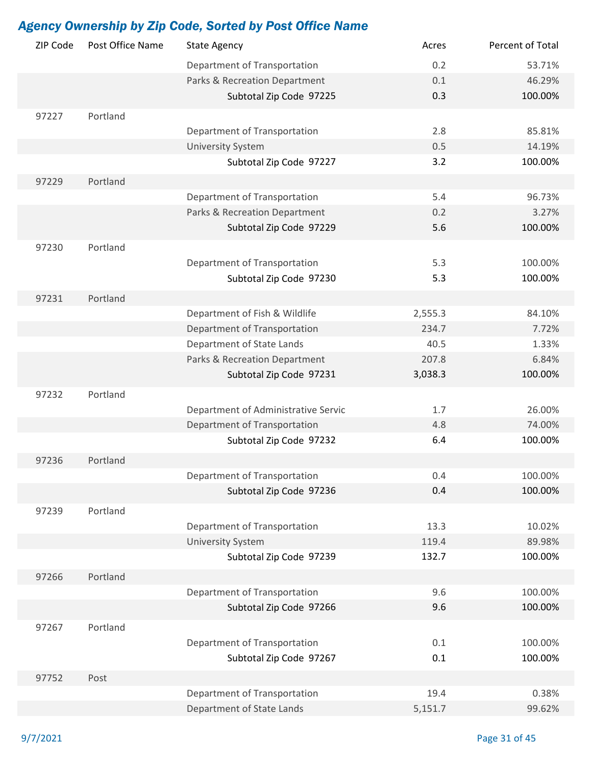## *Agency Ownership by Zip Code, Sorted by Post Office Name*

| ZIP Code | Post Office Name | State Agency | Acres | Percent of Total |
|---|---|---|---|---|
| | | Department of Transportation | 0.2 | 53.71% |
| | | Parks & Recreation Department | 0.1 | 46.29% |
| | | Subtotal Zip Code 97225 | 0.3 | 100.00% |
| 97227 | Portland | | | |
| | | Department of Transportation | 2.8 | 85.81% |
| | | University System | 0.5 | 14.19% |
| | | Subtotal Zip Code 97227 | 3.2 | 100.00% |
| 97229 | Portland | | | |
| | | Department of Transportation | 5.4 | 96.73% |
| | | Parks & Recreation Department | 0.2 | 3.27% |
| | | Subtotal Zip Code 97229 | 5.6 | 100.00% |
| 97230 | Portland | | | |
| | | Department of Transportation | 5.3 | 100.00% |
| | | Subtotal Zip Code 97230 | 5.3 | 100.00% |
| 97231 | Portland | | | |
| | | Department of Fish & Wildlife | 2,555.3 | 84.10% |
| | | Department of Transportation | 234.7 | 7.72% |
| | | Department of State Lands | 40.5 | 1.33% |
| | | Parks & Recreation Department | 207.8 | 6.84% |
| | | Subtotal Zip Code 97231 | 3,038.3 | 100.00% |
| 97232 | Portland | | | |
| | | Department of Administrative Servic | 1.7 | 26.00% |
| | | Department of Transportation | 4.8 | 74.00% |
| | | Subtotal Zip Code 97232 | 6.4 | 100.00% |
| 97236 | Portland | | | |
| | | Department of Transportation | 0.4 | 100.00% |
| | | Subtotal Zip Code 97236 | 0.4 | 100.00% |
| 97239 | Portland | | | |
| | | Department of Transportation | 13.3 | 10.02% |
| | | University System | 119.4 | 89.98% |
| | | Subtotal Zip Code 97239 | 132.7 | 100.00% |
| 97266 | Portland | | | |
| | | Department of Transportation | 9.6 | 100.00% |
| | | Subtotal Zip Code 97266 | 9.6 | 100.00% |
| 97267 | Portland | | | |
| | | Department of Transportation | 0.1 | 100.00% |
| | | Subtotal Zip Code 97267 | 0.1 | 100.00% |
| 97752 | Post | | | |
| | | Department of Transportation | 19.4 | 0.38% |
| | | Department of State Lands | 5,151.7 | 99.62% |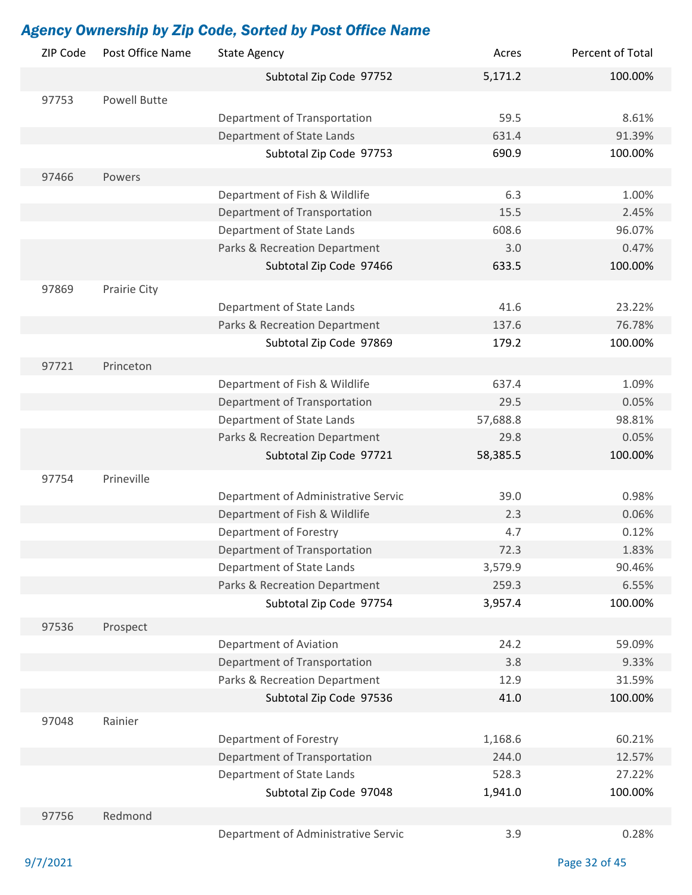## *Agency Ownership by Zip Code, Sorted by Post Office Name*

| ZIP Code | Post Office Name | State Agency | Acres | Percent of Total |
|---|---|---|---|---|
| | | **Subtotal Zip Code 97752** | **5,171.2** | **100.00%** |
| 97753 | Powell Butte | | | |
| | | Department of Transportation | 59.5 | 8.61% |
| | | Department of State Lands | 631.4 | 91.39% |
| | | **Subtotal Zip Code 97753** | **690.9** | **100.00%** |
| 97466 | Powers | | | |
| | | Department of Fish & Wildlife | 6.3 | 1.00% |
| | | Department of Transportation | 15.5 | 2.45% |
| | | Department of State Lands | 608.6 | 96.07% |
| | | Parks & Recreation Department | 3.0 | 0.47% |
| | | **Subtotal Zip Code 97466** | **633.5** | **100.00%** |
| 97869 | Prairie City | | | |
| | | Department of State Lands | 41.6 | 23.22% |
| | | Parks & Recreation Department | 137.6 | 76.78% |
| | | **Subtotal Zip Code 97869** | **179.2** | **100.00%** |
| 97721 | Princeton | | | |
| | | Department of Fish & Wildlife | 637.4 | 1.09% |
| | | Department of Transportation | 29.5 | 0.05% |
| | | Department of State Lands | 57,688.8 | 98.81% |
| | | Parks & Recreation Department | 29.8 | 0.05% |
| | | **Subtotal Zip Code 97721** | **58,385.5** | **100.00%** |
| 97754 | Prineville | | | |
| | | Department of Administrative Servic | 39.0 | 0.98% |
| | | Department of Fish & Wildlife | 2.3 | 0.06% |
| | | Department of Forestry | 4.7 | 0.12% |
| | | Department of Transportation | 72.3 | 1.83% |
| | | Department of State Lands | 3,579.9 | 90.46% |
| | | Parks & Recreation Department | 259.3 | 6.55% |
| | | **Subtotal Zip Code 97754** | **3,957.4** | **100.00%** |
| 97536 | Prospect | | | |
| | | Department of Aviation | 24.2 | 59.09% |
| | | Department of Transportation | 3.8 | 9.33% |
| | | Parks & Recreation Department | 12.9 | 31.59% |
| | | **Subtotal Zip Code 97536** | **41.0** | **100.00%** |
| 97048 | Rainier | | | |
| | | Department of Forestry | 1,168.6 | 60.21% |
| | | Department of Transportation | 244.0 | 12.57% |
| | | Department of State Lands | 528.3 | 27.22% |
| | | **Subtotal Zip Code 97048** | **1,941.0** | **100.00%** |
| 97756 | Redmond | | | |
| | | Department of Administrative Servic | 3.9 | 0.28% |

9/7/2021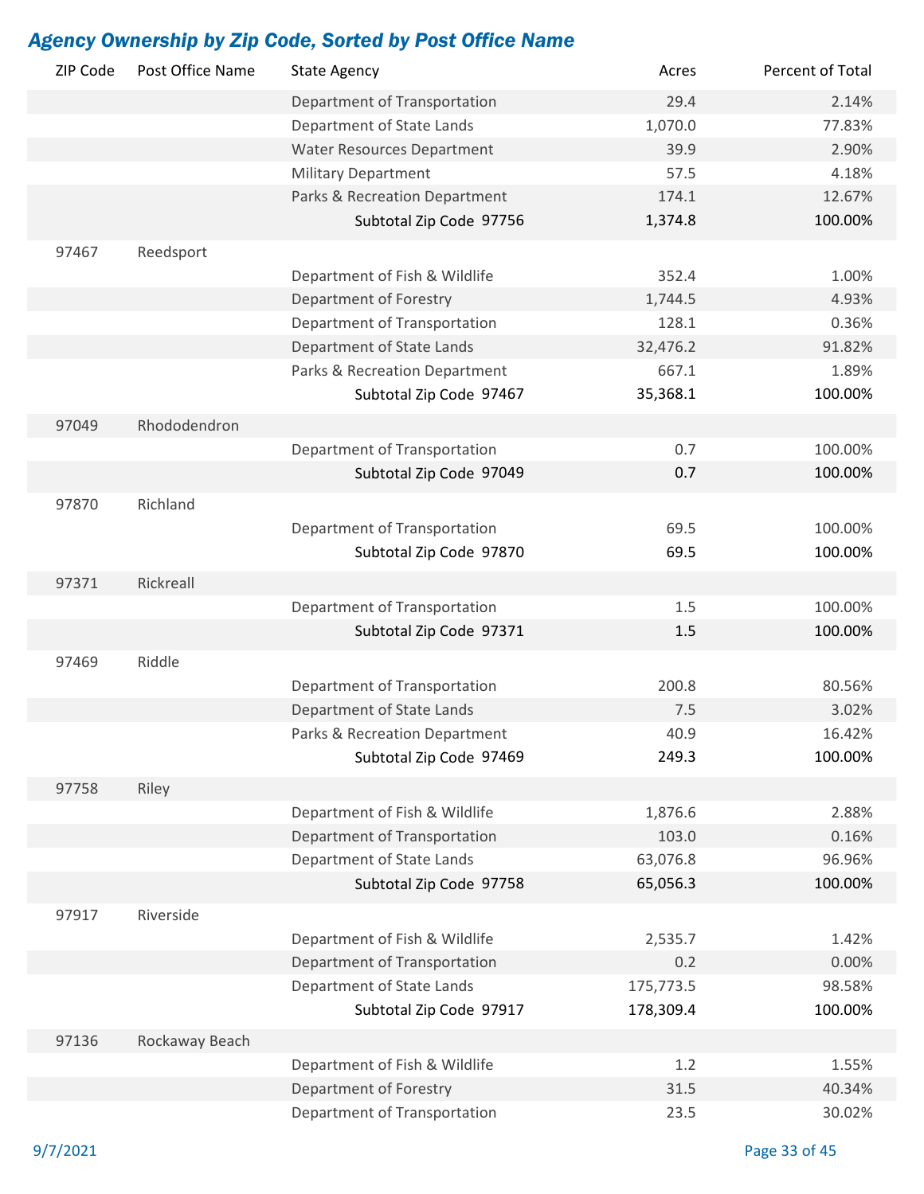## *Agency Ownership by Zip Code, Sorted by Post Office Name*

| ZIP Code | Post Office Name | State Agency | Acres | Percent of Total |
|---|---|---|---|---|
| | | Department of Transportation | 29.4 | 2.14% |
| | | Department of State Lands | 1,070.0 | 77.83% |
| | | Water Resources Department | 39.9 | 2.90% |
| | | Military Department | 57.5 | 4.18% |
| | | Parks & Recreation Department | 174.1 | 12.67% |
| | | Subtotal Zip Code 97756 | **1,374.8** | **100.00%** |
| 97467 | Reedsport | | | |
| | | Department of Fish & Wildlife | 352.4 | 1.00% |
| | | Department of Forestry | 1,744.5 | 4.93% |
| | | Department of Transportation | 128.1 | 0.36% |
| | | Department of State Lands | 32,476.2 | 91.82% |
| | | Parks & Recreation Department | 667.1 | 1.89% |
| | | Subtotal Zip Code 97467 | **35,368.1** | **100.00%** |
| 97049 | Rhododendron | | | |
| | | Department of Transportation | 0.7 | 100.00% |
| | | Subtotal Zip Code 97049 | **0.7** | **100.00%** |
| 97870 | Richland | | | |
| | | Department of Transportation | 69.5 | 100.00% |
| | | Subtotal Zip Code 97870 | **69.5** | **100.00%** |
| 97371 | Rickreall | | | |
| | | Department of Transportation | 1.5 | 100.00% |
| | | Subtotal Zip Code 97371 | **1.5** | **100.00%** |
| 97469 | Riddle | | | |
| | | Department of Transportation | 200.8 | 80.56% |
| | | Department of State Lands | 7.5 | 3.02% |
| | | Parks & Recreation Department | 40.9 | 16.42% |
| | | Subtotal Zip Code 97469 | **249.3** | **100.00%** |
| 97758 | Riley | | | |
| | | Department of Fish & Wildlife | 1,876.6 | 2.88% |
| | | Department of Transportation | 103.0 | 0.16% |
| | | Department of State Lands | 63,076.8 | 96.96% |
| | | Subtotal Zip Code 97758 | **65,056.3** | **100.00%** |
| 97917 | Riverside | | | |
| | | Department of Fish & Wildlife | 2,535.7 | 1.42% |
| | | Department of Transportation | 0.2 | 0.00% |
| | | Department of State Lands | 175,773.5 | 98.58% |
| | | Subtotal Zip Code 97917 | **178,309.4** | **100.00%** |
| 97136 | Rockaway Beach | | | |
| | | Department of Fish & Wildlife | 1.2 | 1.55% |
| | | Department of Forestry | 31.5 | 40.34% |
| | | Department of Transportation | 23.5 | 30.02% |

9/7/2021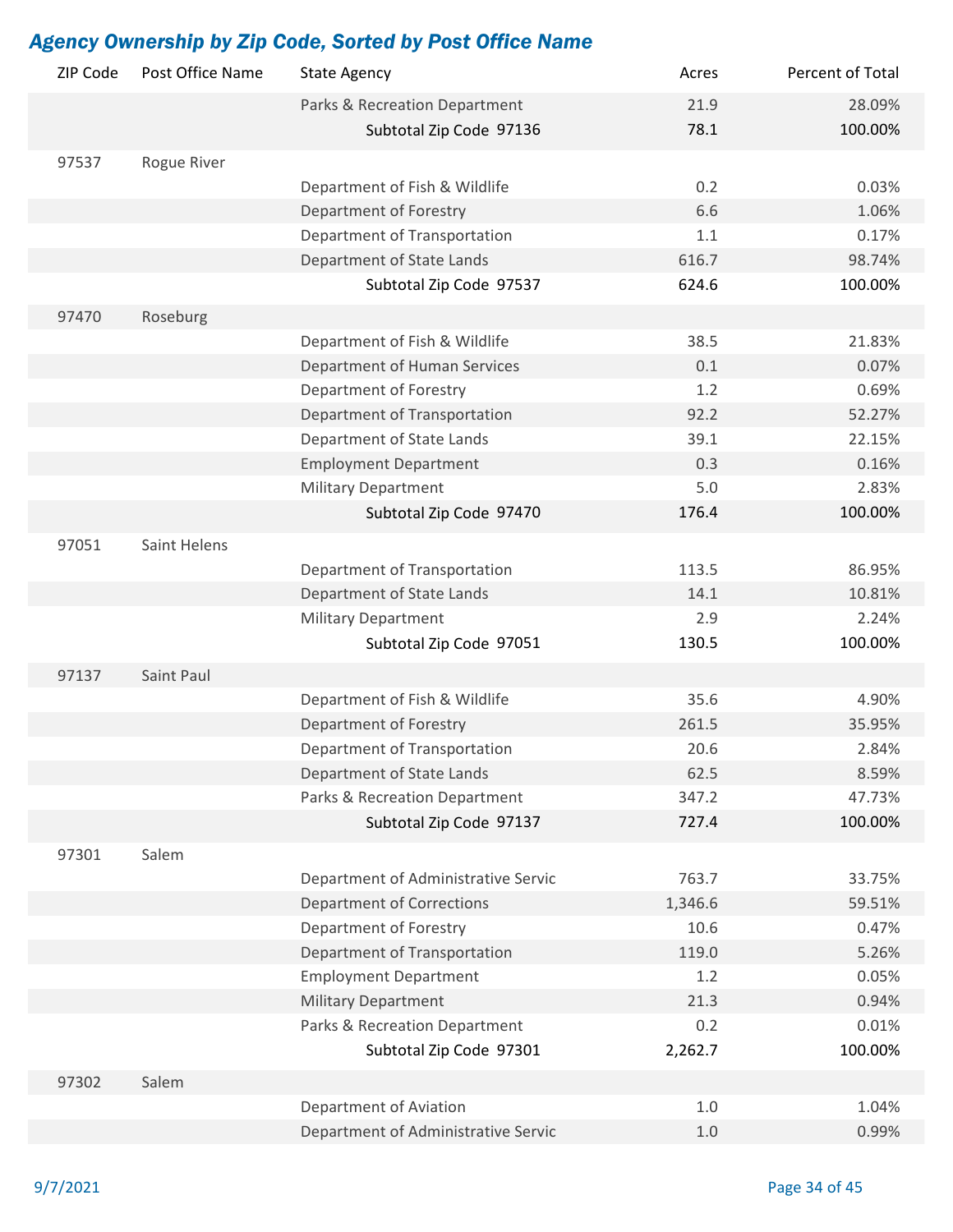## *Agency Ownership by Zip Code, Sorted by Post Office Name*

| ZIP Code | Post Office Name | State Agency | Acres | Percent of Total |
|---|---|---|---|---|
| | | Parks & Recreation Department | 21.9 | 28.09% |
| | | **Subtotal Zip Code 97136** | **78.1** | **100.00%** |
| 97537 | Rogue River | | | |
| | | Department of Fish & Wildlife | 0.2 | 0.03% |
| | | Department of Forestry | 6.6 | 1.06% |
| | | Department of Transportation | 1.1 | 0.17% |
| | | Department of State Lands | 616.7 | 98.74% |
| | | **Subtotal Zip Code 97537** | **624.6** | **100.00%** |
| 97470 | Roseburg | | | |
| | | Department of Fish & Wildlife | 38.5 | 21.83% |
| | | Department of Human Services | 0.1 | 0.07% |
| | | Department of Forestry | 1.2 | 0.69% |
| | | Department of Transportation | 92.2 | 52.27% |
| | | Department of State Lands | 39.1 | 22.15% |
| | | Employment Department | 0.3 | 0.16% |
| | | Military Department | 5.0 | 2.83% |
| | | **Subtotal Zip Code 97470** | **176.4** | **100.00%** |
| 97051 | Saint Helens | | | |
| | | Department of Transportation | 113.5 | 86.95% |
| | | Department of State Lands | 14.1 | 10.81% |
| | | Military Department | 2.9 | 2.24% |
| | | **Subtotal Zip Code 97051** | **130.5** | **100.00%** |
| 97137 | Saint Paul | | | |
| | | Department of Fish & Wildlife | 35.6 | 4.90% |
| | | Department of Forestry | 261.5 | 35.95% |
| | | Department of Transportation | 20.6 | 2.84% |
| | | Department of State Lands | 62.5 | 8.59% |
| | | Parks & Recreation Department | 347.2 | 47.73% |
| | | **Subtotal Zip Code 97137** | **727.4** | **100.00%** |
| 97301 | Salem | | | |
| | | Department of Administrative Servic | 763.7 | 33.75% |
| | | Department of Corrections | 1,346.6 | 59.51% |
| | | Department of Forestry | 10.6 | 0.47% |
| | | Department of Transportation | 119.0 | 5.26% |
| | | Employment Department | 1.2 | 0.05% |
| | | Military Department | 21.3 | 0.94% |
| | | Parks & Recreation Department | 0.2 | 0.01% |
| | | **Subtotal Zip Code 97301** | **2,262.7** | **100.00%** |
| 97302 | Salem | | | |
| | | Department of Aviation | 1.0 | 1.04% |
| | | Department of Administrative Servic | 1.0 | 0.99% |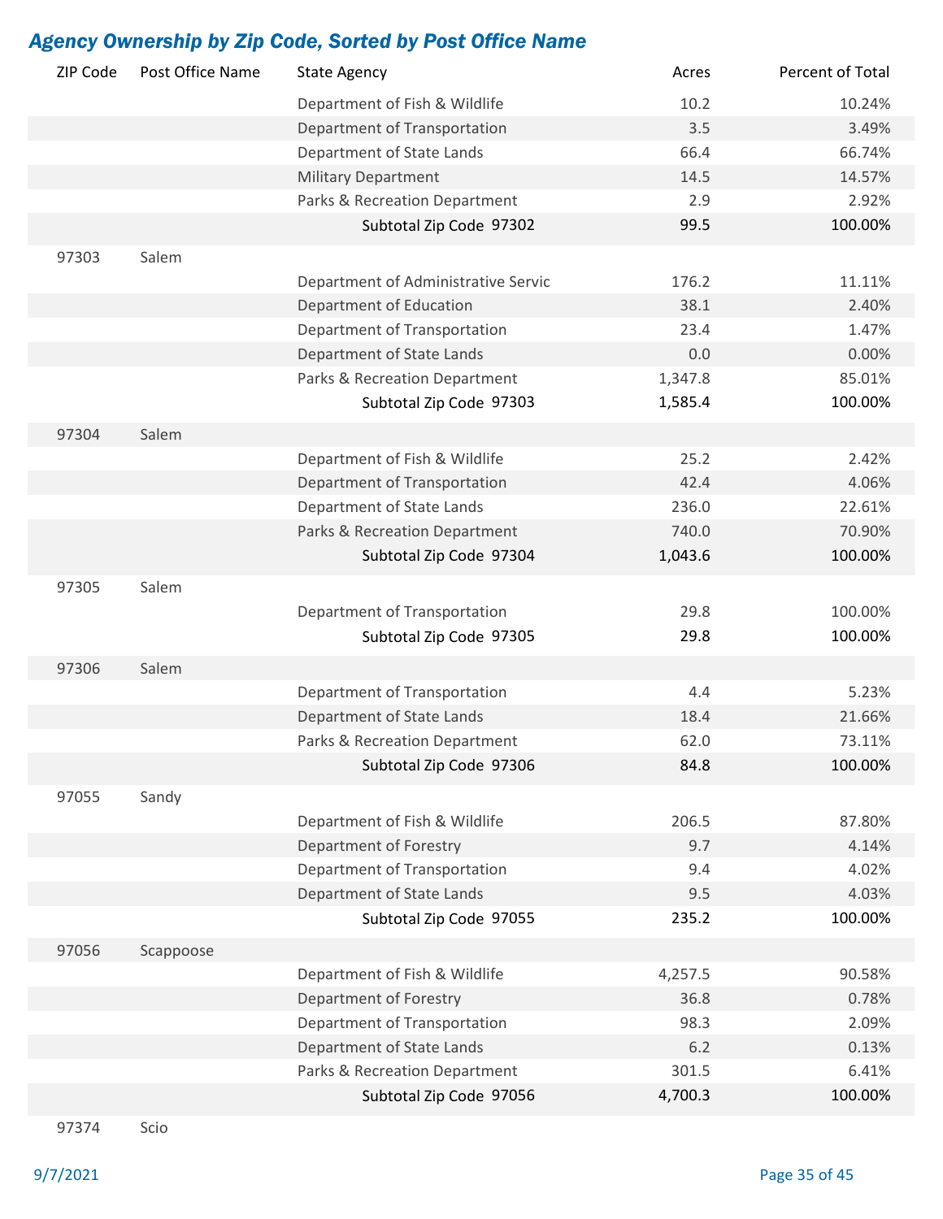## *Agency Ownership by Zip Code, Sorted by Post Office Name*

| ZIP Code | Post Office Name | State Agency | Acres | Percent of Total |
|---|---|---|---|---|
| | | Department of Fish & Wildlife | 10.2 | 10.24% |
| | | Department of Transportation | 3.5 | 3.49% |
| | | Department of State Lands | 66.4 | 66.74% |
| | | Military Department | 14.5 | 14.57% |
| | | Parks & Recreation Department | 2.9 | 2.92% |
| | | **Subtotal Zip Code 97302** | **99.5** | **100.00%** |
| 97303 | Salem | | | |
| | | Department of Administrative Servic | 176.2 | 11.11% |
| | | Department of Education | 38.1 | 2.40% |
| | | Department of Transportation | 23.4 | 1.47% |
| | | Department of State Lands | 0.0 | 0.00% |
| | | Parks & Recreation Department | 1,347.8 | 85.01% |
| | | **Subtotal Zip Code 97303** | **1,585.4** | **100.00%** |
| 97304 | Salem | | | |
| | | Department of Fish & Wildlife | 25.2 | 2.42% |
| | | Department of Transportation | 42.4 | 4.06% |
| | | Department of State Lands | 236.0 | 22.61% |
| | | Parks & Recreation Department | 740.0 | 70.90% |
| | | **Subtotal Zip Code 97304** | **1,043.6** | **100.00%** |
| 97305 | Salem | | | |
| | | Department of Transportation | 29.8 | 100.00% |
| | | **Subtotal Zip Code 97305** | **29.8** | **100.00%** |
| 97306 | Salem | | | |
| | | Department of Transportation | 4.4 | 5.23% |
| | | Department of State Lands | 18.4 | 21.66% |
| | | Parks & Recreation Department | 62.0 | 73.11% |
| | | **Subtotal Zip Code 97306** | **84.8** | **100.00%** |
| 97055 | Sandy | | | |
| | | Department of Fish & Wildlife | 206.5 | 87.80% |
| | | Department of Forestry | 9.7 | 4.14% |
| | | Department of Transportation | 9.4 | 4.02% |
| | | Department of State Lands | 9.5 | 4.03% |
| | | **Subtotal Zip Code 97055** | **235.2** | **100.00%** |
| 97056 | Scappoose | | | |
| | | Department of Fish & Wildlife | 4,257.5 | 90.58% |
| | | Department of Forestry | 36.8 | 0.78% |
| | | Department of Transportation | 98.3 | 2.09% |
| | | Department of State Lands | 6.2 | 0.13% |
| | | Parks & Recreation Department | 301.5 | 6.41% |
| | | **Subtotal Zip Code 97056** | **4,700.3** | **100.00%** |
| 97374 | Scio | | | |

9/7/2021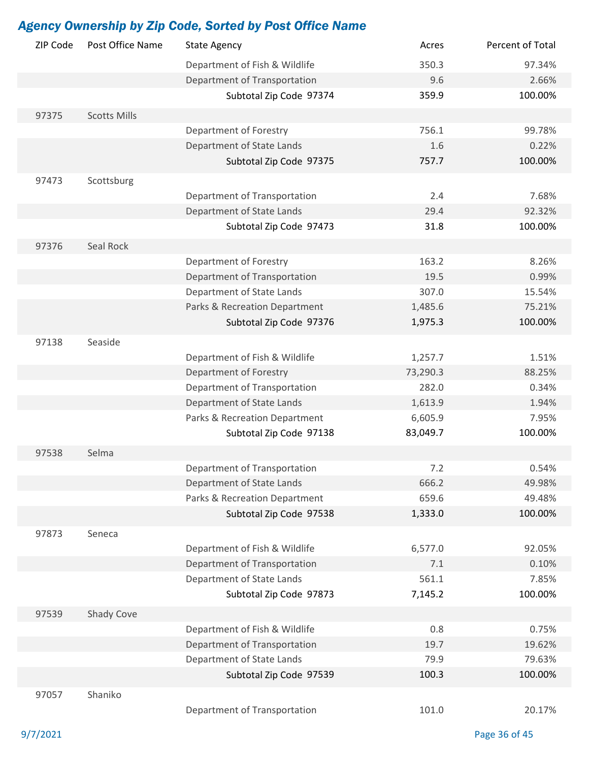## *Agency Ownership by Zip Code, Sorted by Post Office Name*

| ZIP Code | Post Office Name | State Agency | Acres | Percent of Total |
|---|---|---|---|---|
| | | Department of Fish & Wildlife | 350.3 | 97.34% |
| | | Department of Transportation | 9.6 | 2.66% |
| | | **Subtotal Zip Code 97374** | **359.9** | **100.00%** |
| 97375 | Scotts Mills | | | |
| | | Department of Forestry | 756.1 | 99.78% |
| | | Department of State Lands | 1.6 | 0.22% |
| | | **Subtotal Zip Code 97375** | **757.7** | **100.00%** |
| 97473 | Scottsburg | | | |
| | | Department of Transportation | 2.4 | 7.68% |
| | | Department of State Lands | 29.4 | 92.32% |
| | | **Subtotal Zip Code 97473** | **31.8** | **100.00%** |
| 97376 | Seal Rock | | | |
| | | Department of Forestry | 163.2 | 8.26% |
| | | Department of Transportation | 19.5 | 0.99% |
| | | Department of State Lands | 307.0 | 15.54% |
| | | Parks & Recreation Department | 1,485.6 | 75.21% |
| | | **Subtotal Zip Code 97376** | **1,975.3** | **100.00%** |
| 97138 | Seaside | | | |
| | | Department of Fish & Wildlife | 1,257.7 | 1.51% |
| | | Department of Forestry | 73,290.3 | 88.25% |
| | | Department of Transportation | 282.0 | 0.34% |
| | | Department of State Lands | 1,613.9 | 1.94% |
| | | Parks & Recreation Department | 6,605.9 | 7.95% |
| | | **Subtotal Zip Code 97138** | **83,049.7** | **100.00%** |
| 97538 | Selma | | | |
| | | Department of Transportation | 7.2 | 0.54% |
| | | Department of State Lands | 666.2 | 49.98% |
| | | Parks & Recreation Department | 659.6 | 49.48% |
| | | **Subtotal Zip Code 97538** | **1,333.0** | **100.00%** |
| 97873 | Seneca | | | |
| | | Department of Fish & Wildlife | 6,577.0 | 92.05% |
| | | Department of Transportation | 7.1 | 0.10% |
| | | Department of State Lands | 561.1 | 7.85% |
| | | **Subtotal Zip Code 97873** | **7,145.2** | **100.00%** |
| 97539 | Shady Cove | | | |
| | | Department of Fish & Wildlife | 0.8 | 0.75% |
| | | Department of Transportation | 19.7 | 19.62% |
| | | Department of State Lands | 79.9 | 79.63% |
| | | **Subtotal Zip Code 97539** | **100.3** | **100.00%** |
| 97057 | Shaniko | | | |
| | | Department of Transportation | 101.0 | 20.17% |

9/7/2021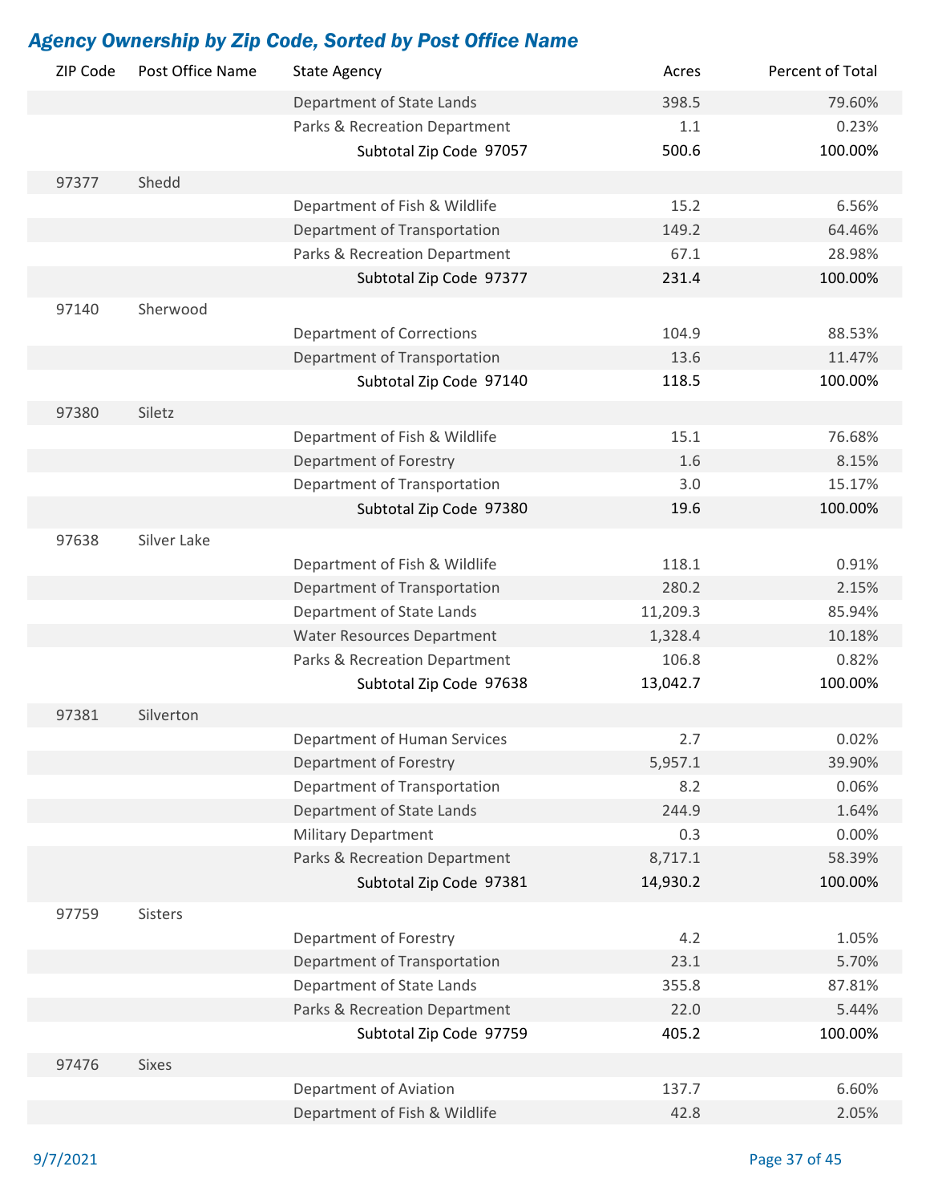## *Agency Ownership by Zip Code, Sorted by Post Office Name*

| ZIP Code | Post Office Name | State Agency | Acres | Percent of Total |
|---|---|---|---|---|
| | | Department of State Lands | 398.5 | 79.60% |
| | | Parks & Recreation Department | 1.1 | 0.23% |
| | | **Subtotal Zip Code 97057** | **500.6** | **100.00%** |
| 97377 | Shedd | | | |
| | | Department of Fish & Wildlife | 15.2 | 6.56% |
| | | Department of Transportation | 149.2 | 64.46% |
| | | Parks & Recreation Department | 67.1 | 28.98% |
| | | **Subtotal Zip Code 97377** | **231.4** | **100.00%** |
| 97140 | Sherwood | | | |
| | | Department of Corrections | 104.9 | 88.53% |
| | | Department of Transportation | 13.6 | 11.47% |
| | | **Subtotal Zip Code 97140** | **118.5** | **100.00%** |
| 97380 | Siletz | | | |
| | | Department of Fish & Wildlife | 15.1 | 76.68% |
| | | Department of Forestry | 1.6 | 8.15% |
| | | Department of Transportation | 3.0 | 15.17% |
| | | **Subtotal Zip Code 97380** | **19.6** | **100.00%** |
| 97638 | Silver Lake | | | |
| | | Department of Fish & Wildlife | 118.1 | 0.91% |
| | | Department of Transportation | 280.2 | 2.15% |
| | | Department of State Lands | 11,209.3 | 85.94% |
| | | Water Resources Department | 1,328.4 | 10.18% |
| | | Parks & Recreation Department | 106.8 | 0.82% |
| | | **Subtotal Zip Code 97638** | **13,042.7** | **100.00%** |
| 97381 | Silverton | | | |
| | | Department of Human Services | 2.7 | 0.02% |
| | | Department of Forestry | 5,957.1 | 39.90% |
| | | Department of Transportation | 8.2 | 0.06% |
| | | Department of State Lands | 244.9 | 1.64% |
| | | Military Department | 0.3 | 0.00% |
| | | Parks & Recreation Department | 8,717.1 | 58.39% |
| | | **Subtotal Zip Code 97381** | **14,930.2** | **100.00%** |
| 97759 | Sisters | | | |
| | | Department of Forestry | 4.2 | 1.05% |
| | | Department of Transportation | 23.1 | 5.70% |
| | | Department of State Lands | 355.8 | 87.81% |
| | | Parks & Recreation Department | 22.0 | 5.44% |
| | | **Subtotal Zip Code 97759** | **405.2** | **100.00%** |
| 97476 | Sixes | | | |
| | | Department of Aviation | 137.7 | 6.60% |
| | | Department of Fish & Wildlife | 42.8 | 2.05% |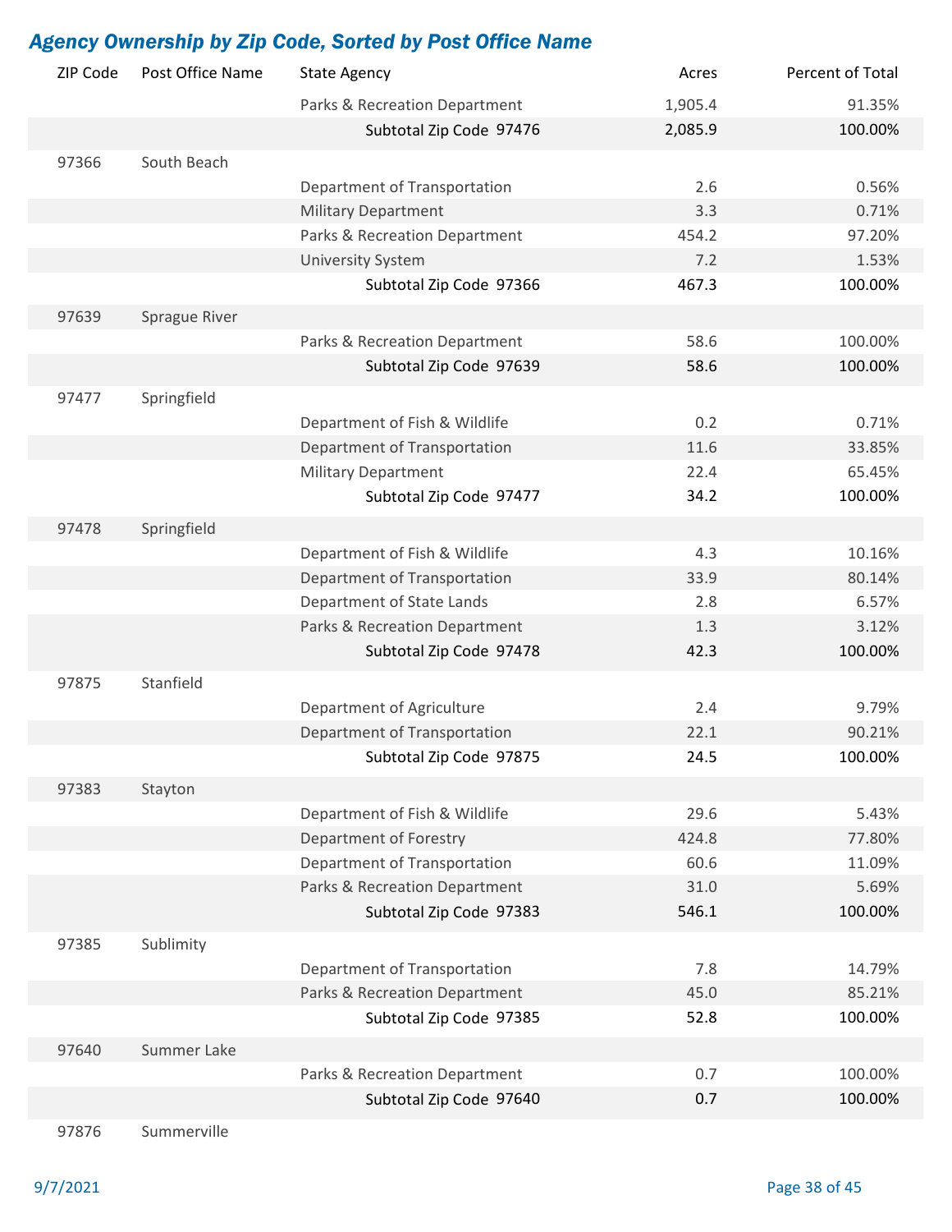## *Agency Ownership by Zip Code, Sorted by Post Office Name*

| ZIP Code | Post Office Name | State Agency | Acres | Percent of Total |
|---|---|---|---|---|
| | | Parks & Recreation Department | 1,905.4 | 91.35% |
| | | **Subtotal Zip Code 97476** | **2,085.9** | **100.00%** |
| 97366 | South Beach | | | |
| | | Department of Transportation | 2.6 | 0.56% |
| | | Military Department | 3.3 | 0.71% |
| | | Parks & Recreation Department | 454.2 | 97.20% |
| | | University System | 7.2 | 1.53% |
| | | **Subtotal Zip Code 97366** | **467.3** | **100.00%** |
| 97639 | Sprague River | | | |
| | | Parks & Recreation Department | 58.6 | 100.00% |
| | | **Subtotal Zip Code 97639** | **58.6** | **100.00%** |
| 97477 | Springfield | | | |
| | | Department of Fish & Wildlife | 0.2 | 0.71% |
| | | Department of Transportation | 11.6 | 33.85% |
| | | Military Department | 22.4 | 65.45% |
| | | **Subtotal Zip Code 97477** | **34.2** | **100.00%** |
| 97478 | Springfield | | | |
| | | Department of Fish & Wildlife | 4.3 | 10.16% |
| | | Department of Transportation | 33.9 | 80.14% |
| | | Department of State Lands | 2.8 | 6.57% |
| | | Parks & Recreation Department | 1.3 | 3.12% |
| | | **Subtotal Zip Code 97478** | **42.3** | **100.00%** |
| 97875 | Stanfield | | | |
| | | Department of Agriculture | 2.4 | 9.79% |
| | | Department of Transportation | 22.1 | 90.21% |
| | | **Subtotal Zip Code 97875** | **24.5** | **100.00%** |
| 97383 | Stayton | | | |
| | | Department of Fish & Wildlife | 29.6 | 5.43% |
| | | Department of Forestry | 424.8 | 77.80% |
| | | Department of Transportation | 60.6 | 11.09% |
| | | Parks & Recreation Department | 31.0 | 5.69% |
| | | **Subtotal Zip Code 97383** | **546.1** | **100.00%** |
| 97385 | Sublimity | | | |
| | | Department of Transportation | 7.8 | 14.79% |
| | | Parks & Recreation Department | 45.0 | 85.21% |
| | | **Subtotal Zip Code 97385** | **52.8** | **100.00%** |
| 97640 | Summer Lake | | | |
| | | Parks & Recreation Department | 0.7 | 100.00% |
| | | **Subtotal Zip Code 97640** | **0.7** | **100.00%** |
| 97876 | Summerville | | | |

9/7/2021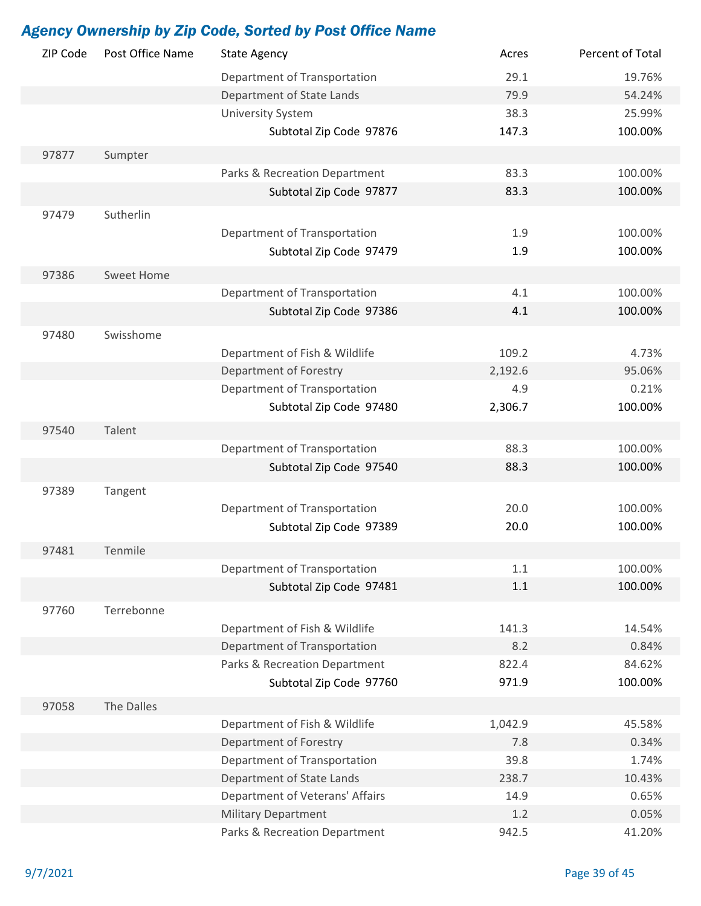## *Agency Ownership by Zip Code, Sorted by Post Office Name*

| ZIP Code | Post Office Name | State Agency | Acres | Percent of Total |
|---|---|---|---|---|
| | | Department of Transportation | 29.1 | 19.76% |
| | | Department of State Lands | 79.9 | 54.24% |
| | | University System | 38.3 | 25.99% |
| | | **Subtotal Zip Code 97876** | **147.3** | **100.00%** |
| 97877 | Sumpter | | | |
| | | Parks & Recreation Department | 83.3 | 100.00% |
| | | **Subtotal Zip Code 97877** | **83.3** | **100.00%** |
| 97479 | Sutherlin | | | |
| | | Department of Transportation | 1.9 | 100.00% |
| | | **Subtotal Zip Code 97479** | **1.9** | **100.00%** |
| 97386 | Sweet Home | | | |
| | | Department of Transportation | 4.1 | 100.00% |
| | | **Subtotal Zip Code 97386** | **4.1** | **100.00%** |
| 97480 | Swisshome | | | |
| | | Department of Fish & Wildlife | 109.2 | 4.73% |
| | | Department of Forestry | 2,192.6 | 95.06% |
| | | Department of Transportation | 4.9 | 0.21% |
| | | **Subtotal Zip Code 97480** | **2,306.7** | **100.00%** |
| 97540 | Talent | | | |
| | | Department of Transportation | 88.3 | 100.00% |
| | | **Subtotal Zip Code 97540** | **88.3** | **100.00%** |
| 97389 | Tangent | | | |
| | | Department of Transportation | 20.0 | 100.00% |
| | | **Subtotal Zip Code 97389** | **20.0** | **100.00%** |
| 97481 | Tenmile | | | |
| | | Department of Transportation | 1.1 | 100.00% |
| | | **Subtotal Zip Code 97481** | **1.1** | **100.00%** |
| 97760 | Terrebonne | | | |
| | | Department of Fish & Wildlife | 141.3 | 14.54% |
| | | Department of Transportation | 8.2 | 0.84% |
| | | Parks & Recreation Department | 822.4 | 84.62% |
| | | **Subtotal Zip Code 97760** | **971.9** | **100.00%** |
| 97058 | The Dalles | | | |
| | | Department of Fish & Wildlife | 1,042.9 | 45.58% |
| | | Department of Forestry | 7.8 | 0.34% |
| | | Department of Transportation | 39.8 | 1.74% |
| | | Department of State Lands | 238.7 | 10.43% |
| | | Department of Veterans' Affairs | 14.9 | 0.65% |
| | | Military Department | 1.2 | 0.05% |
| | | Parks & Recreation Department | 942.5 | 41.20% |

9/7/2021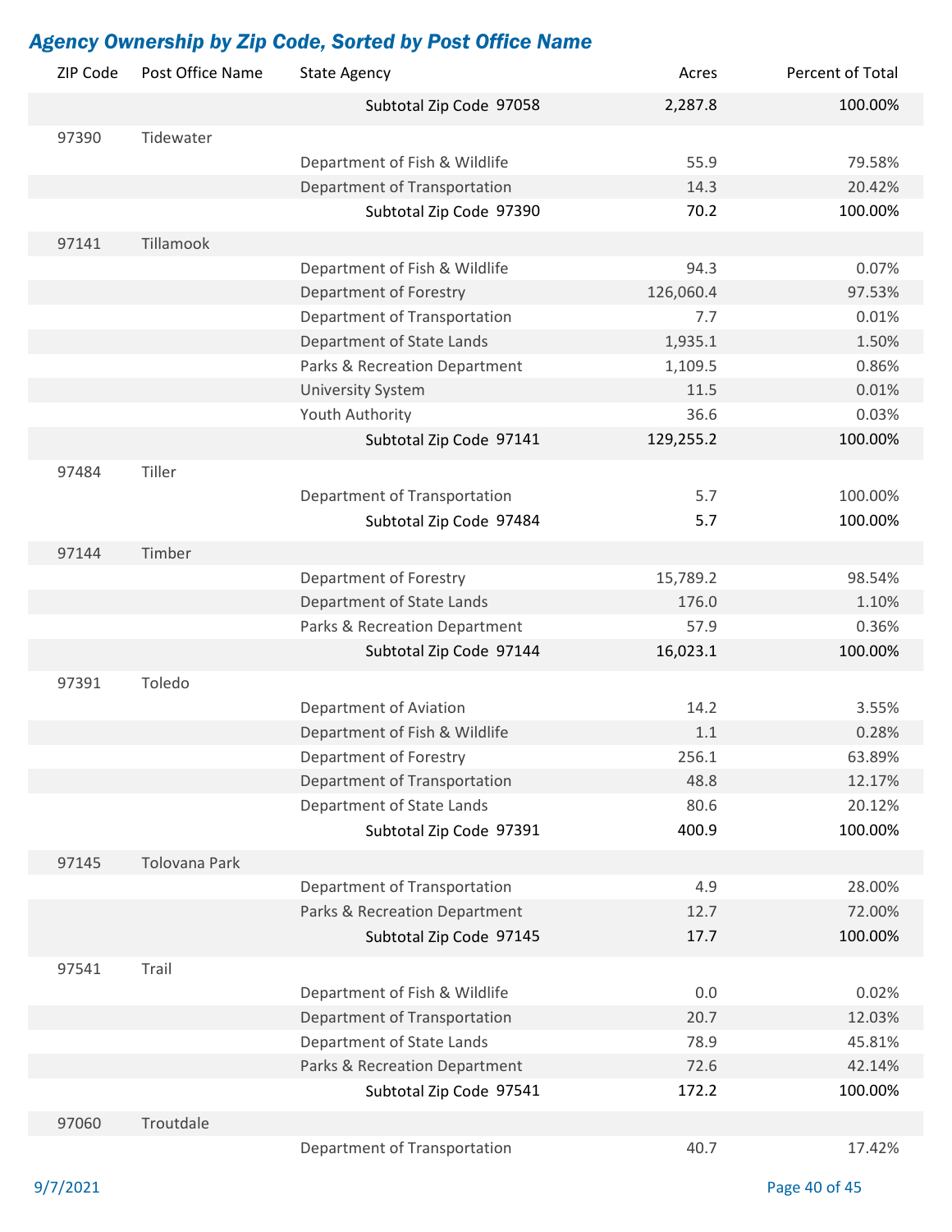## *Agency Ownership by Zip Code, Sorted by Post Office Name*

| ZIP Code | Post Office Name | State Agency | Acres | Percent of Total |
|---|---|---|---|---|
| | | **Subtotal Zip Code 97058** | **2,287.8** | **100.00%** |
| 97390 | Tidewater | | | |
| | | Department of Fish & Wildlife | 55.9 | 79.58% |
| | | Department of Transportation | 14.3 | 20.42% |
| | | **Subtotal Zip Code 97390** | **70.2** | **100.00%** |
| 97141 | Tillamook | | | |
| | | Department of Fish & Wildlife | 94.3 | 0.07% |
| | | Department of Forestry | 126,060.4 | 97.53% |
| | | Department of Transportation | 7.7 | 0.01% |
| | | Department of State Lands | 1,935.1 | 1.50% |
| | | Parks & Recreation Department | 1,109.5 | 0.86% |
| | | University System | 11.5 | 0.01% |
| | | Youth Authority | 36.6 | 0.03% |
| | | **Subtotal Zip Code 97141** | **129,255.2** | **100.00%** |
| 97484 | Tiller | | | |
| | | Department of Transportation | 5.7 | 100.00% |
| | | **Subtotal Zip Code 97484** | **5.7** | **100.00%** |
| 97144 | Timber | | | |
| | | Department of Forestry | 15,789.2 | 98.54% |
| | | Department of State Lands | 176.0 | 1.10% |
| | | Parks & Recreation Department | 57.9 | 0.36% |
| | | **Subtotal Zip Code 97144** | **16,023.1** | **100.00%** |
| 97391 | Toledo | | | |
| | | Department of Aviation | 14.2 | 3.55% |
| | | Department of Fish & Wildlife | 1.1 | 0.28% |
| | | Department of Forestry | 256.1 | 63.89% |
| | | Department of Transportation | 48.8 | 12.17% |
| | | Department of State Lands | 80.6 | 20.12% |
| | | **Subtotal Zip Code 97391** | **400.9** | **100.00%** |
| 97145 | Tolovana Park | | | |
| | | Department of Transportation | 4.9 | 28.00% |
| | | Parks & Recreation Department | 12.7 | 72.00% |
| | | **Subtotal Zip Code 97145** | **17.7** | **100.00%** |
| 97541 | Trail | | | |
| | | Department of Fish & Wildlife | 0.0 | 0.02% |
| | | Department of Transportation | 20.7 | 12.03% |
| | | Department of State Lands | 78.9 | 45.81% |
| | | Parks & Recreation Department | 72.6 | 42.14% |
| | | **Subtotal Zip Code 97541** | **172.2** | **100.00%** |
| 97060 | Troutdale | | | |
| | | Department of Transportation | 40.7 | 17.42% |

9/7/2021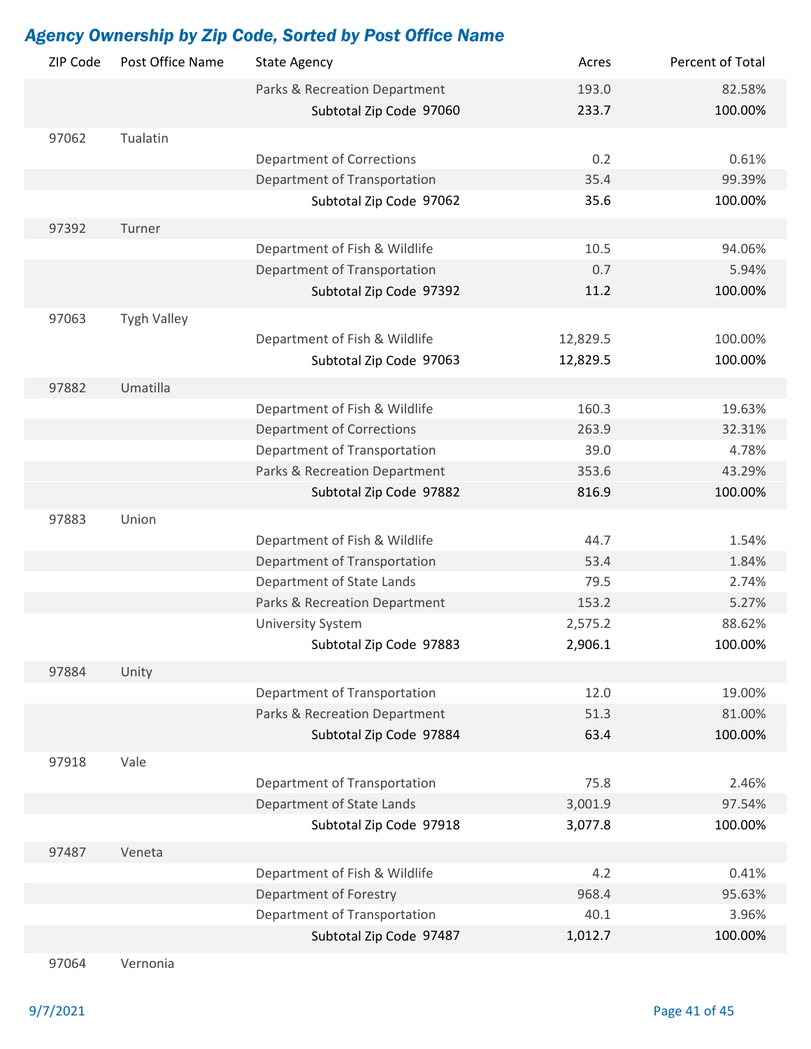## *Agency Ownership by Zip Code, Sorted by Post Office Name*

| ZIP Code | Post Office Name | State Agency | Acres | Percent of Total |
|---|---|---|---|---|
| | | Parks & Recreation Department | 193.0 | 82.58% |
| | | Subtotal Zip Code 97060 | **233.7** | 100.00% |
| 97062 | Tualatin | | | |
| | | Department of Corrections | 0.2 | 0.61% |
| | | Department of Transportation | 35.4 | 99.39% |
| | | Subtotal Zip Code 97062 | **35.6** | 100.00% |
| 97392 | Turner | | | |
| | | Department of Fish & Wildlife | 10.5 | 94.06% |
| | | Department of Transportation | 0.7 | 5.94% |
| | | Subtotal Zip Code 97392 | **11.2** | 100.00% |
| 97063 | Tygh Valley | | | |
| | | Department of Fish & Wildlife | 12,829.5 | 100.00% |
| | | Subtotal Zip Code 97063 | **12,829.5** | 100.00% |
| 97882 | Umatilla | | | |
| | | Department of Fish & Wildlife | 160.3 | 19.63% |
| | | Department of Corrections | 263.9 | 32.31% |
| | | Department of Transportation | 39.0 | 4.78% |
| | | Parks & Recreation Department | 353.6 | 43.29% |
| | | Subtotal Zip Code 97882 | **816.9** | 100.00% |
| 97883 | Union | | | |
| | | Department of Fish & Wildlife | 44.7 | 1.54% |
| | | Department of Transportation | 53.4 | 1.84% |
| | | Department of State Lands | 79.5 | 2.74% |
| | | Parks & Recreation Department | 153.2 | 5.27% |
| | | University System | 2,575.2 | 88.62% |
| | | Subtotal Zip Code 97883 | **2,906.1** | 100.00% |
| 97884 | Unity | | | |
| | | Department of Transportation | 12.0 | 19.00% |
| | | Parks & Recreation Department | 51.3 | 81.00% |
| | | Subtotal Zip Code 97884 | **63.4** | 100.00% |
| 97918 | Vale | | | |
| | | Department of Transportation | 75.8 | 2.46% |
| | | Department of State Lands | 3,001.9 | 97.54% |
| | | Subtotal Zip Code 97918 | **3,077.8** | 100.00% |
| 97487 | Veneta | | | |
| | | Department of Fish & Wildlife | 4.2 | 0.41% |
| | | Department of Forestry | 968.4 | 95.63% |
| | | Department of Transportation | 40.1 | 3.96% |
| | | Subtotal Zip Code 97487 | **1,012.7** | 100.00% |
| 97064 | Vernonia | | | |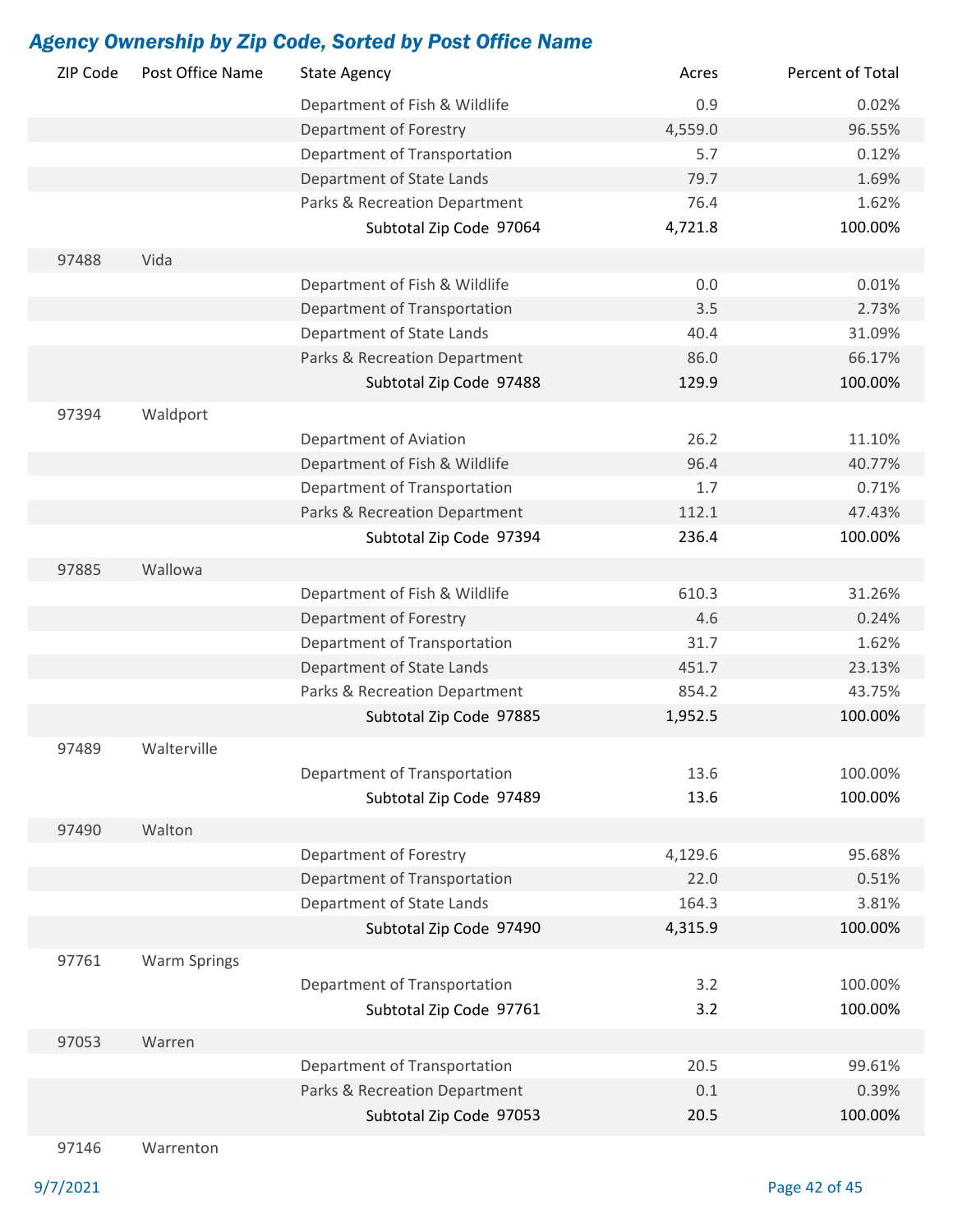## *Agency Ownership by Zip Code, Sorted by Post Office Name*

| ZIP Code | Post Office Name | State Agency | Acres | Percent of Total |
|---|---|---|---|---|
| | | Department of Fish & Wildlife | 0.9 | 0.02% |
| | | Department of Forestry | 4,559.0 | 96.55% |
| | | Department of Transportation | 5.7 | 0.12% |
| | | Department of State Lands | 79.7 | 1.69% |
| | | Parks & Recreation Department | 76.4 | 1.62% |
| | | **Subtotal Zip Code 97064** | **4,721.8** | **100.00%** |
| 97488 | Vida | | | |
| | | Department of Fish & Wildlife | 0.0 | 0.01% |
| | | Department of Transportation | 3.5 | 2.73% |
| | | Department of State Lands | 40.4 | 31.09% |
| | | Parks & Recreation Department | 86.0 | 66.17% |
| | | **Subtotal Zip Code 97488** | **129.9** | **100.00%** |
| 97394 | Waldport | | | |
| | | Department of Aviation | 26.2 | 11.10% |
| | | Department of Fish & Wildlife | 96.4 | 40.77% |
| | | Department of Transportation | 1.7 | 0.71% |
| | | Parks & Recreation Department | 112.1 | 47.43% |
| | | **Subtotal Zip Code 97394** | **236.4** | **100.00%** |
| 97885 | Wallowa | | | |
| | | Department of Fish & Wildlife | 610.3 | 31.26% |
| | | Department of Forestry | 4.6 | 0.24% |
| | | Department of Transportation | 31.7 | 1.62% |
| | | Department of State Lands | 451.7 | 23.13% |
| | | Parks & Recreation Department | 854.2 | 43.75% |
| | | **Subtotal Zip Code 97885** | **1,952.5** | **100.00%** |
| 97489 | Walterville | | | |
| | | Department of Transportation | 13.6 | 100.00% |
| | | **Subtotal Zip Code 97489** | **13.6** | **100.00%** |
| 97490 | Walton | | | |
| | | Department of Forestry | 4,129.6 | 95.68% |
| | | Department of Transportation | 22.0 | 0.51% |
| | | Department of State Lands | 164.3 | 3.81% |
| | | **Subtotal Zip Code 97490** | **4,315.9** | **100.00%** |
| 97761 | Warm Springs | | | |
| | | Department of Transportation | 3.2 | 100.00% |
| | | **Subtotal Zip Code 97761** | **3.2** | **100.00%** |
| 97053 | Warren | | | |
| | | Department of Transportation | 20.5 | 99.61% |
| | | Parks & Recreation Department | 0.1 | 0.39% |
| | | **Subtotal Zip Code 97053** | **20.5** | **100.00%** |
| 97146 | Warrenton | | | |

9/7/2021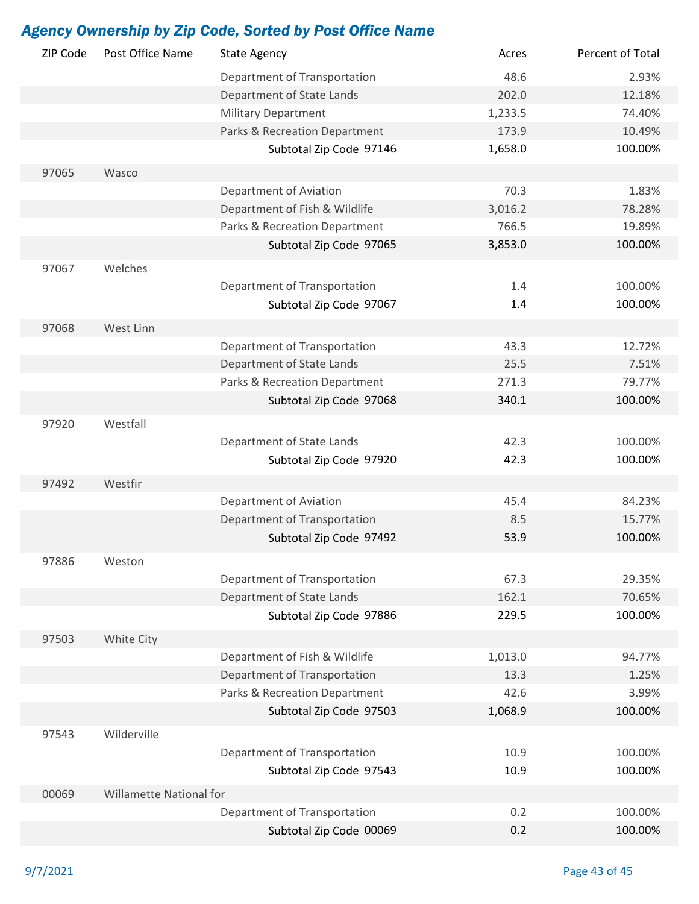## *Agency Ownership by Zip Code, Sorted by Post Office Name*

| ZIP Code | Post Office Name | State Agency | Acres | Percent of Total |
|---|---|---|---|---|
| | | Department of Transportation | 48.6 | 2.93% |
| | | Department of State Lands | 202.0 | 12.18% |
| | | Military Department | 1,233.5 | 74.40% |
| | | Parks & Recreation Department | 173.9 | 10.49% |
| | | **Subtotal Zip Code 97146** | **1,658.0** | **100.00%** |
| 97065 | Wasco | | | |
| | | Department of Aviation | 70.3 | 1.83% |
| | | Department of Fish & Wildlife | 3,016.2 | 78.28% |
| | | Parks & Recreation Department | 766.5 | 19.89% |
| | | **Subtotal Zip Code 97065** | **3,853.0** | **100.00%** |
| 97067 | Welches | | | |
| | | Department of Transportation | 1.4 | 100.00% |
| | | **Subtotal Zip Code 97067** | **1.4** | **100.00%** |
| 97068 | West Linn | | | |
| | | Department of Transportation | 43.3 | 12.72% |
| | | Department of State Lands | 25.5 | 7.51% |
| | | Parks & Recreation Department | 271.3 | 79.77% |
| | | **Subtotal Zip Code 97068** | **340.1** | **100.00%** |
| 97920 | Westfall | | | |
| | | Department of State Lands | 42.3 | 100.00% |
| | | **Subtotal Zip Code 97920** | **42.3** | **100.00%** |
| 97492 | Westfir | | | |
| | | Department of Aviation | 45.4 | 84.23% |
| | | Department of Transportation | 8.5 | 15.77% |
| | | **Subtotal Zip Code 97492** | **53.9** | **100.00%** |
| 97886 | Weston | | | |
| | | Department of Transportation | 67.3 | 29.35% |
| | | Department of State Lands | 162.1 | 70.65% |
| | | **Subtotal Zip Code 97886** | **229.5** | **100.00%** |
| 97503 | White City | | | |
| | | Department of Fish & Wildlife | 1,013.0 | 94.77% |
| | | Department of Transportation | 13.3 | 1.25% |
| | | Parks & Recreation Department | 42.6 | 3.99% |
| | | **Subtotal Zip Code 97503** | **1,068.9** | **100.00%** |
| 97543 | Wilderville | | | |
| | | Department of Transportation | 10.9 | 100.00% |
| | | **Subtotal Zip Code 97543** | **10.9** | **100.00%** |
| 00069 | Willamette National for | | | |
| | | Department of Transportation | 0.2 | 100.00% |
| | | **Subtotal Zip Code 00069** | **0.2** | **100.00%** |

9/7/2021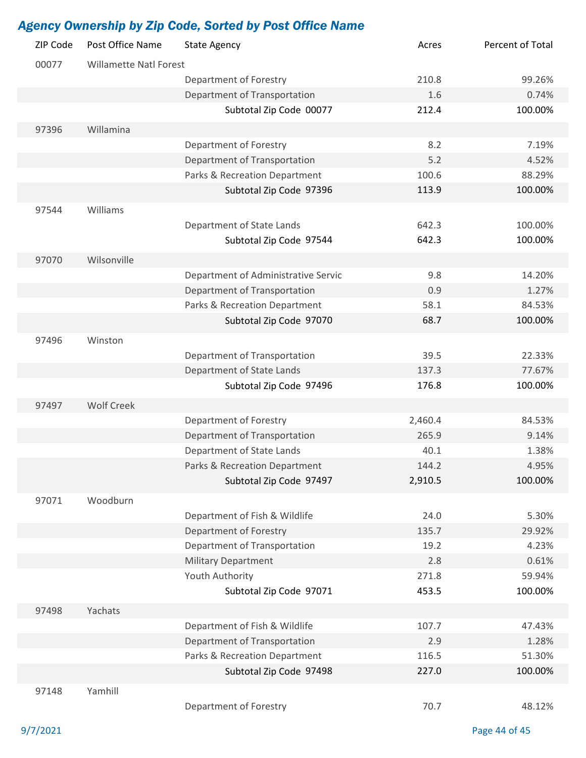## *Agency Ownership by Zip Code, Sorted by Post Office Name*

| ZIP Code | Post Office Name | State Agency | Acres | Percent of Total |
|---|---|---|---|---|
| 00077 | Willamette Natl Forest | | | |
| | | Department of Forestry | 210.8 | 99.26% |
| | | Department of Transportation | 1.6 | 0.74% |
| | | **Subtotal Zip Code 00077** | **212.4** | **100.00%** |
| 97396 | Willamina | | | |
| | | Department of Forestry | 8.2 | 7.19% |
| | | Department of Transportation | 5.2 | 4.52% |
| | | Parks & Recreation Department | 100.6 | 88.29% |
| | | **Subtotal Zip Code 97396** | **113.9** | **100.00%** |
| 97544 | Williams | | | |
| | | Department of State Lands | 642.3 | 100.00% |
| | | **Subtotal Zip Code 97544** | **642.3** | **100.00%** |
| 97070 | Wilsonville | | | |
| | | Department of Administrative Servic | 9.8 | 14.20% |
| | | Department of Transportation | 0.9 | 1.27% |
| | | Parks & Recreation Department | 58.1 | 84.53% |
| | | **Subtotal Zip Code 97070** | **68.7** | **100.00%** |
| 97496 | Winston | | | |
| | | Department of Transportation | 39.5 | 22.33% |
| | | Department of State Lands | 137.3 | 77.67% |
| | | **Subtotal Zip Code 97496** | **176.8** | **100.00%** |
| 97497 | Wolf Creek | | | |
| | | Department of Forestry | 2,460.4 | 84.53% |
| | | Department of Transportation | 265.9 | 9.14% |
| | | Department of State Lands | 40.1 | 1.38% |
| | | Parks & Recreation Department | 144.2 | 4.95% |
| | | **Subtotal Zip Code 97497** | **2,910.5** | **100.00%** |
| 97071 | Woodburn | | | |
| | | Department of Fish & Wildlife | 24.0 | 5.30% |
| | | Department of Forestry | 135.7 | 29.92% |
| | | Department of Transportation | 19.2 | 4.23% |
| | | Military Department | 2.8 | 0.61% |
| | | Youth Authority | 271.8 | 59.94% |
| | | **Subtotal Zip Code 97071** | **453.5** | **100.00%** |
| 97498 | Yachats | | | |
| | | Department of Fish & Wildlife | 107.7 | 47.43% |
| | | Department of Transportation | 2.9 | 1.28% |
| | | Parks & Recreation Department | 116.5 | 51.30% |
| | | **Subtotal Zip Code 97498** | **227.0** | **100.00%** |
| 97148 | Yamhill | | | |
| | | Department of Forestry | 70.7 | 48.12% |

9/7/2021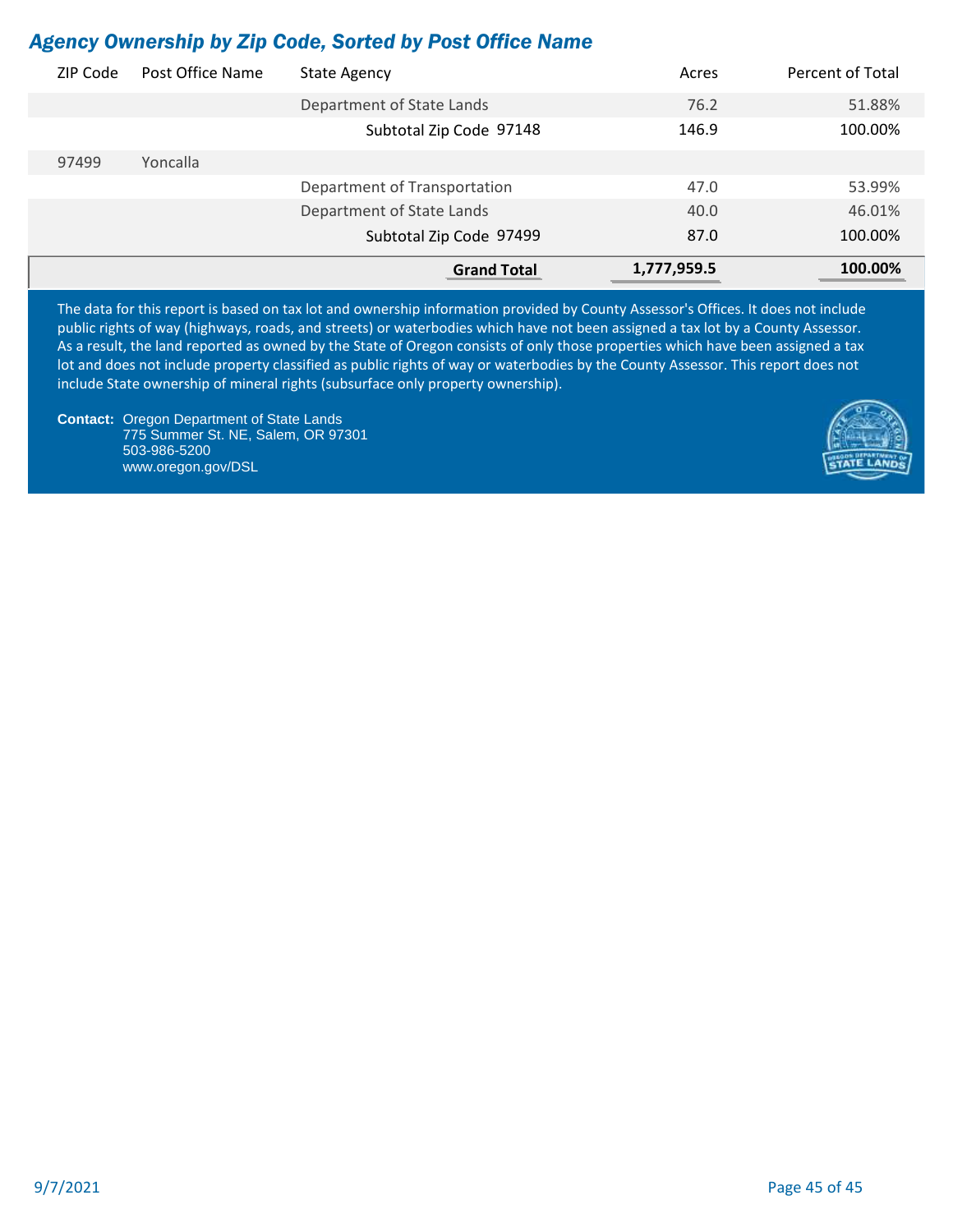## *Agency Ownership by Zip Code, Sorted by Post Office Name*

| ZIP Code | Post Office Name | State Agency | Acres | Percent of Total |
|---|---|---|---|---|
| | | Department of State Lands | 76.2 | 51.88% |
| | | Subtotal Zip Code 97148 | 146.9 | 100.00% |
| 97499 | Yoncalla | | | |
| | | Department of Transportation | 47.0 | 53.99% |
| | | Department of State Lands | 40.0 | 46.01% |
| | | Subtotal Zip Code 97499 | 87.0 | 100.00% |
| | | **Grand Total** | **1,777,959.5** | **100.00%** |

The data for this report is based on tax lot and ownership information provided by County Assessor's Offices. It does not include public rights of way (highways, roads, and streets) or waterbodies which have not been assigned a tax lot by a County Assessor. As a result, the land reported as owned by the State of Oregon consists of only those properties which have been assigned a tax lot and does not include property classified as public rights of way or waterbodies by the County Assessor. This report does not include State ownership of mineral rights (subsurface only property ownership).

**Contact:** Oregon Department of State Lands
775 Summer St. NE, Salem, OR 97301
503-986-5200
www.oregon.gov/DSL

9/7/2021